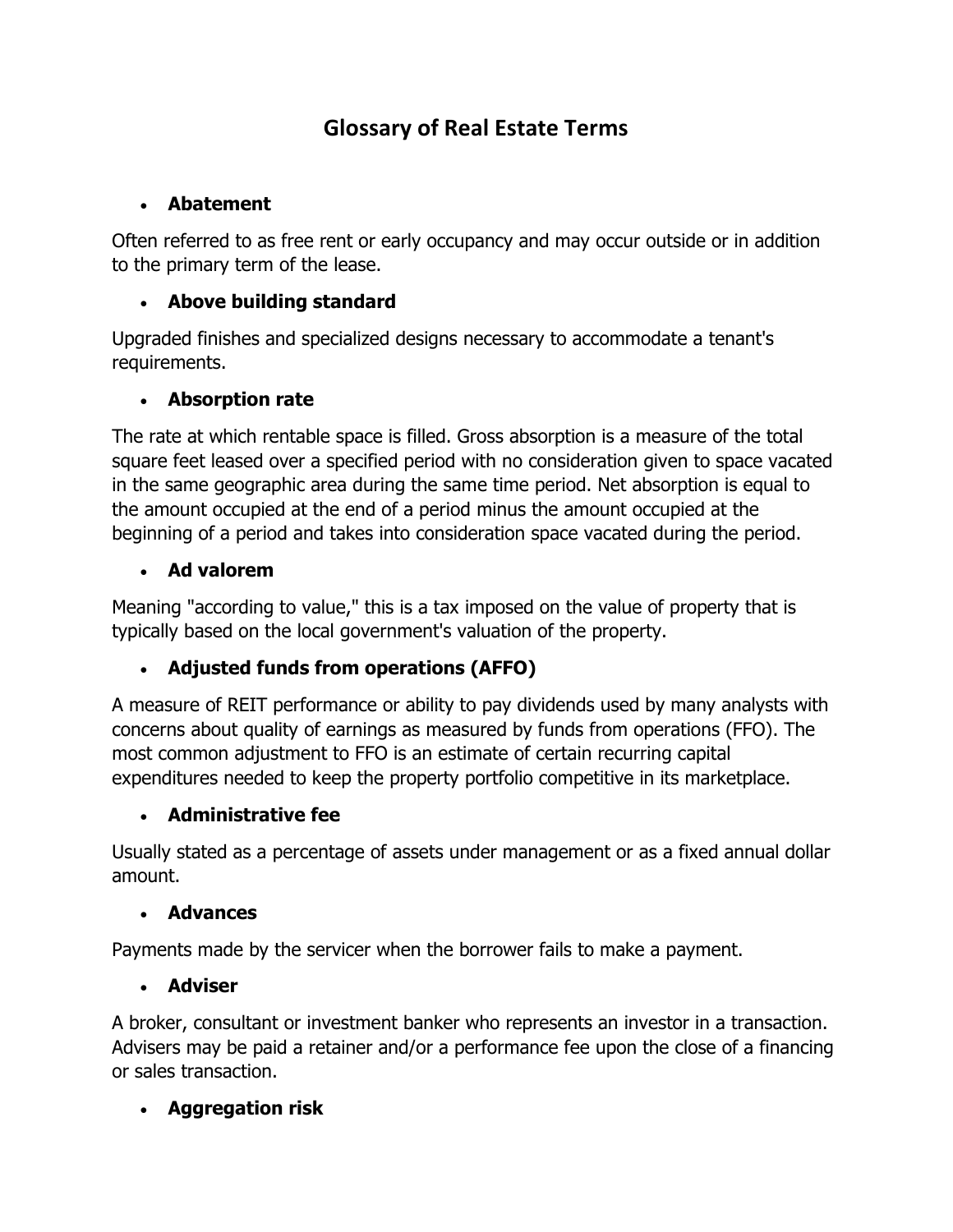# Glossary of Real Estate Terms

- **Abatement**

Often referred to as free rent or early occupancy and may occur outside or in addition to the primary term of the lease.

- **Above building standard**

Upgraded finishes and specialized designs necessary to accommodate a tenant's requirements.

- **Absorption rate**

The rate at which rentable space is filled. Gross absorption is a measure of the total square feet leased over a specified period with no consideration given to space vacated in the same geographic area during the same time period. Net absorption is equal to the amount occupied at the end of a period minus the amount occupied at the beginning of a period and takes into consideration space vacated during the period.

- **Ad valorem**

Meaning "according to value," this is a tax imposed on the value of property that is typically based on the local government's valuation of the property.

- **Adjusted funds from operations (AFFO)**

A measure of REIT performance or ability to pay dividends used by many analysts with concerns about quality of earnings as measured by funds from operations (FFO). The most common adjustment to FFO is an estimate of certain recurring capital expenditures needed to keep the property portfolio competitive in its marketplace.

- **Administrative fee**

Usually stated as a percentage of assets under management or as a fixed annual dollar amount.

- **Advances**

Payments made by the servicer when the borrower fails to make a payment.

- **Adviser**

A broker, consultant or investment banker who represents an investor in a transaction. Advisers may be paid a retainer and/or a performance fee upon the close of a financing or sales transaction.

- **Aggregation risk**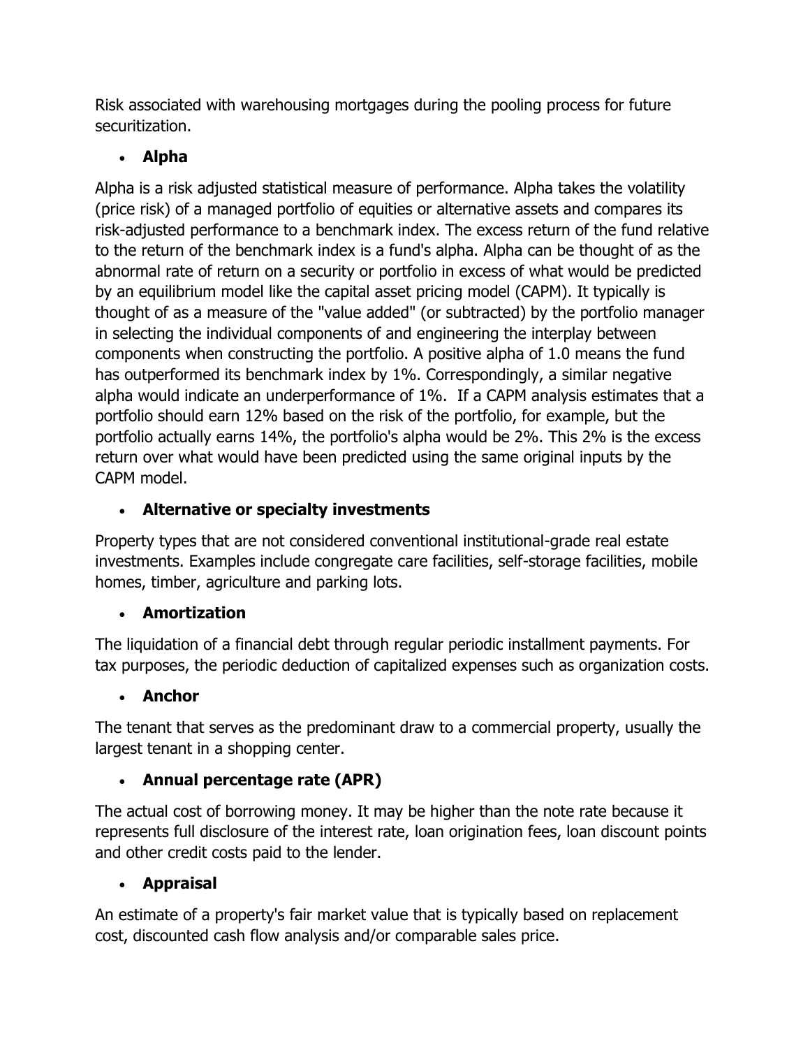Risk associated with warehousing mortgages during the pooling process for future securitization.

- **Alpha**

Alpha is a risk adjusted statistical measure of performance. Alpha takes the volatility (price risk) of a managed portfolio of equities or alternative assets and compares its risk-adjusted performance to a benchmark index. The excess return of the fund relative to the return of the benchmark index is a fund's alpha. Alpha can be thought of as the abnormal rate of return on a security or portfolio in excess of what would be predicted by an equilibrium model like the capital asset pricing model (CAPM). It typically is thought of as a measure of the "value added" (or subtracted) by the portfolio manager in selecting the individual components of and engineering the interplay between components when constructing the portfolio. A positive alpha of 1.0 means the fund has outperformed its benchmark index by 1%. Correspondingly, a similar negative alpha would indicate an underperformance of 1%. If a CAPM analysis estimates that a portfolio should earn 12% based on the risk of the portfolio, for example, but the portfolio actually earns 14%, the portfolio's alpha would be 2%. This 2% is the excess return over what would have been predicted using the same original inputs by the CAPM model.

- **Alternative or specialty investments**

Property types that are not considered conventional institutional-grade real estate investments. Examples include congregate care facilities, self-storage facilities, mobile homes, timber, agriculture and parking lots.

- **Amortization**

The liquidation of a financial debt through regular periodic installment payments. For tax purposes, the periodic deduction of capitalized expenses such as organization costs.

- **Anchor**

The tenant that serves as the predominant draw to a commercial property, usually the largest tenant in a shopping center.

- **Annual percentage rate (APR)**

The actual cost of borrowing money. It may be higher than the note rate because it represents full disclosure of the interest rate, loan origination fees, loan discount points and other credit costs paid to the lender.

- **Appraisal**

An estimate of a property's fair market value that is typically based on replacement cost, discounted cash flow analysis and/or comparable sales price.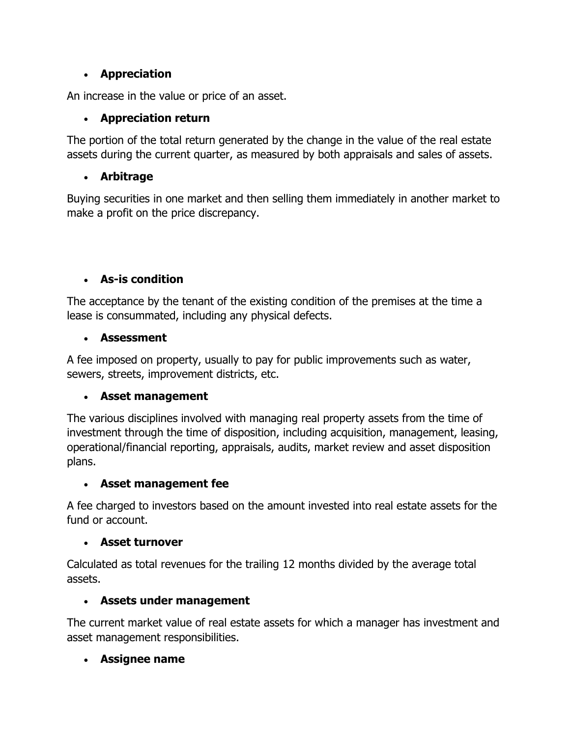- **Appreciation**

An increase in the value or price of an asset.

- **Appreciation return**

The portion of the total return generated by the change in the value of the real estate assets during the current quarter, as measured by both appraisals and sales of assets.

- **Arbitrage**

Buying securities in one market and then selling them immediately in another market to make a profit on the price discrepancy.

- **As-is condition**

The acceptance by the tenant of the existing condition of the premises at the time a lease is consummated, including any physical defects.

- **Assessment**

A fee imposed on property, usually to pay for public improvements such as water, sewers, streets, improvement districts, etc.

- **Asset management**

The various disciplines involved with managing real property assets from the time of investment through the time of disposition, including acquisition, management, leasing, operational/financial reporting, appraisals, audits, market review and asset disposition plans.

- **Asset management fee**

A fee charged to investors based on the amount invested into real estate assets for the fund or account.

- **Asset turnover**

Calculated as total revenues for the trailing 12 months divided by the average total assets.

- **Assets under management**

The current market value of real estate assets for which a manager has investment and asset management responsibilities.

- **Assignee name**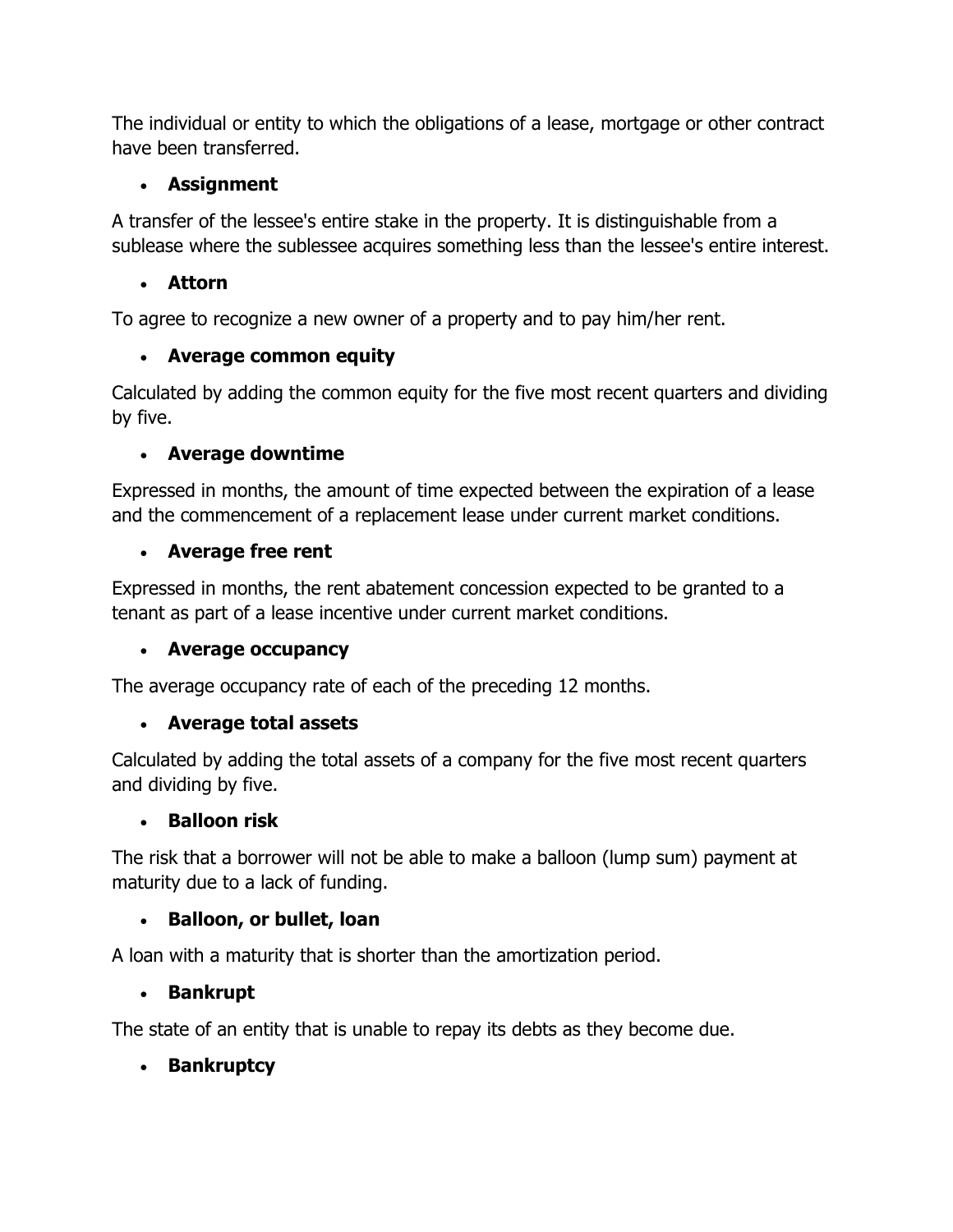The individual or entity to which the obligations of a lease, mortgage or other contract have been transferred.

- **Assignment**

A transfer of the lessee's entire stake in the property. It is distinguishable from a sublease where the sublessee acquires something less than the lessee's entire interest.

- **Attorn**

To agree to recognize a new owner of a property and to pay him/her rent.

- **Average common equity**

Calculated by adding the common equity for the five most recent quarters and dividing by five.

- **Average downtime**

Expressed in months, the amount of time expected between the expiration of a lease and the commencement of a replacement lease under current market conditions.

- **Average free rent**

Expressed in months, the rent abatement concession expected to be granted to a tenant as part of a lease incentive under current market conditions.

- **Average occupancy**

The average occupancy rate of each of the preceding 12 months.

- **Average total assets**

Calculated by adding the total assets of a company for the five most recent quarters and dividing by five.

- **Balloon risk**

The risk that a borrower will not be able to make a balloon (lump sum) payment at maturity due to a lack of funding.

- **Balloon, or bullet, loan**

A loan with a maturity that is shorter than the amortization period.

- **Bankrupt**

The state of an entity that is unable to repay its debts as they become due.

- **Bankruptcy**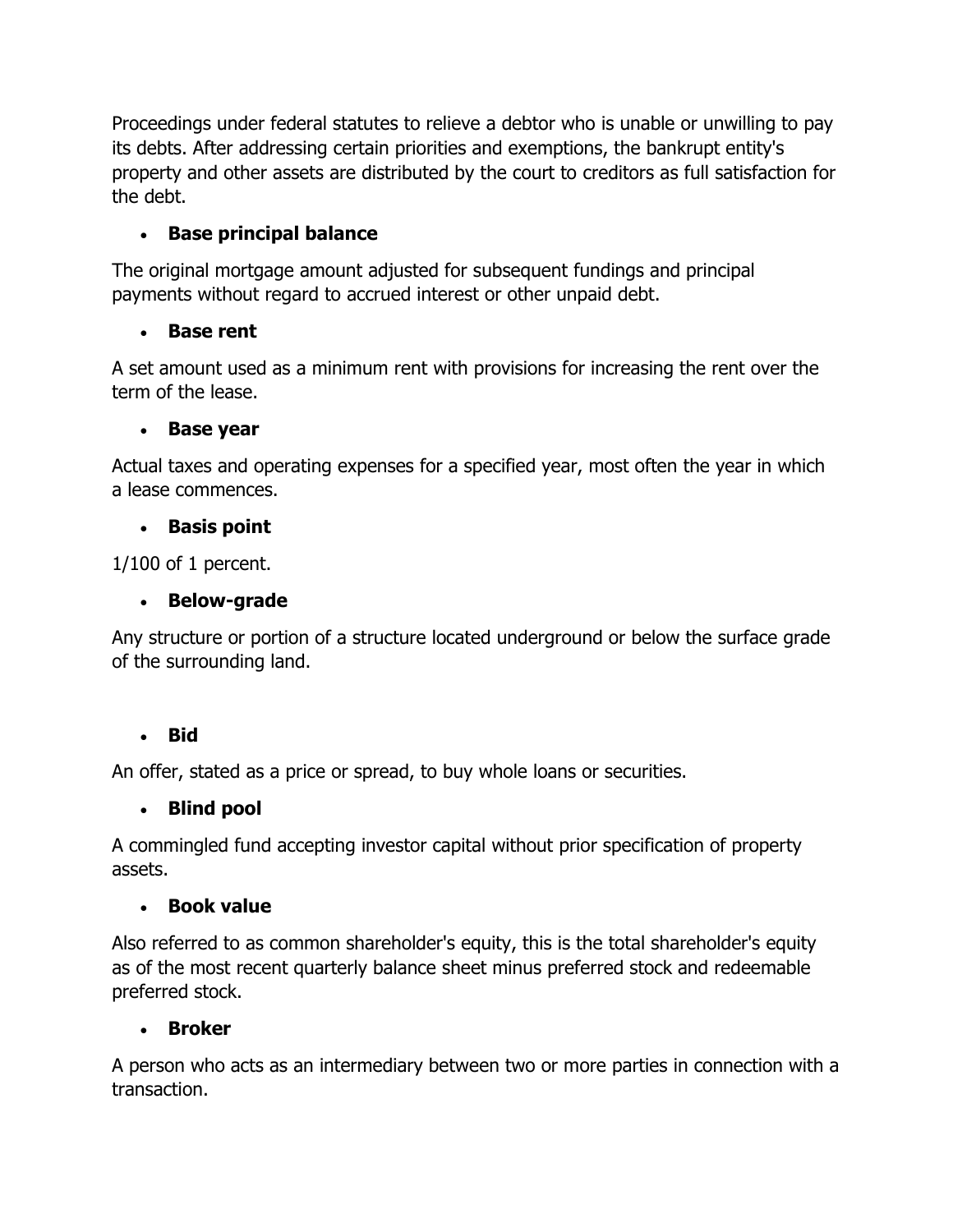Proceedings under federal statutes to relieve a debtor who is unable or unwilling to pay its debts. After addressing certain priorities and exemptions, the bankrupt entity's property and other assets are distributed by the court to creditors as full satisfaction for the debt.

- **Base principal balance**

The original mortgage amount adjusted for subsequent fundings and principal payments without regard to accrued interest or other unpaid debt.

- **Base rent**

A set amount used as a minimum rent with provisions for increasing the rent over the term of the lease.

- **Base year**

Actual taxes and operating expenses for a specified year, most often the year in which a lease commences.

- **Basis point**

1/100 of 1 percent.

- **Below-grade**

Any structure or portion of a structure located underground or below the surface grade of the surrounding land.

- **Bid**

An offer, stated as a price or spread, to buy whole loans or securities.

- **Blind pool**

A commingled fund accepting investor capital without prior specification of property assets.

- **Book value**

Also referred to as common shareholder's equity, this is the total shareholder's equity as of the most recent quarterly balance sheet minus preferred stock and redeemable preferred stock.

- **Broker**

A person who acts as an intermediary between two or more parties in connection with a transaction.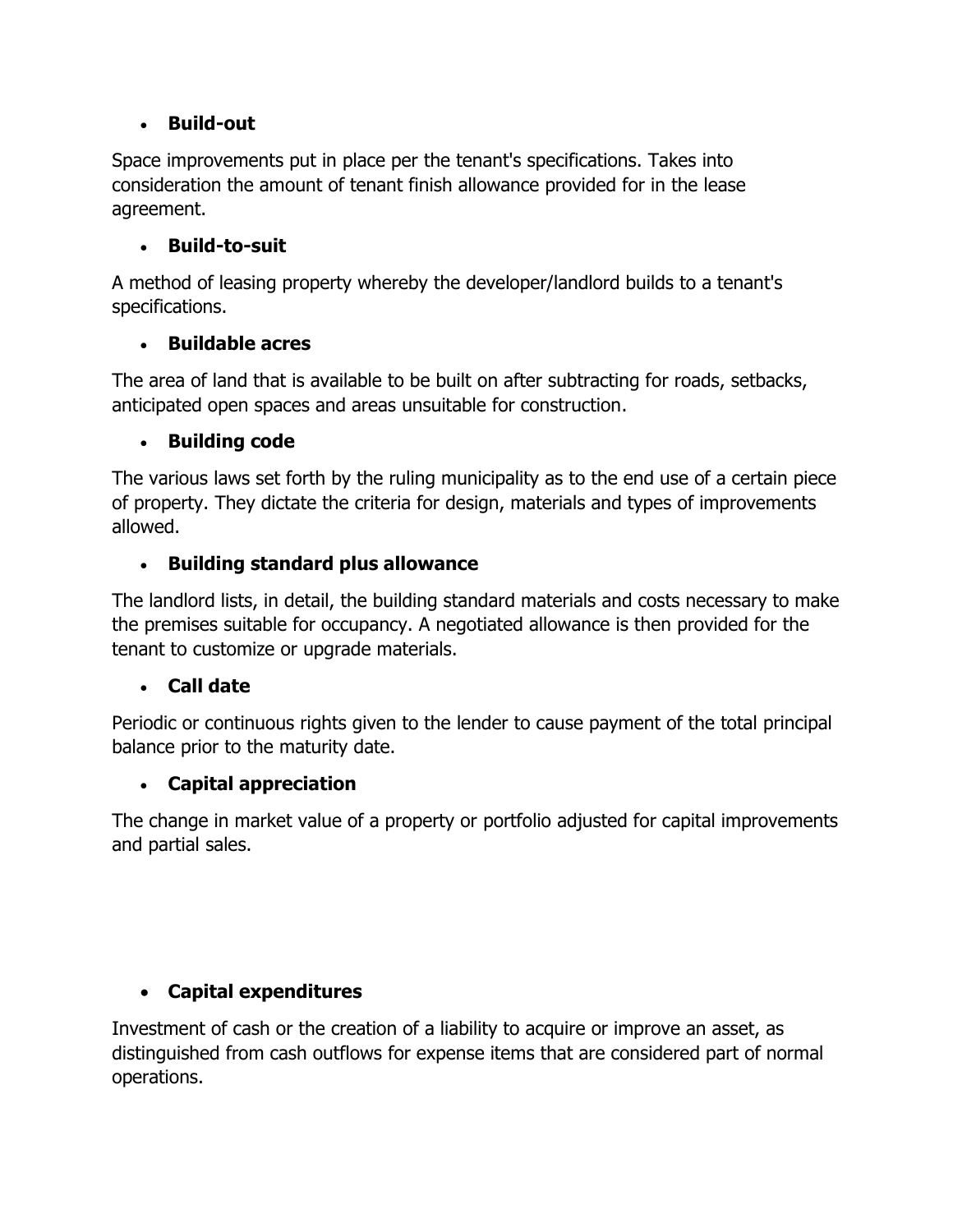- **Build-out**

Space improvements put in place per the tenant's specifications. Takes into consideration the amount of tenant finish allowance provided for in the lease agreement.

- **Build-to-suit**

A method of leasing property whereby the developer/landlord builds to a tenant's specifications.

- **Buildable acres**

The area of land that is available to be built on after subtracting for roads, setbacks, anticipated open spaces and areas unsuitable for construction.

- **Building code**

The various laws set forth by the ruling municipality as to the end use of a certain piece of property. They dictate the criteria for design, materials and types of improvements allowed.

- **Building standard plus allowance**

The landlord lists, in detail, the building standard materials and costs necessary to make the premises suitable for occupancy. A negotiated allowance is then provided for the tenant to customize or upgrade materials.

- **Call date**

Periodic or continuous rights given to the lender to cause payment of the total principal balance prior to the maturity date.

- **Capital appreciation**

The change in market value of a property or portfolio adjusted for capital improvements and partial sales.

- **Capital expenditures**

Investment of cash or the creation of a liability to acquire or improve an asset, as distinguished from cash outflows for expense items that are considered part of normal operations.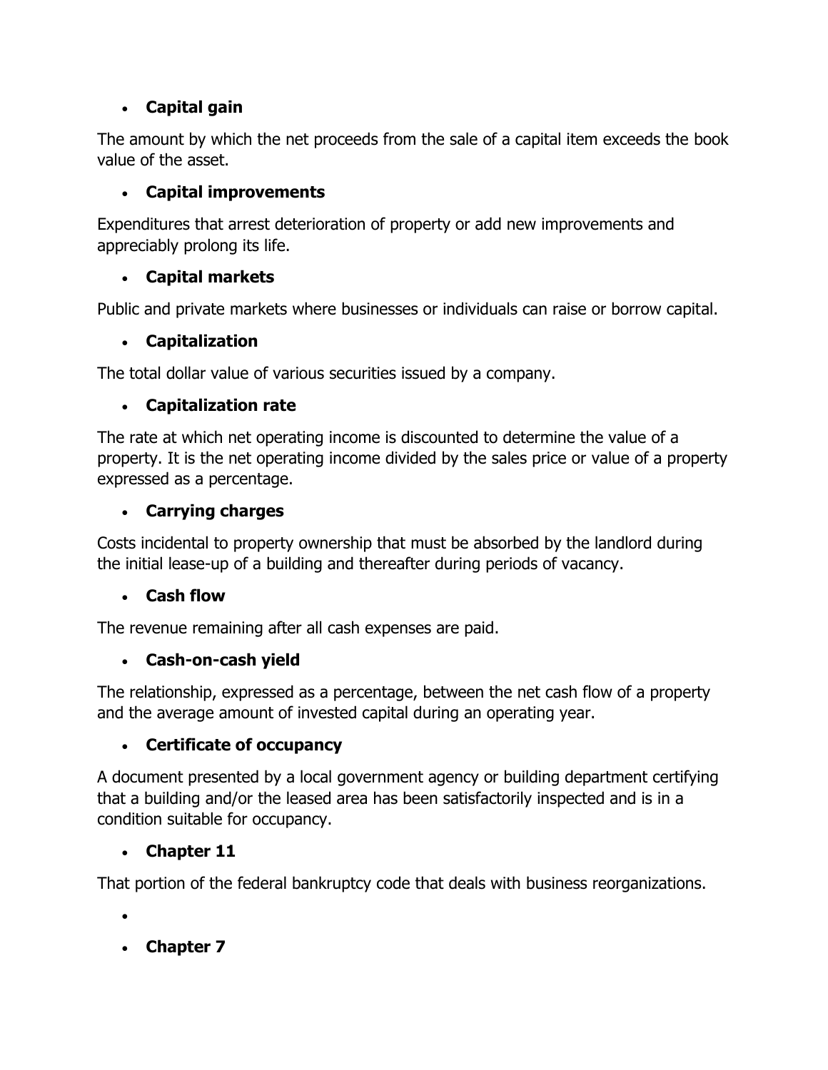- **Capital gain**

The amount by which the net proceeds from the sale of a capital item exceeds the book value of the asset.

- **Capital improvements**

Expenditures that arrest deterioration of property or add new improvements and appreciably prolong its life.

- **Capital markets**

Public and private markets where businesses or individuals can raise or borrow capital.

- **Capitalization**

The total dollar value of various securities issued by a company.

- **Capitalization rate**

The rate at which net operating income is discounted to determine the value of a property. It is the net operating income divided by the sales price or value of a property expressed as a percentage.

- **Carrying charges**

Costs incidental to property ownership that must be absorbed by the landlord during the initial lease-up of a building and thereafter during periods of vacancy.

- **Cash flow**

The revenue remaining after all cash expenses are paid.

- **Cash-on-cash yield**

The relationship, expressed as a percentage, between the net cash flow of a property and the average amount of invested capital during an operating year.

- **Certificate of occupancy**

A document presented by a local government agency or building department certifying that a building and/or the leased area has been satisfactorily inspected and is in a condition suitable for occupancy.

- **Chapter 11**

That portion of the federal bankruptcy code that deals with business reorganizations.

- **Chapter 7**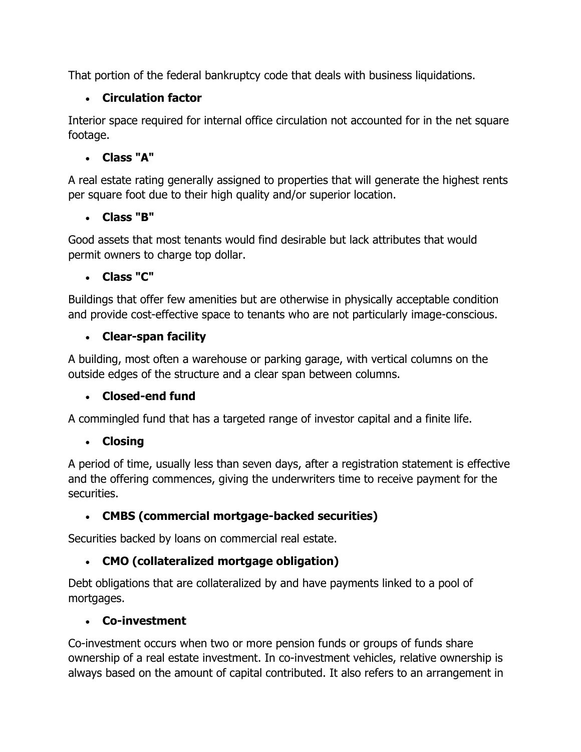That portion of the federal bankruptcy code that deals with business liquidations.

- **Circulation factor**

Interior space required for internal office circulation not accounted for in the net square footage.

- **Class "A"**

A real estate rating generally assigned to properties that will generate the highest rents per square foot due to their high quality and/or superior location.

- **Class "B"**

Good assets that most tenants would find desirable but lack attributes that would permit owners to charge top dollar.

- **Class "C"**

Buildings that offer few amenities but are otherwise in physically acceptable condition and provide cost-effective space to tenants who are not particularly image-conscious.

- **Clear-span facility**

A building, most often a warehouse or parking garage, with vertical columns on the outside edges of the structure and a clear span between columns.

- **Closed-end fund**

A commingled fund that has a targeted range of investor capital and a finite life.

- **Closing**

A period of time, usually less than seven days, after a registration statement is effective and the offering commences, giving the underwriters time to receive payment for the securities.

- **CMBS (commercial mortgage-backed securities)**

Securities backed by loans on commercial real estate.

- **CMO (collateralized mortgage obligation)**

Debt obligations that are collateralized by and have payments linked to a pool of mortgages.

- **Co-investment**

Co-investment occurs when two or more pension funds or groups of funds share ownership of a real estate investment. In co-investment vehicles, relative ownership is always based on the amount of capital contributed. It also refers to an arrangement in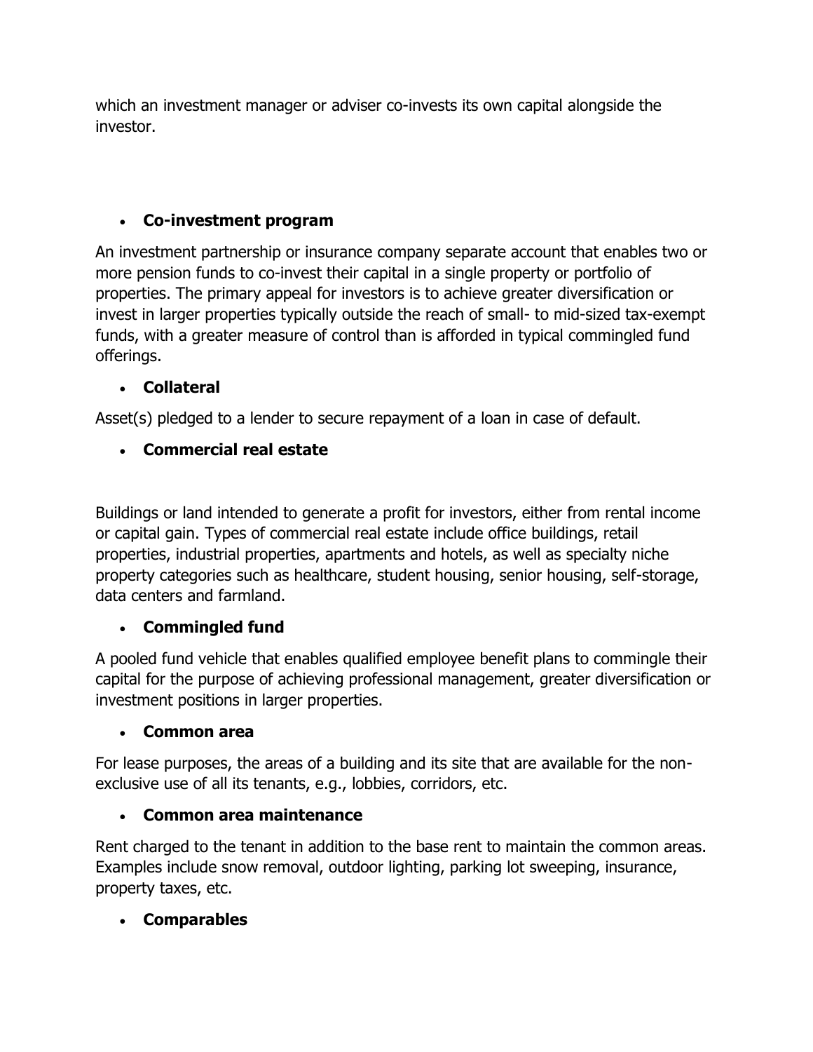which an investment manager or adviser co-invests its own capital alongside the investor.

- **Co-investment program**

An investment partnership or insurance company separate account that enables two or more pension funds to co-invest their capital in a single property or portfolio of properties. The primary appeal for investors is to achieve greater diversification or invest in larger properties typically outside the reach of small- to mid-sized tax-exempt funds, with a greater measure of control than is afforded in typical commingled fund offerings.

- **Collateral**

Asset(s) pledged to a lender to secure repayment of a loan in case of default.

- **Commercial real estate**

Buildings or land intended to generate a profit for investors, either from rental income or capital gain. Types of commercial real estate include office buildings, retail properties, industrial properties, apartments and hotels, as well as specialty niche property categories such as healthcare, student housing, senior housing, self-storage, data centers and farmland.

- **Commingled fund**

A pooled fund vehicle that enables qualified employee benefit plans to commingle their capital for the purpose of achieving professional management, greater diversification or investment positions in larger properties.

- **Common area**

For lease purposes, the areas of a building and its site that are available for the non-exclusive use of all its tenants, e.g., lobbies, corridors, etc.

- **Common area maintenance**

Rent charged to the tenant in addition to the base rent to maintain the common areas. Examples include snow removal, outdoor lighting, parking lot sweeping, insurance, property taxes, etc.

- **Comparables**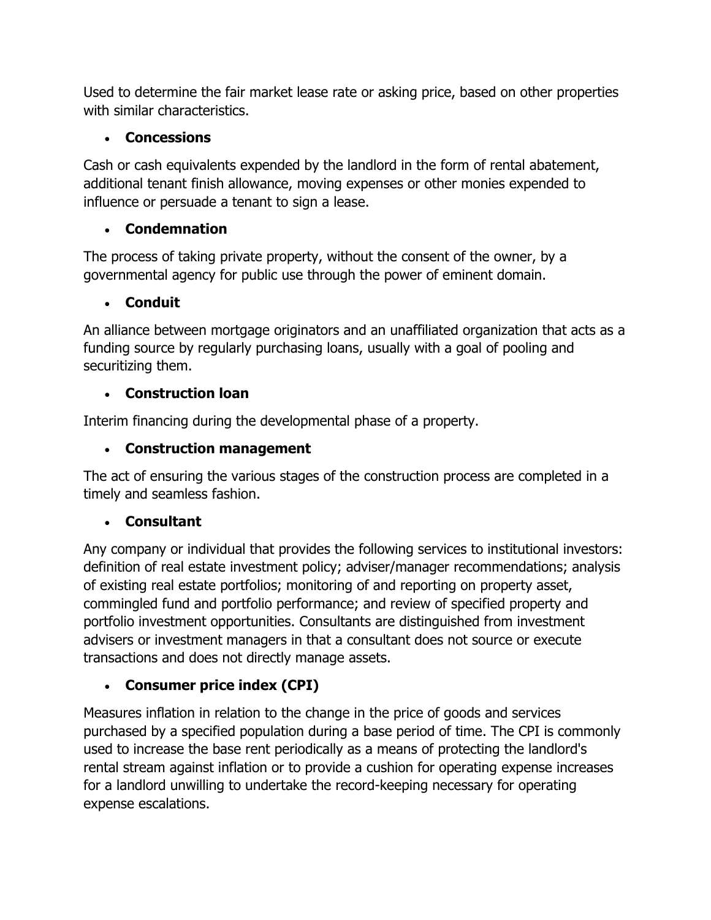Used to determine the fair market lease rate or asking price, based on other properties with similar characteristics.

- **Concessions**

Cash or cash equivalents expended by the landlord in the form of rental abatement, additional tenant finish allowance, moving expenses or other monies expended to influence or persuade a tenant to sign a lease.

- **Condemnation**

The process of taking private property, without the consent of the owner, by a governmental agency for public use through the power of eminent domain.

- **Conduit**

An alliance between mortgage originators and an unaffiliated organization that acts as a funding source by regularly purchasing loans, usually with a goal of pooling and securitizing them.

- **Construction loan**

Interim financing during the developmental phase of a property.

- **Construction management**

The act of ensuring the various stages of the construction process are completed in a timely and seamless fashion.

- **Consultant**

Any company or individual that provides the following services to institutional investors: definition of real estate investment policy; adviser/manager recommendations; analysis of existing real estate portfolios; monitoring of and reporting on property asset, commingled fund and portfolio performance; and review of specified property and portfolio investment opportunities. Consultants are distinguished from investment advisers or investment managers in that a consultant does not source or execute transactions and does not directly manage assets.

- **Consumer price index (CPI)**

Measures inflation in relation to the change in the price of goods and services purchased by a specified population during a base period of time. The CPI is commonly used to increase the base rent periodically as a means of protecting the landlord's rental stream against inflation or to provide a cushion for operating expense increases for a landlord unwilling to undertake the record-keeping necessary for operating expense escalations.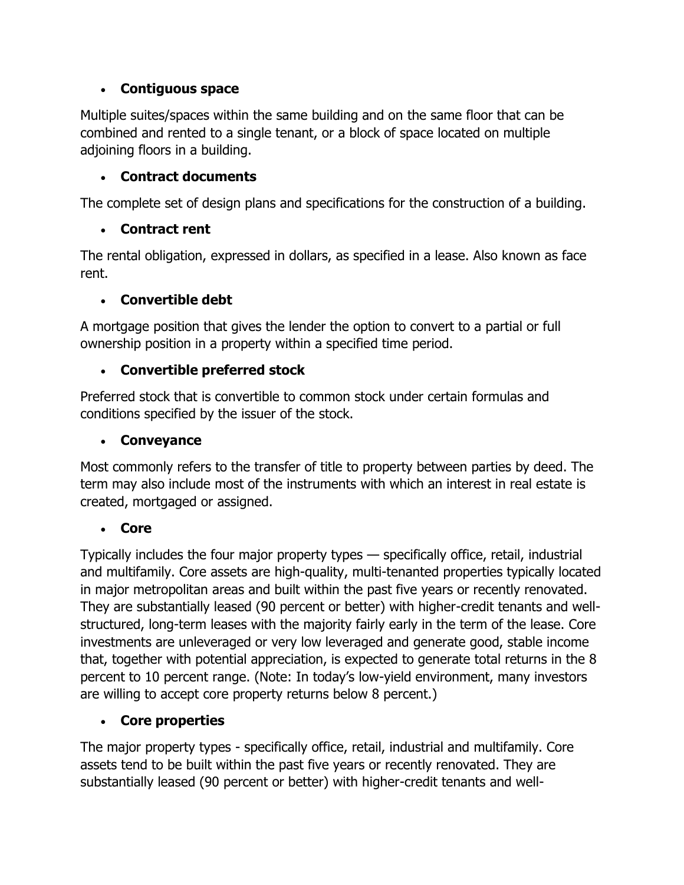- **Contiguous space**

Multiple suites/spaces within the same building and on the same floor that can be combined and rented to a single tenant, or a block of space located on multiple adjoining floors in a building.

- **Contract documents**

The complete set of design plans and specifications for the construction of a building.

- **Contract rent**

The rental obligation, expressed in dollars, as specified in a lease. Also known as face rent.

- **Convertible debt**

A mortgage position that gives the lender the option to convert to a partial or full ownership position in a property within a specified time period.

- **Convertible preferred stock**

Preferred stock that is convertible to common stock under certain formulas and conditions specified by the issuer of the stock.

- **Conveyance**

Most commonly refers to the transfer of title to property between parties by deed. The term may also include most of the instruments with which an interest in real estate is created, mortgaged or assigned.

- **Core**

Typically includes the four major property types — specifically office, retail, industrial and multifamily. Core assets are high-quality, multi-tenanted properties typically located in major metropolitan areas and built within the past five years or recently renovated. They are substantially leased (90 percent or better) with higher-credit tenants and well-structured, long-term leases with the majority fairly early in the term of the lease. Core investments are unleveraged or very low leveraged and generate good, stable income that, together with potential appreciation, is expected to generate total returns in the 8 percent to 10 percent range. (Note: In today's low-yield environment, many investors are willing to accept core property returns below 8 percent.)

- **Core properties**

The major property types - specifically office, retail, industrial and multifamily. Core assets tend to be built within the past five years or recently renovated. They are substantially leased (90 percent or better) with higher-credit tenants and well-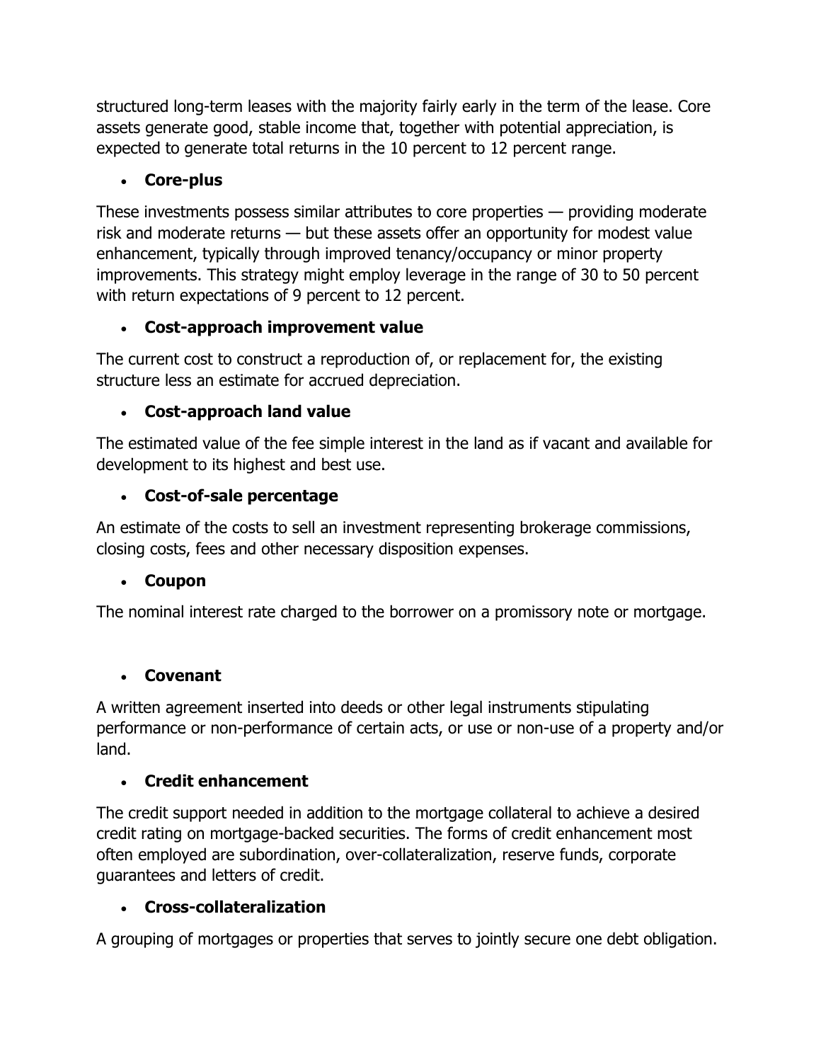structured long-term leases with the majority fairly early in the term of the lease. Core assets generate good, stable income that, together with potential appreciation, is expected to generate total returns in the 10 percent to 12 percent range.

- **Core-plus**

These investments possess similar attributes to core properties — providing moderate risk and moderate returns — but these assets offer an opportunity for modest value enhancement, typically through improved tenancy/occupancy or minor property improvements. This strategy might employ leverage in the range of 30 to 50 percent with return expectations of 9 percent to 12 percent.

- **Cost-approach improvement value**

The current cost to construct a reproduction of, or replacement for, the existing structure less an estimate for accrued depreciation.

- **Cost-approach land value**

The estimated value of the fee simple interest in the land as if vacant and available for development to its highest and best use.

- **Cost-of-sale percentage**

An estimate of the costs to sell an investment representing brokerage commissions, closing costs, fees and other necessary disposition expenses.

- **Coupon**

The nominal interest rate charged to the borrower on a promissory note or mortgage.

- **Covenant**

A written agreement inserted into deeds or other legal instruments stipulating performance or non-performance of certain acts, or use or non-use of a property and/or land.

- **Credit enhancement**

The credit support needed in addition to the mortgage collateral to achieve a desired credit rating on mortgage-backed securities. The forms of credit enhancement most often employed are subordination, over-collateralization, reserve funds, corporate guarantees and letters of credit.

- **Cross-collateralization**

A grouping of mortgages or properties that serves to jointly secure one debt obligation.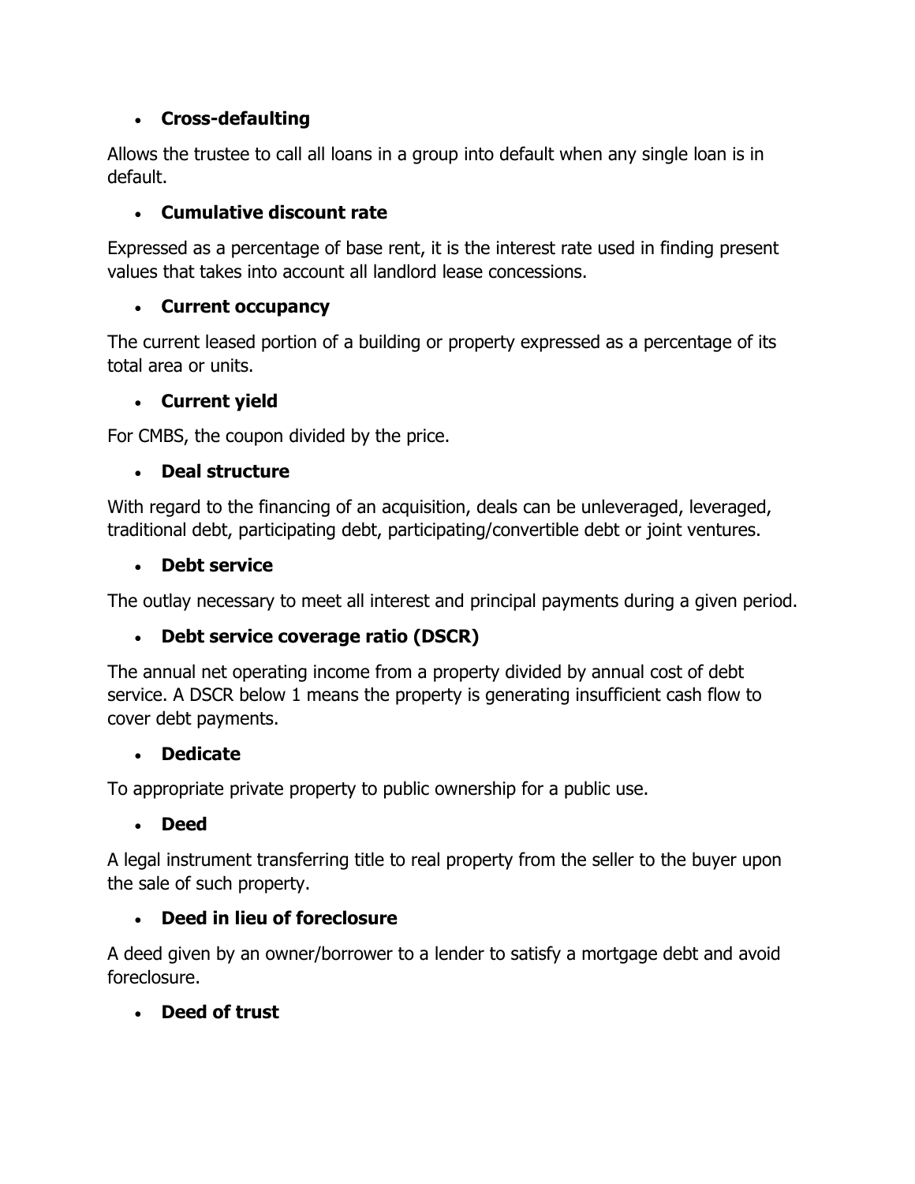- **Cross-defaulting**

Allows the trustee to call all loans in a group into default when any single loan is in default.

- **Cumulative discount rate**

Expressed as a percentage of base rent, it is the interest rate used in finding present values that takes into account all landlord lease concessions.

- **Current occupancy**

The current leased portion of a building or property expressed as a percentage of its total area or units.

- **Current yield**

For CMBS, the coupon divided by the price.

- **Deal structure**

With regard to the financing of an acquisition, deals can be unleveraged, leveraged, traditional debt, participating debt, participating/convertible debt or joint ventures.

- **Debt service**

The outlay necessary to meet all interest and principal payments during a given period.

- **Debt service coverage ratio (DSCR)**

The annual net operating income from a property divided by annual cost of debt service. A DSCR below 1 means the property is generating insufficient cash flow to cover debt payments.

- **Dedicate**

To appropriate private property to public ownership for a public use.

- **Deed**

A legal instrument transferring title to real property from the seller to the buyer upon the sale of such property.

- **Deed in lieu of foreclosure**

A deed given by an owner/borrower to a lender to satisfy a mortgage debt and avoid foreclosure.

- **Deed of trust**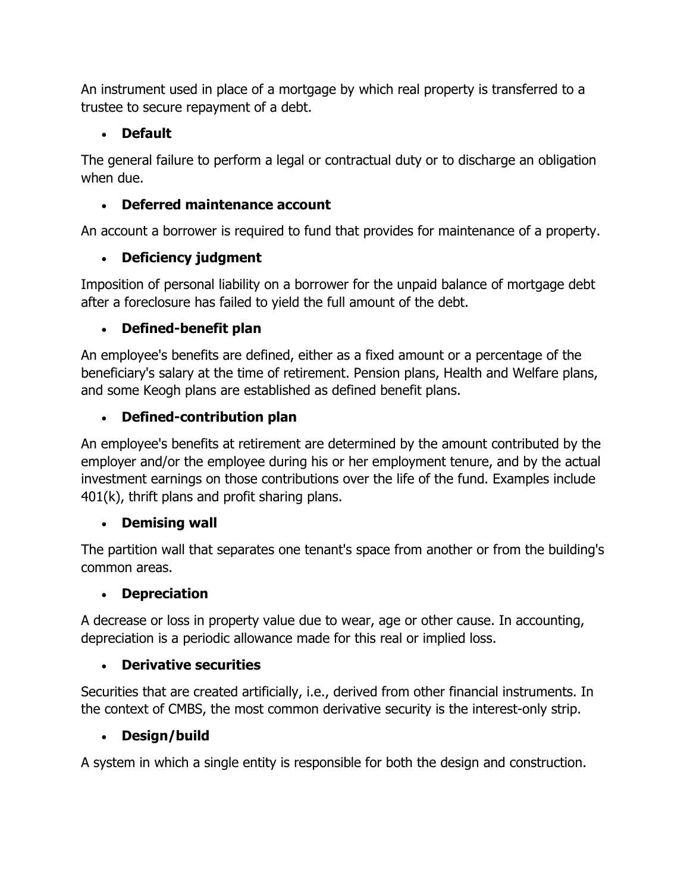An instrument used in place of a mortgage by which real property is transferred to a trustee to secure repayment of a debt.

- **Default**

The general failure to perform a legal or contractual duty or to discharge an obligation when due.

- **Deferred maintenance account**

An account a borrower is required to fund that provides for maintenance of a property.

- **Deficiency judgment**

Imposition of personal liability on a borrower for the unpaid balance of mortgage debt after a foreclosure has failed to yield the full amount of the debt.

- **Defined-benefit plan**

An employee's benefits are defined, either as a fixed amount or a percentage of the beneficiary's salary at the time of retirement. Pension plans, Health and Welfare plans, and some Keogh plans are established as defined benefit plans.

- **Defined-contribution plan**

An employee's benefits at retirement are determined by the amount contributed by the employer and/or the employee during his or her employment tenure, and by the actual investment earnings on those contributions over the life of the fund. Examples include 401(k), thrift plans and profit sharing plans.

- **Demising wall**

The partition wall that separates one tenant's space from another or from the building's common areas.

- **Depreciation**

A decrease or loss in property value due to wear, age or other cause. In accounting, depreciation is a periodic allowance made for this real or implied loss.

- **Derivative securities**

Securities that are created artificially, i.e., derived from other financial instruments. In the context of CMBS, the most common derivative security is the interest-only strip.

- **Design/build**

A system in which a single entity is responsible for both the design and construction.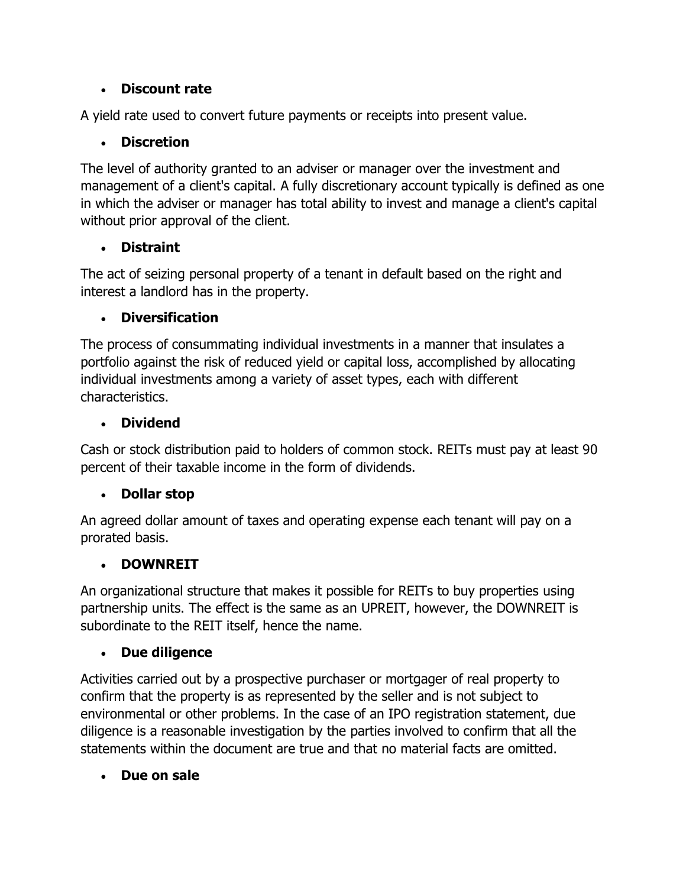- **Discount rate**

A yield rate used to convert future payments or receipts into present value.

- **Discretion**

The level of authority granted to an adviser or manager over the investment and management of a client's capital. A fully discretionary account typically is defined as one in which the adviser or manager has total ability to invest and manage a client's capital without prior approval of the client.

- **Distraint**

The act of seizing personal property of a tenant in default based on the right and interest a landlord has in the property.

- **Diversification**

The process of consummating individual investments in a manner that insulates a portfolio against the risk of reduced yield or capital loss, accomplished by allocating individual investments among a variety of asset types, each with different characteristics.

- **Dividend**

Cash or stock distribution paid to holders of common stock. REITs must pay at least 90 percent of their taxable income in the form of dividends.

- **Dollar stop**

An agreed dollar amount of taxes and operating expense each tenant will pay on a prorated basis.

- **DOWNREIT**

An organizational structure that makes it possible for REITs to buy properties using partnership units. The effect is the same as an UPREIT, however, the DOWNREIT is subordinate to the REIT itself, hence the name.

- **Due diligence**

Activities carried out by a prospective purchaser or mortgager of real property to confirm that the property is as represented by the seller and is not subject to environmental or other problems. In the case of an IPO registration statement, due diligence is a reasonable investigation by the parties involved to confirm that all the statements within the document are true and that no material facts are omitted.

- **Due on sale**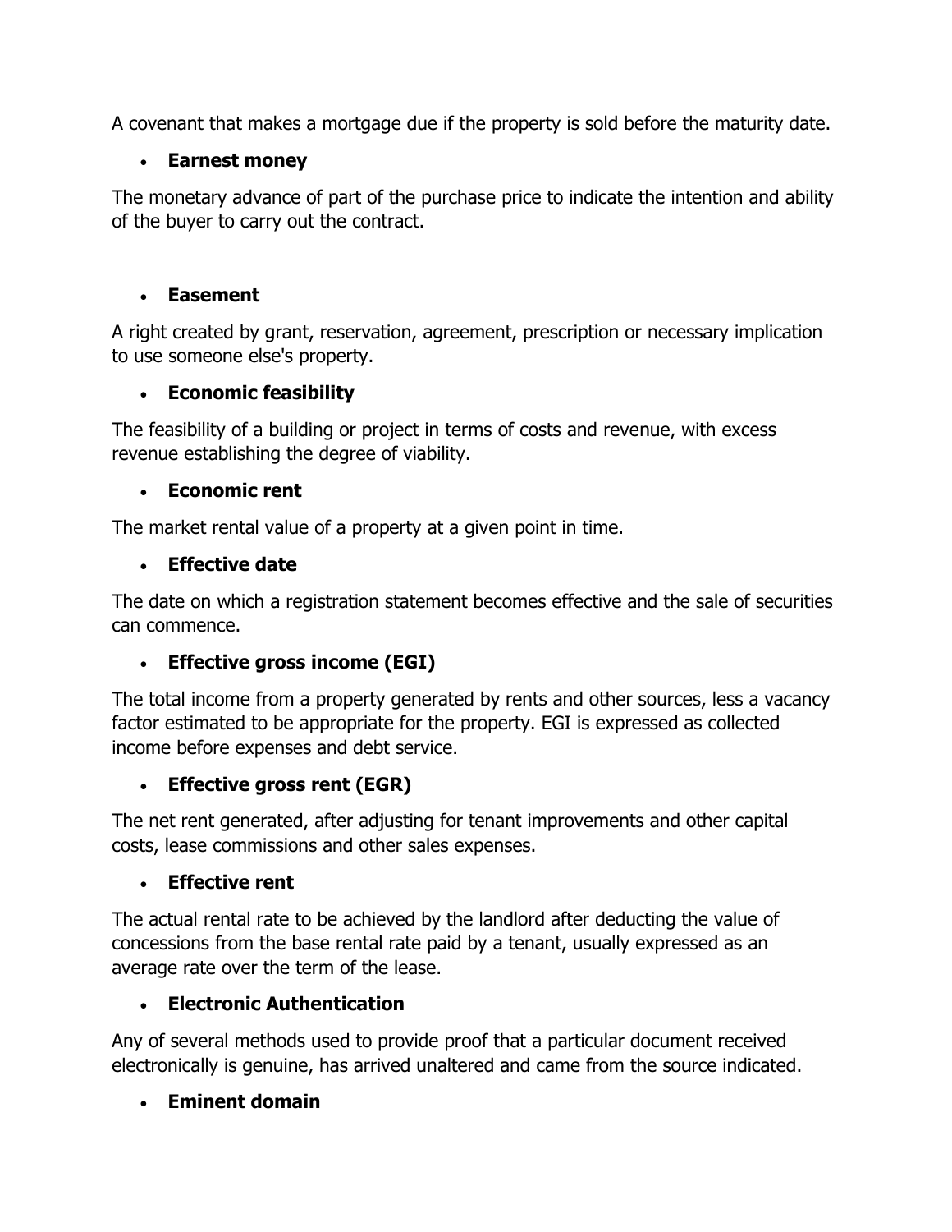A covenant that makes a mortgage due if the property is sold before the maturity date.

- **Earnest money**

The monetary advance of part of the purchase price to indicate the intention and ability of the buyer to carry out the contract.

- **Easement**

A right created by grant, reservation, agreement, prescription or necessary implication to use someone else's property.

- **Economic feasibility**

The feasibility of a building or project in terms of costs and revenue, with excess revenue establishing the degree of viability.

- **Economic rent**

The market rental value of a property at a given point in time.

- **Effective date**

The date on which a registration statement becomes effective and the sale of securities can commence.

- **Effective gross income (EGI)**

The total income from a property generated by rents and other sources, less a vacancy factor estimated to be appropriate for the property. EGI is expressed as collected income before expenses and debt service.

- **Effective gross rent (EGR)**

The net rent generated, after adjusting for tenant improvements and other capital costs, lease commissions and other sales expenses.

- **Effective rent**

The actual rental rate to be achieved by the landlord after deducting the value of concessions from the base rental rate paid by a tenant, usually expressed as an average rate over the term of the lease.

- **Electronic Authentication**

Any of several methods used to provide proof that a particular document received electronically is genuine, has arrived unaltered and came from the source indicated.

- **Eminent domain**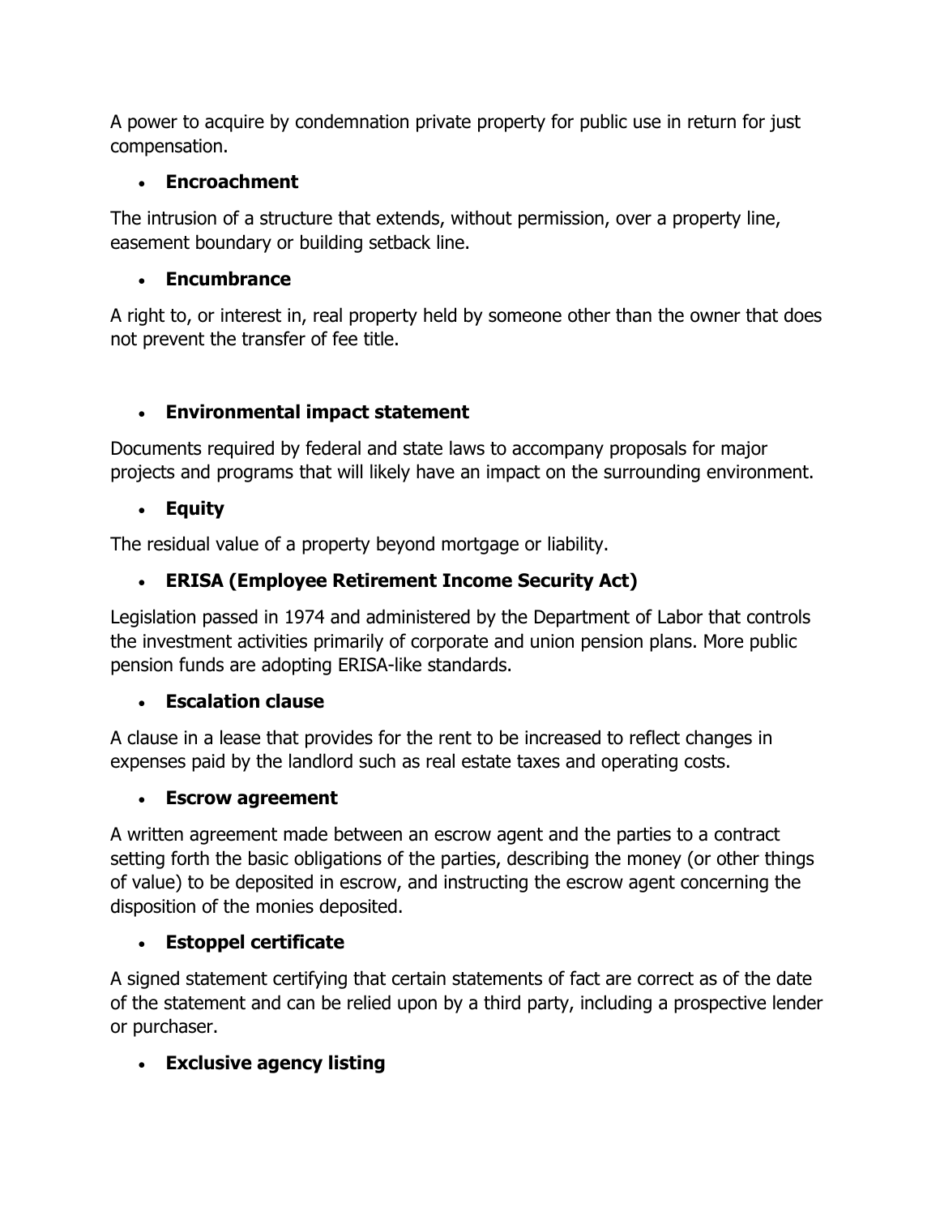A power to acquire by condemnation private property for public use in return for just compensation.

- **Encroachment**

The intrusion of a structure that extends, without permission, over a property line, easement boundary or building setback line.

- **Encumbrance**

A right to, or interest in, real property held by someone other than the owner that does not prevent the transfer of fee title.

- **Environmental impact statement**

Documents required by federal and state laws to accompany proposals for major projects and programs that will likely have an impact on the surrounding environment.

- **Equity**

The residual value of a property beyond mortgage or liability.

- **ERISA (Employee Retirement Income Security Act)**

Legislation passed in 1974 and administered by the Department of Labor that controls the investment activities primarily of corporate and union pension plans. More public pension funds are adopting ERISA-like standards.

- **Escalation clause**

A clause in a lease that provides for the rent to be increased to reflect changes in expenses paid by the landlord such as real estate taxes and operating costs.

- **Escrow agreement**

A written agreement made between an escrow agent and the parties to a contract setting forth the basic obligations of the parties, describing the money (or other things of value) to be deposited in escrow, and instructing the escrow agent concerning the disposition of the monies deposited.

- **Estoppel certificate**

A signed statement certifying that certain statements of fact are correct as of the date of the statement and can be relied upon by a third party, including a prospective lender or purchaser.

- **Exclusive agency listing**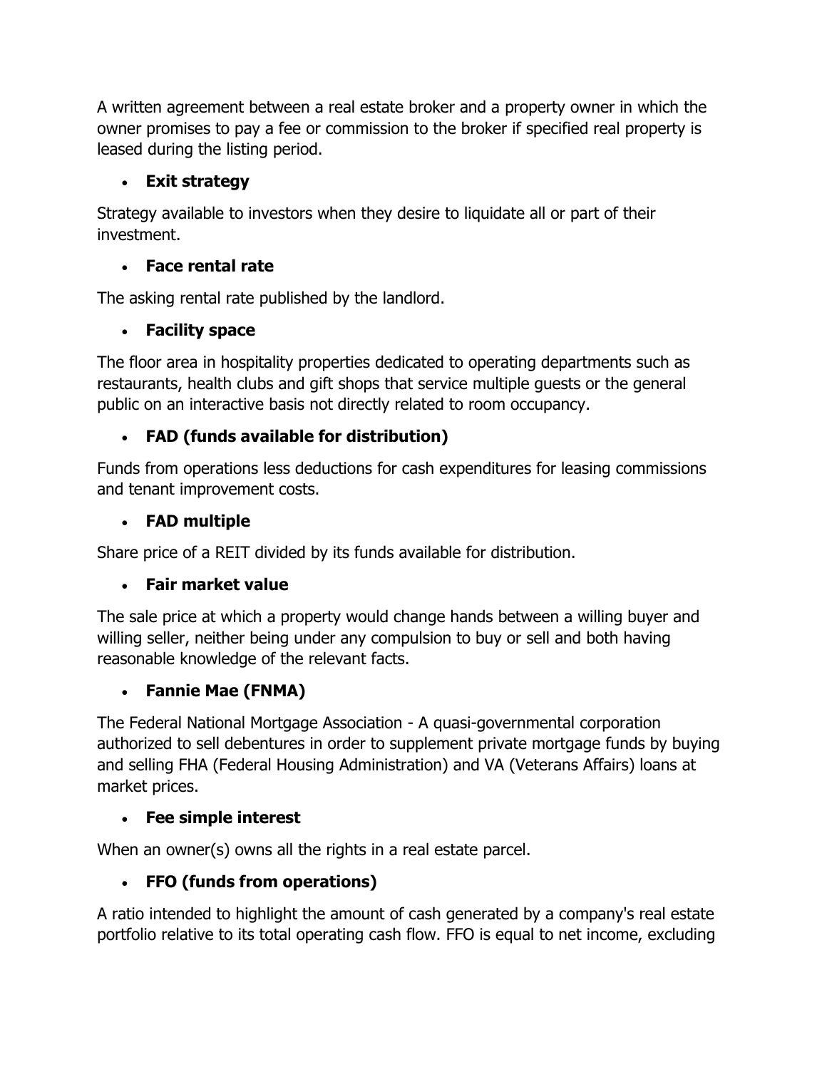A written agreement between a real estate broker and a property owner in which the owner promises to pay a fee or commission to the broker if specified real property is leased during the listing period.

- **Exit strategy**

Strategy available to investors when they desire to liquidate all or part of their investment.

- **Face rental rate**

The asking rental rate published by the landlord.

- **Facility space**

The floor area in hospitality properties dedicated to operating departments such as restaurants, health clubs and gift shops that service multiple guests or the general public on an interactive basis not directly related to room occupancy.

- **FAD (funds available for distribution)**

Funds from operations less deductions for cash expenditures for leasing commissions and tenant improvement costs.

- **FAD multiple**

Share price of a REIT divided by its funds available for distribution.

- **Fair market value**

The sale price at which a property would change hands between a willing buyer and willing seller, neither being under any compulsion to buy or sell and both having reasonable knowledge of the relevant facts.

- **Fannie Mae (FNMA)**

The Federal National Mortgage Association - A quasi-governmental corporation authorized to sell debentures in order to supplement private mortgage funds by buying and selling FHA (Federal Housing Administration) and VA (Veterans Affairs) loans at market prices.

- **Fee simple interest**

When an owner(s) owns all the rights in a real estate parcel.

- **FFO (funds from operations)**

A ratio intended to highlight the amount of cash generated by a company's real estate portfolio relative to its total operating cash flow. FFO is equal to net income, excluding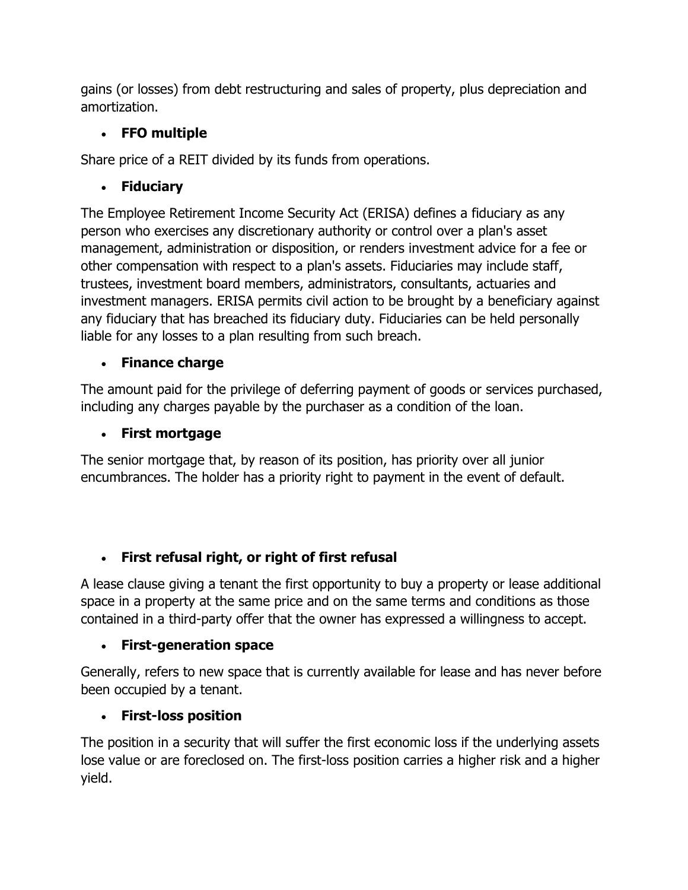gains (or losses) from debt restructuring and sales of property, plus depreciation and amortization.

- **FFO multiple**

Share price of a REIT divided by its funds from operations.

- **Fiduciary**

The Employee Retirement Income Security Act (ERISA) defines a fiduciary as any person who exercises any discretionary authority or control over a plan's asset management, administration or disposition, or renders investment advice for a fee or other compensation with respect to a plan's assets. Fiduciaries may include staff, trustees, investment board members, administrators, consultants, actuaries and investment managers. ERISA permits civil action to be brought by a beneficiary against any fiduciary that has breached its fiduciary duty. Fiduciaries can be held personally liable for any losses to a plan resulting from such breach.

- **Finance charge**

The amount paid for the privilege of deferring payment of goods or services purchased, including any charges payable by the purchaser as a condition of the loan.

- **First mortgage**

The senior mortgage that, by reason of its position, has priority over all junior encumbrances. The holder has a priority right to payment in the event of default.

- **First refusal right, or right of first refusal**

A lease clause giving a tenant the first opportunity to buy a property or lease additional space in a property at the same price and on the same terms and conditions as those contained in a third-party offer that the owner has expressed a willingness to accept.

- **First-generation space**

Generally, refers to new space that is currently available for lease and has never before been occupied by a tenant.

- **First-loss position**

The position in a security that will suffer the first economic loss if the underlying assets lose value or are foreclosed on. The first-loss position carries a higher risk and a higher yield.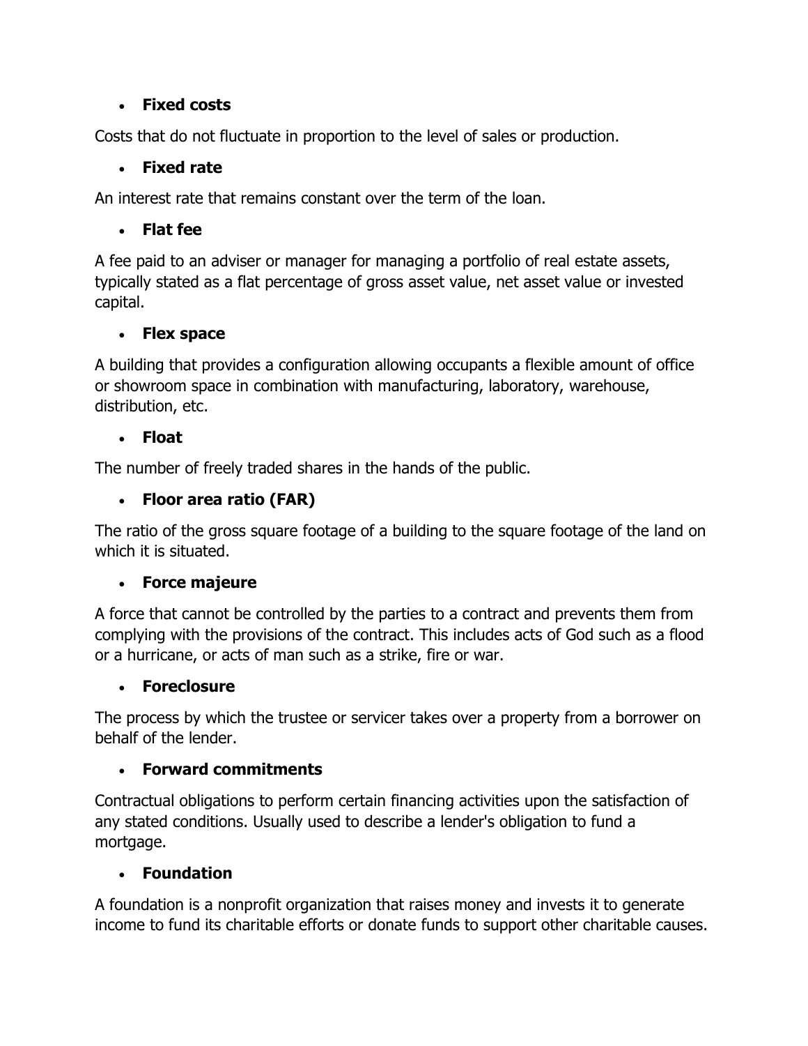- **Fixed costs**

Costs that do not fluctuate in proportion to the level of sales or production.

- **Fixed rate**

An interest rate that remains constant over the term of the loan.

- **Flat fee**

A fee paid to an adviser or manager for managing a portfolio of real estate assets, typically stated as a flat percentage of gross asset value, net asset value or invested capital.

- **Flex space**

A building that provides a configuration allowing occupants a flexible amount of office or showroom space in combination with manufacturing, laboratory, warehouse, distribution, etc.

- **Float**

The number of freely traded shares in the hands of the public.

- **Floor area ratio (FAR)**

The ratio of the gross square footage of a building to the square footage of the land on which it is situated.

- **Force majeure**

A force that cannot be controlled by the parties to a contract and prevents them from complying with the provisions of the contract. This includes acts of God such as a flood or a hurricane, or acts of man such as a strike, fire or war.

- **Foreclosure**

The process by which the trustee or servicer takes over a property from a borrower on behalf of the lender.

- **Forward commitments**

Contractual obligations to perform certain financing activities upon the satisfaction of any stated conditions. Usually used to describe a lender's obligation to fund a mortgage.

- **Foundation**

A foundation is a nonprofit organization that raises money and invests it to generate income to fund its charitable efforts or donate funds to support other charitable causes.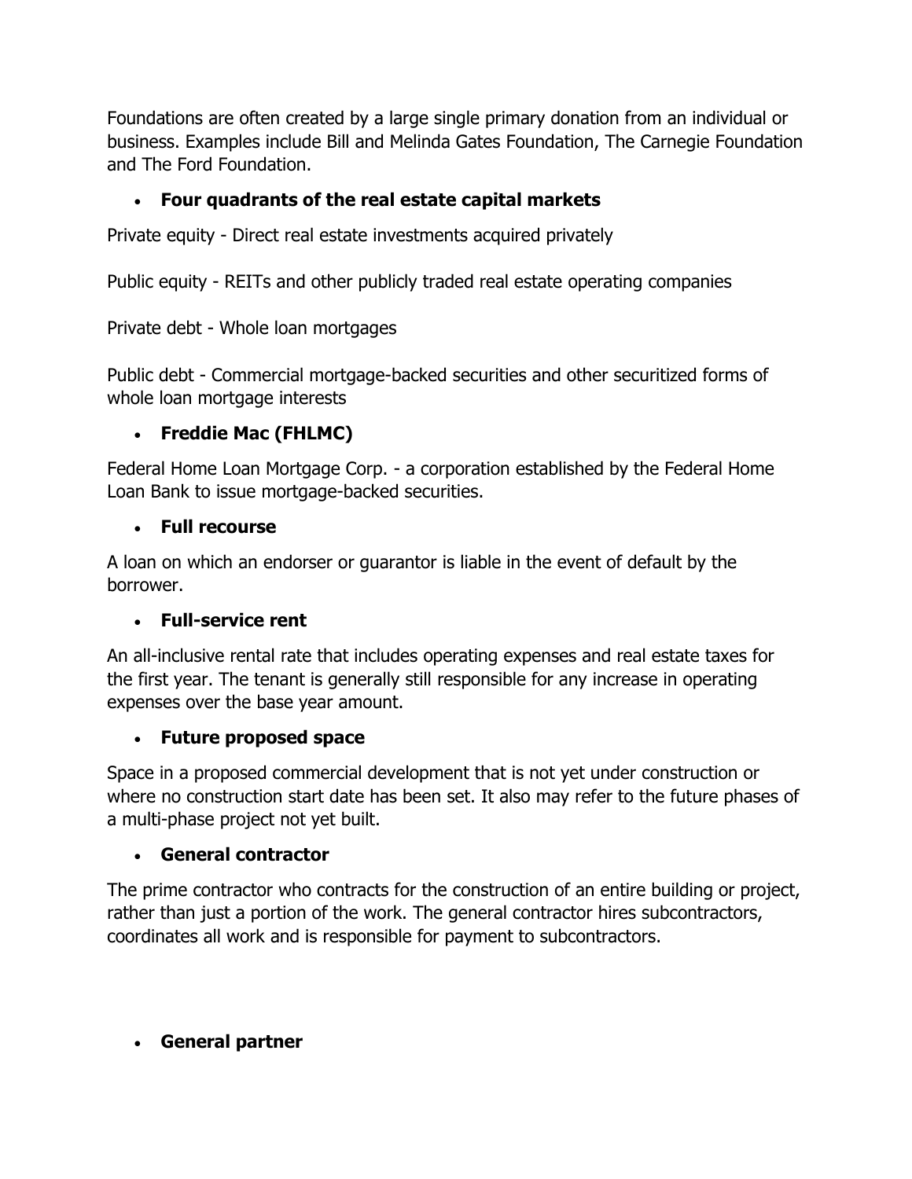Foundations are often created by a large single primary donation from an individual or business. Examples include Bill and Melinda Gates Foundation, The Carnegie Foundation and The Ford Foundation.

- **Four quadrants of the real estate capital markets**

Private equity - Direct real estate investments acquired privately

Public equity - REITs and other publicly traded real estate operating companies

Private debt - Whole loan mortgages

Public debt - Commercial mortgage-backed securities and other securitized forms of whole loan mortgage interests

- **Freddie Mac (FHLMC)**

Federal Home Loan Mortgage Corp. - a corporation established by the Federal Home Loan Bank to issue mortgage-backed securities.

- **Full recourse**

A loan on which an endorser or guarantor is liable in the event of default by the borrower.

- **Full-service rent**

An all-inclusive rental rate that includes operating expenses and real estate taxes for the first year. The tenant is generally still responsible for any increase in operating expenses over the base year amount.

- **Future proposed space**

Space in a proposed commercial development that is not yet under construction or where no construction start date has been set. It also may refer to the future phases of a multi-phase project not yet built.

- **General contractor**

The prime contractor who contracts for the construction of an entire building or project, rather than just a portion of the work. The general contractor hires subcontractors, coordinates all work and is responsible for payment to subcontractors.

- **General partner**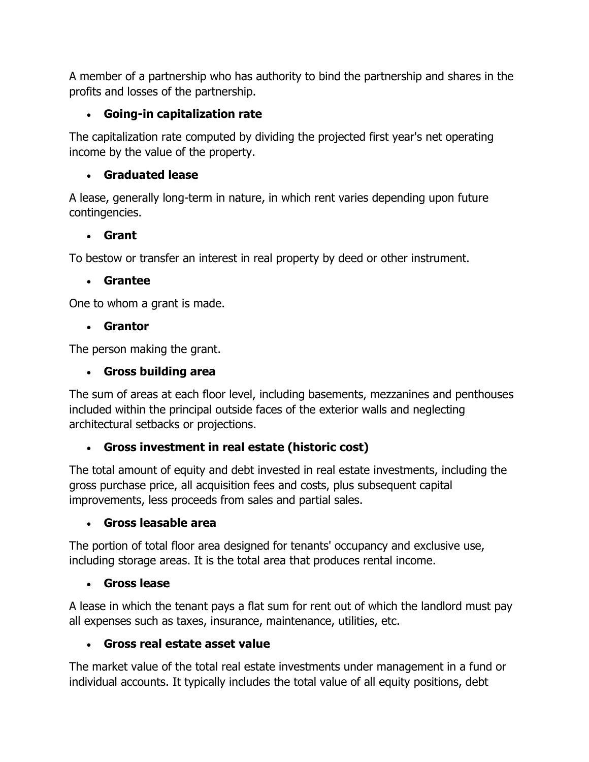A member of a partnership who has authority to bind the partnership and shares in the profits and losses of the partnership.

- **Going-in capitalization rate**

The capitalization rate computed by dividing the projected first year's net operating income by the value of the property.

- **Graduated lease**

A lease, generally long-term in nature, in which rent varies depending upon future contingencies.

- **Grant**

To bestow or transfer an interest in real property by deed or other instrument.

- **Grantee**

One to whom a grant is made.

- **Grantor**

The person making the grant.

- **Gross building area**

The sum of areas at each floor level, including basements, mezzanines and penthouses included within the principal outside faces of the exterior walls and neglecting architectural setbacks or projections.

- **Gross investment in real estate (historic cost)**

The total amount of equity and debt invested in real estate investments, including the gross purchase price, all acquisition fees and costs, plus subsequent capital improvements, less proceeds from sales and partial sales.

- **Gross leasable area**

The portion of total floor area designed for tenants' occupancy and exclusive use, including storage areas. It is the total area that produces rental income.

- **Gross lease**

A lease in which the tenant pays a flat sum for rent out of which the landlord must pay all expenses such as taxes, insurance, maintenance, utilities, etc.

- **Gross real estate asset value**

The market value of the total real estate investments under management in a fund or individual accounts. It typically includes the total value of all equity positions, debt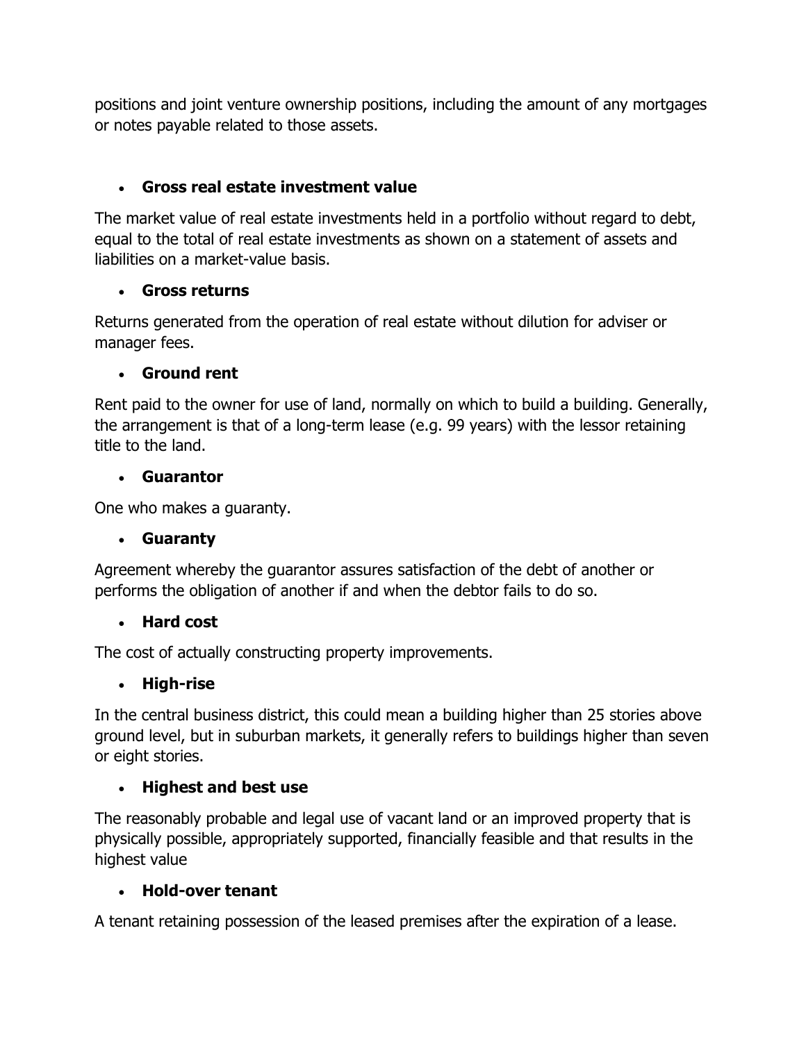positions and joint venture ownership positions, including the amount of any mortgages or notes payable related to those assets.

- **Gross real estate investment value**

The market value of real estate investments held in a portfolio without regard to debt, equal to the total of real estate investments as shown on a statement of assets and liabilities on a market-value basis.

- **Gross returns**

Returns generated from the operation of real estate without dilution for adviser or manager fees.

- **Ground rent**

Rent paid to the owner for use of land, normally on which to build a building. Generally, the arrangement is that of a long-term lease (e.g. 99 years) with the lessor retaining title to the land.

- **Guarantor**

One who makes a guaranty.

- **Guaranty**

Agreement whereby the guarantor assures satisfaction of the debt of another or performs the obligation of another if and when the debtor fails to do so.

- **Hard cost**

The cost of actually constructing property improvements.

- **High-rise**

In the central business district, this could mean a building higher than 25 stories above ground level, but in suburban markets, it generally refers to buildings higher than seven or eight stories.

- **Highest and best use**

The reasonably probable and legal use of vacant land or an improved property that is physically possible, appropriately supported, financially feasible and that results in the highest value

- **Hold-over tenant**

A tenant retaining possession of the leased premises after the expiration of a lease.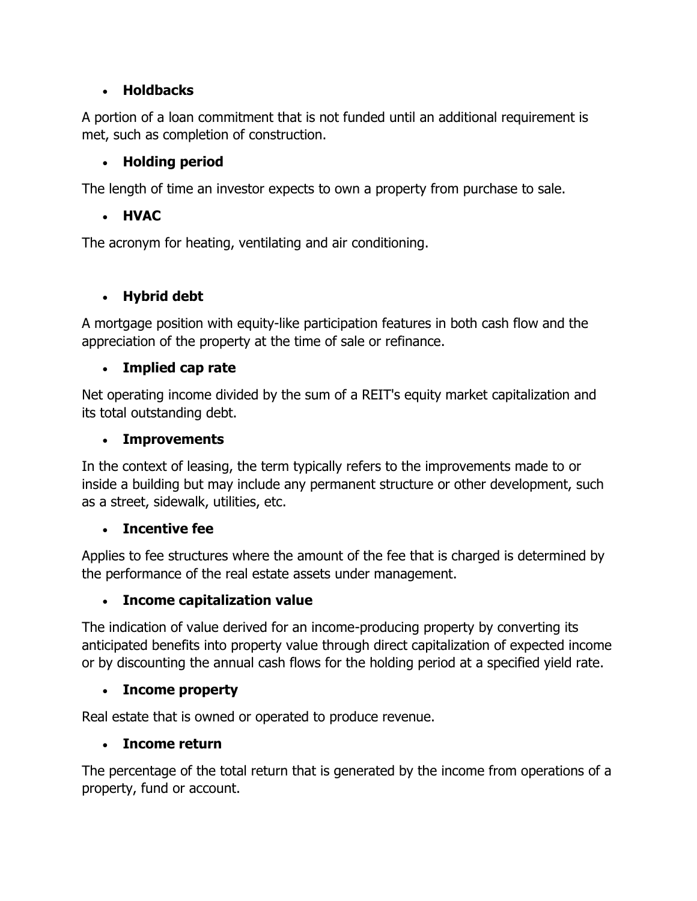- **Holdbacks**

A portion of a loan commitment that is not funded until an additional requirement is met, such as completion of construction.

- **Holding period**

The length of time an investor expects to own a property from purchase to sale.

- **HVAC**

The acronym for heating, ventilating and air conditioning.

- **Hybrid debt**

A mortgage position with equity-like participation features in both cash flow and the appreciation of the property at the time of sale or refinance.

- **Implied cap rate**

Net operating income divided by the sum of a REIT's equity market capitalization and its total outstanding debt.

- **Improvements**

In the context of leasing, the term typically refers to the improvements made to or inside a building but may include any permanent structure or other development, such as a street, sidewalk, utilities, etc.

- **Incentive fee**

Applies to fee structures where the amount of the fee that is charged is determined by the performance of the real estate assets under management.

- **Income capitalization value**

The indication of value derived for an income-producing property by converting its anticipated benefits into property value through direct capitalization of expected income or by discounting the annual cash flows for the holding period at a specified yield rate.

- **Income property**

Real estate that is owned or operated to produce revenue.

- **Income return**

The percentage of the total return that is generated by the income from operations of a property, fund or account.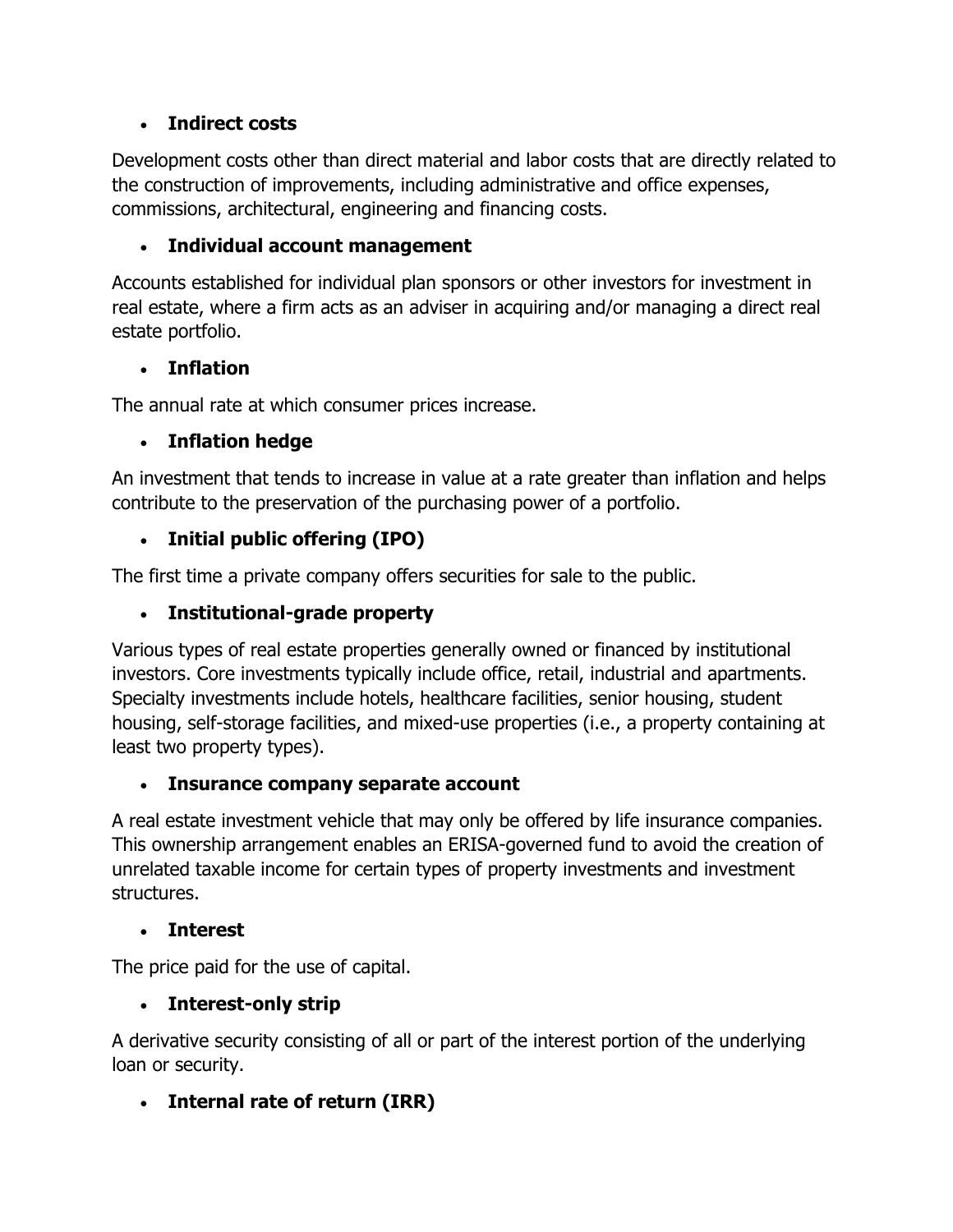- **Indirect costs**

Development costs other than direct material and labor costs that are directly related to the construction of improvements, including administrative and office expenses, commissions, architectural, engineering and financing costs.

- **Individual account management**

Accounts established for individual plan sponsors or other investors for investment in real estate, where a firm acts as an adviser in acquiring and/or managing a direct real estate portfolio.

- **Inflation**

The annual rate at which consumer prices increase.

- **Inflation hedge**

An investment that tends to increase in value at a rate greater than inflation and helps contribute to the preservation of the purchasing power of a portfolio.

- **Initial public offering (IPO)**

The first time a private company offers securities for sale to the public.

- **Institutional-grade property**

Various types of real estate properties generally owned or financed by institutional investors. Core investments typically include office, retail, industrial and apartments. Specialty investments include hotels, healthcare facilities, senior housing, student housing, self-storage facilities, and mixed-use properties (i.e., a property containing at least two property types).

- **Insurance company separate account**

A real estate investment vehicle that may only be offered by life insurance companies. This ownership arrangement enables an ERISA-governed fund to avoid the creation of unrelated taxable income for certain types of property investments and investment structures.

- **Interest**

The price paid for the use of capital.

- **Interest-only strip**

A derivative security consisting of all or part of the interest portion of the underlying loan or security.

- **Internal rate of return (IRR)**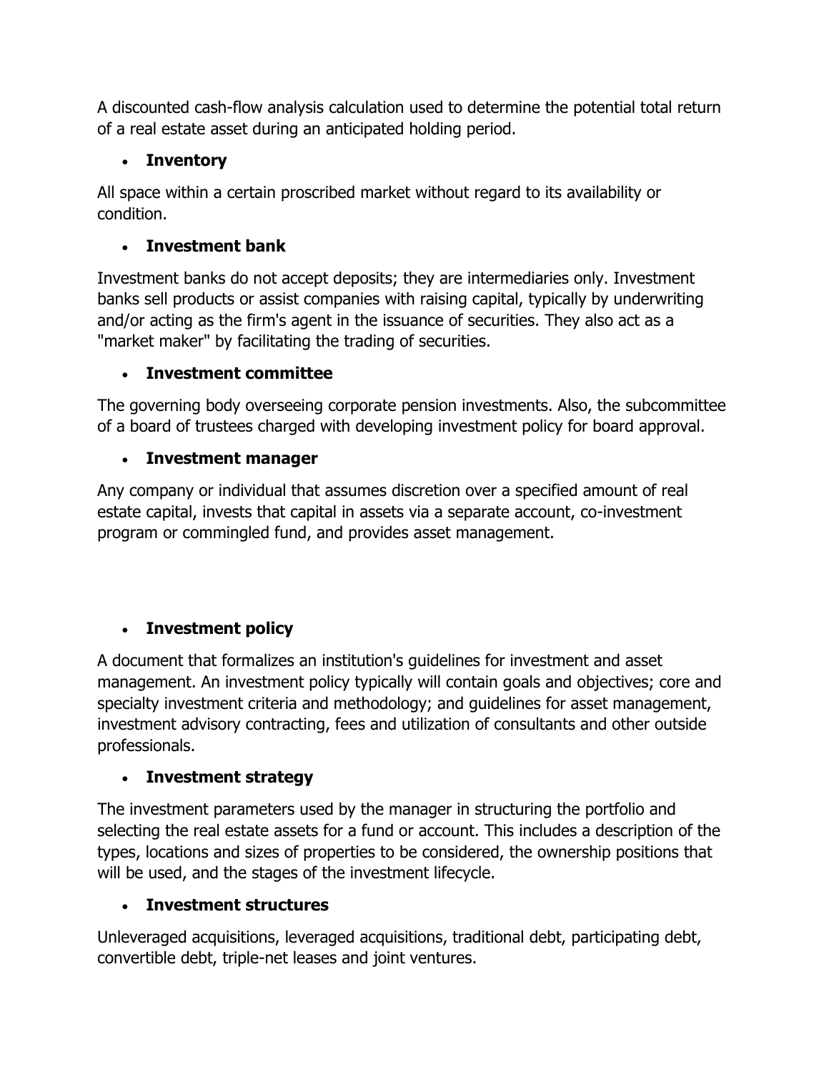A discounted cash-flow analysis calculation used to determine the potential total return of a real estate asset during an anticipated holding period.

- **Inventory**

All space within a certain proscribed market without regard to its availability or condition.

- **Investment bank**

Investment banks do not accept deposits; they are intermediaries only. Investment banks sell products or assist companies with raising capital, typically by underwriting and/or acting as the firm's agent in the issuance of securities. They also act as a "market maker" by facilitating the trading of securities.

- **Investment committee**

The governing body overseeing corporate pension investments. Also, the subcommittee of a board of trustees charged with developing investment policy for board approval.

- **Investment manager**

Any company or individual that assumes discretion over a specified amount of real estate capital, invests that capital in assets via a separate account, co-investment program or commingled fund, and provides asset management.

- **Investment policy**

A document that formalizes an institution's guidelines for investment and asset management. An investment policy typically will contain goals and objectives; core and specialty investment criteria and methodology; and guidelines for asset management, investment advisory contracting, fees and utilization of consultants and other outside professionals.

- **Investment strategy**

The investment parameters used by the manager in structuring the portfolio and selecting the real estate assets for a fund or account. This includes a description of the types, locations and sizes of properties to be considered, the ownership positions that will be used, and the stages of the investment lifecycle.

- **Investment structures**

Unleveraged acquisitions, leveraged acquisitions, traditional debt, participating debt, convertible debt, triple-net leases and joint ventures.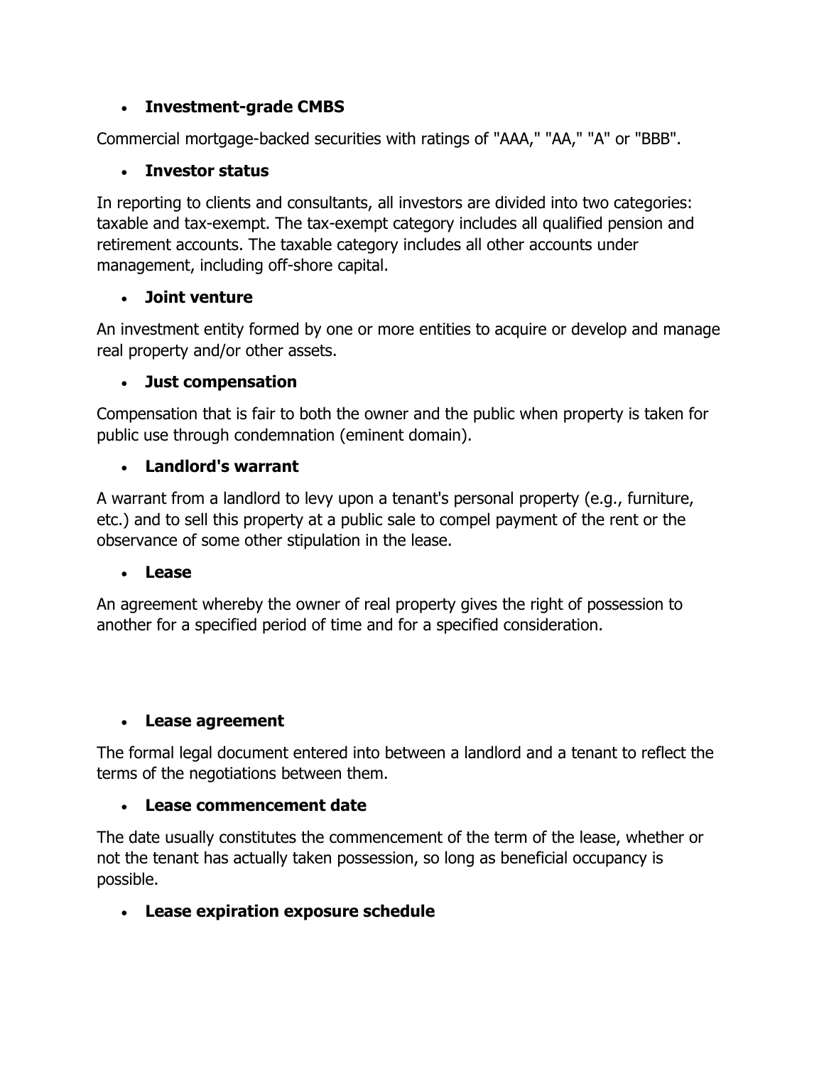- **Investment-grade CMBS**

Commercial mortgage-backed securities with ratings of "AAA," "AA," "A" or "BBB".

- **Investor status**

In reporting to clients and consultants, all investors are divided into two categories: taxable and tax-exempt. The tax-exempt category includes all qualified pension and retirement accounts. The taxable category includes all other accounts under management, including off-shore capital.

- **Joint venture**

An investment entity formed by one or more entities to acquire or develop and manage real property and/or other assets.

- **Just compensation**

Compensation that is fair to both the owner and the public when property is taken for public use through condemnation (eminent domain).

- **Landlord's warrant**

A warrant from a landlord to levy upon a tenant's personal property (e.g., furniture, etc.) and to sell this property at a public sale to compel payment of the rent or the observance of some other stipulation in the lease.

- **Lease**

An agreement whereby the owner of real property gives the right of possession to another for a specified period of time and for a specified consideration.

- **Lease agreement**

The formal legal document entered into between a landlord and a tenant to reflect the terms of the negotiations between them.

- **Lease commencement date**

The date usually constitutes the commencement of the term of the lease, whether or not the tenant has actually taken possession, so long as beneficial occupancy is possible.

- **Lease expiration exposure schedule**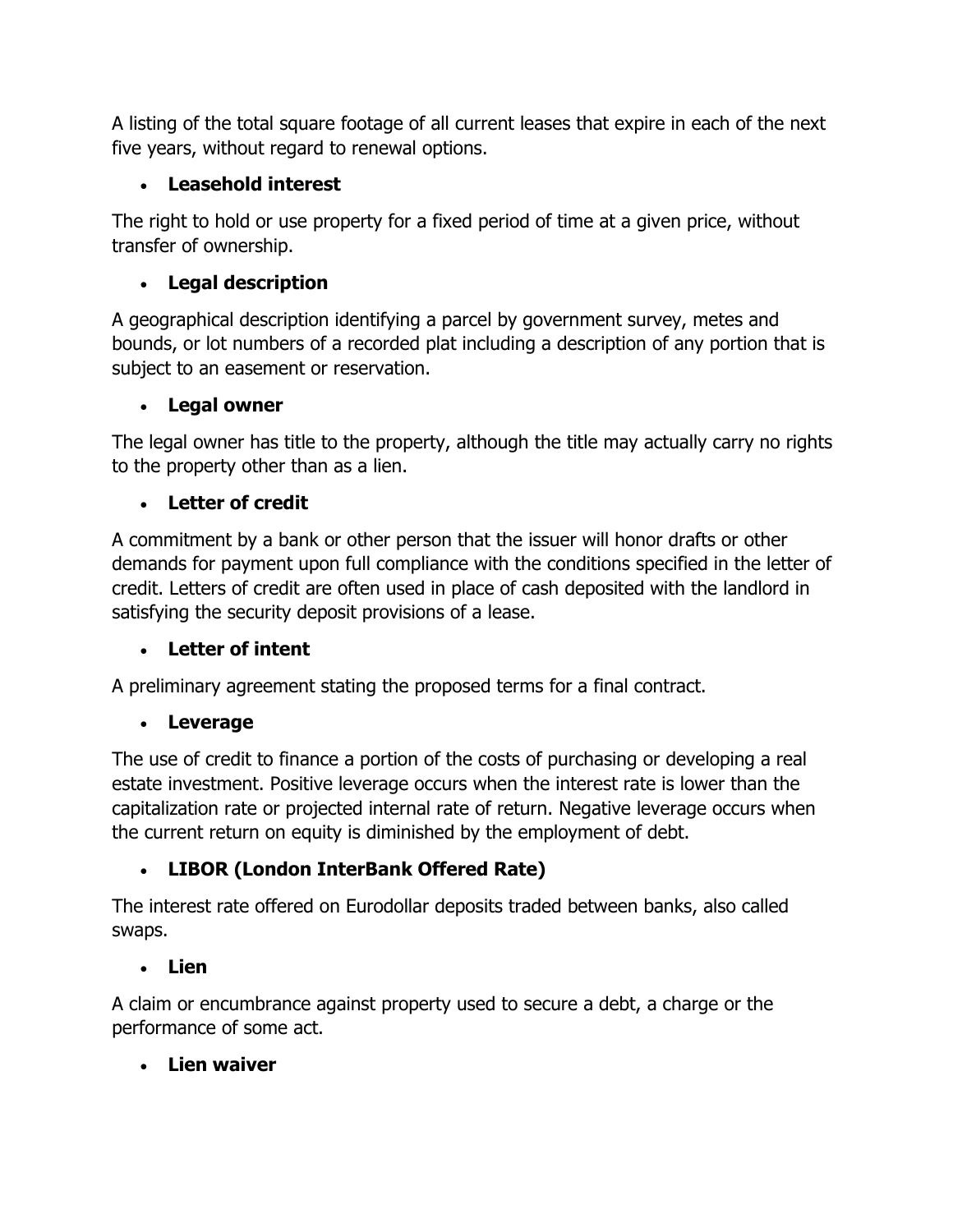A listing of the total square footage of all current leases that expire in each of the next five years, without regard to renewal options.

- **Leasehold interest**

The right to hold or use property for a fixed period of time at a given price, without transfer of ownership.

- **Legal description**

A geographical description identifying a parcel by government survey, metes and bounds, or lot numbers of a recorded plat including a description of any portion that is subject to an easement or reservation.

- **Legal owner**

The legal owner has title to the property, although the title may actually carry no rights to the property other than as a lien.

- **Letter of credit**

A commitment by a bank or other person that the issuer will honor drafts or other demands for payment upon full compliance with the conditions specified in the letter of credit. Letters of credit are often used in place of cash deposited with the landlord in satisfying the security deposit provisions of a lease.

- **Letter of intent**

A preliminary agreement stating the proposed terms for a final contract.

- **Leverage**

The use of credit to finance a portion of the costs of purchasing or developing a real estate investment. Positive leverage occurs when the interest rate is lower than the capitalization rate or projected internal rate of return. Negative leverage occurs when the current return on equity is diminished by the employment of debt.

- **LIBOR (London InterBank Offered Rate)**

The interest rate offered on Eurodollar deposits traded between banks, also called swaps.

- **Lien**

A claim or encumbrance against property used to secure a debt, a charge or the performance of some act.

- **Lien waiver**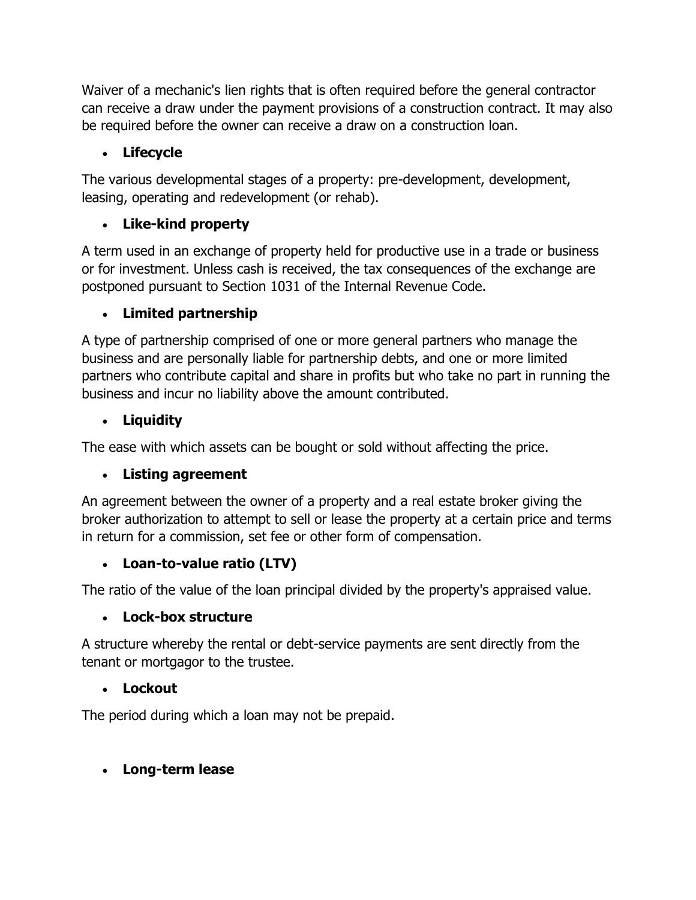Waiver of a mechanic's lien rights that is often required before the general contractor can receive a draw under the payment provisions of a construction contract. It may also be required before the owner can receive a draw on a construction loan.

- **Lifecycle**

The various developmental stages of a property: pre-development, development, leasing, operating and redevelopment (or rehab).

- **Like-kind property**

A term used in an exchange of property held for productive use in a trade or business or for investment. Unless cash is received, the tax consequences of the exchange are postponed pursuant to Section 1031 of the Internal Revenue Code.

- **Limited partnership**

A type of partnership comprised of one or more general partners who manage the business and are personally liable for partnership debts, and one or more limited partners who contribute capital and share in profits but who take no part in running the business and incur no liability above the amount contributed.

- **Liquidity**

The ease with which assets can be bought or sold without affecting the price.

- **Listing agreement**

An agreement between the owner of a property and a real estate broker giving the broker authorization to attempt to sell or lease the property at a certain price and terms in return for a commission, set fee or other form of compensation.

- **Loan-to-value ratio (LTV)**

The ratio of the value of the loan principal divided by the property's appraised value.

- **Lock-box structure**

A structure whereby the rental or debt-service payments are sent directly from the tenant or mortgagor to the trustee.

- **Lockout**

The period during which a loan may not be prepaid.

- **Long-term lease**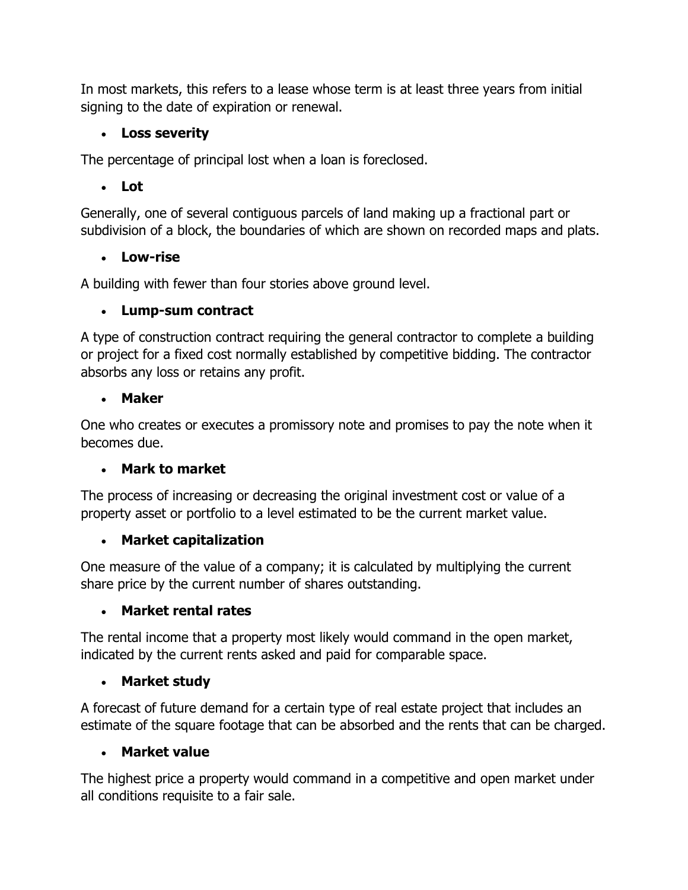In most markets, this refers to a lease whose term is at least three years from initial signing to the date of expiration or renewal.

- **Loss severity**

The percentage of principal lost when a loan is foreclosed.

- **Lot**

Generally, one of several contiguous parcels of land making up a fractional part or subdivision of a block, the boundaries of which are shown on recorded maps and plats.

- **Low-rise**

A building with fewer than four stories above ground level.

- **Lump-sum contract**

A type of construction contract requiring the general contractor to complete a building or project for a fixed cost normally established by competitive bidding. The contractor absorbs any loss or retains any profit.

- **Maker**

One who creates or executes a promissory note and promises to pay the note when it becomes due.

- **Mark to market**

The process of increasing or decreasing the original investment cost or value of a property asset or portfolio to a level estimated to be the current market value.

- **Market capitalization**

One measure of the value of a company; it is calculated by multiplying the current share price by the current number of shares outstanding.

- **Market rental rates**

The rental income that a property most likely would command in the open market, indicated by the current rents asked and paid for comparable space.

- **Market study**

A forecast of future demand for a certain type of real estate project that includes an estimate of the square footage that can be absorbed and the rents that can be charged.

- **Market value**

The highest price a property would command in a competitive and open market under all conditions requisite to a fair sale.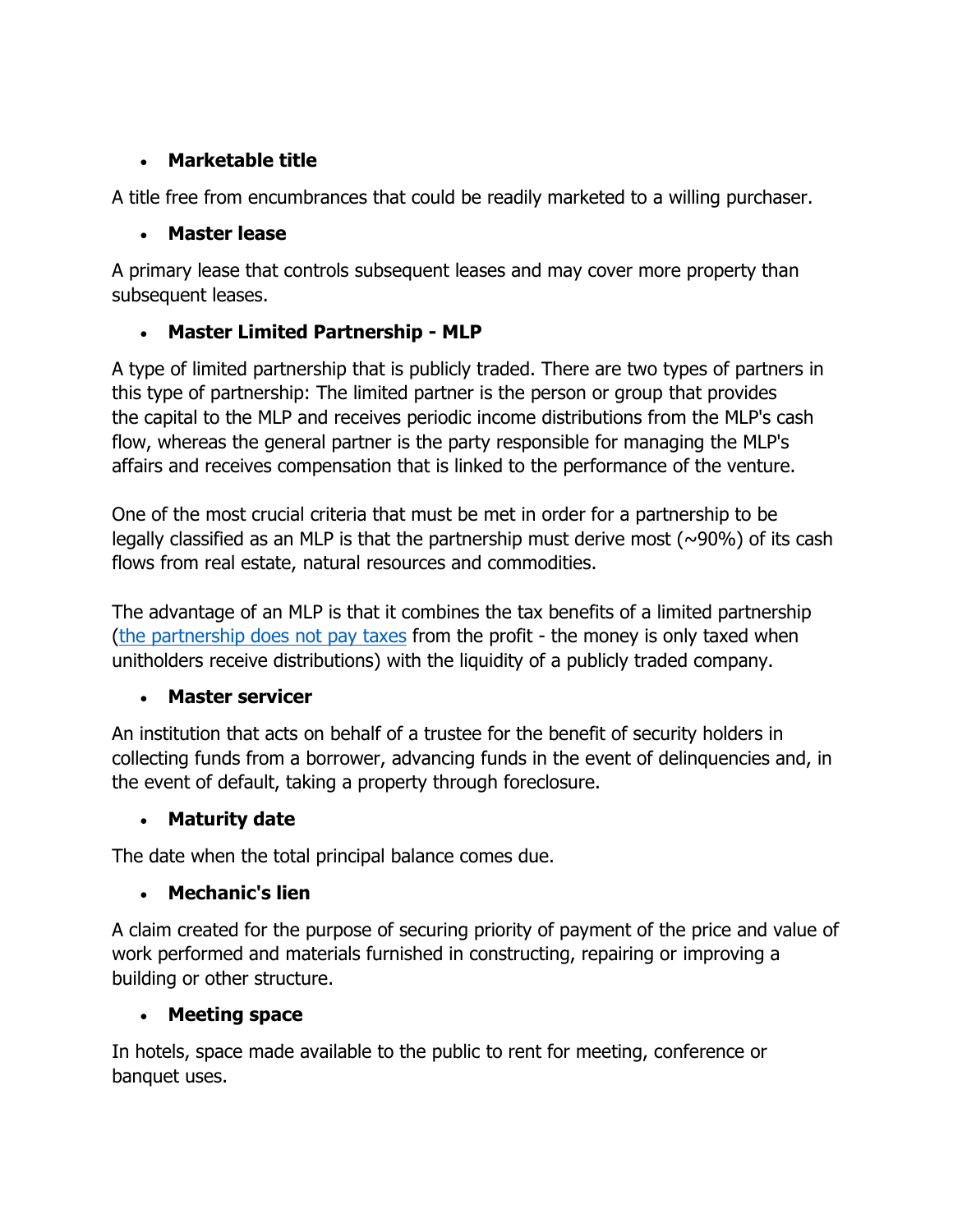- **Marketable title**

A title free from encumbrances that could be readily marketed to a willing purchaser.

- **Master lease**

A primary lease that controls subsequent leases and may cover more property than subsequent leases.

- **Master Limited Partnership - MLP**

A type of limited partnership that is publicly traded. There are two types of partners in this type of partnership: The limited partner is the person or group that provides the capital to the MLP and receives periodic income distributions from the MLP's cash flow, whereas the general partner is the party responsible for managing the MLP's affairs and receives compensation that is linked to the performance of the venture.

One of the most crucial criteria that must be met in order for a partnership to be legally classified as an MLP is that the partnership must derive most (~90%) of its cash flows from real estate, natural resources and commodities.

The advantage of an MLP is that it combines the tax benefits of a limited partnership (the partnership does not pay taxes from the profit - the money is only taxed when unitholders receive distributions) with the liquidity of a publicly traded company.

- **Master servicer**

An institution that acts on behalf of a trustee for the benefit of security holders in collecting funds from a borrower, advancing funds in the event of delinquencies and, in the event of default, taking a property through foreclosure.

- **Maturity date**

The date when the total principal balance comes due.

- **Mechanic's lien**

A claim created for the purpose of securing priority of payment of the price and value of work performed and materials furnished in constructing, repairing or improving a building or other structure.

- **Meeting space**

In hotels, space made available to the public to rent for meeting, conference or banquet uses.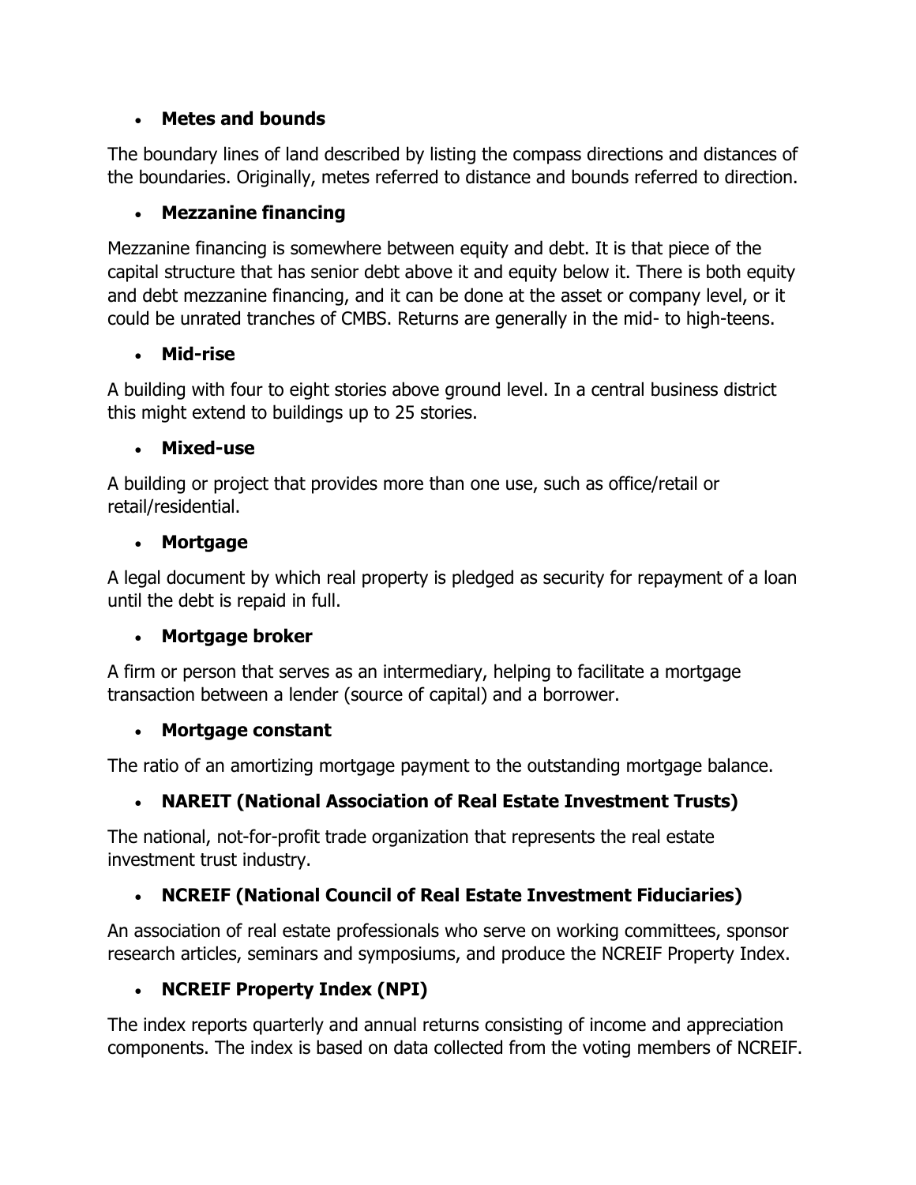- **Metes and bounds**

The boundary lines of land described by listing the compass directions and distances of the boundaries. Originally, metes referred to distance and bounds referred to direction.

- **Mezzanine financing**

Mezzanine financing is somewhere between equity and debt. It is that piece of the capital structure that has senior debt above it and equity below it. There is both equity and debt mezzanine financing, and it can be done at the asset or company level, or it could be unrated tranches of CMBS. Returns are generally in the mid- to high-teens.

- **Mid-rise**

A building with four to eight stories above ground level. In a central business district this might extend to buildings up to 25 stories.

- **Mixed-use**

A building or project that provides more than one use, such as office/retail or retail/residential.

- **Mortgage**

A legal document by which real property is pledged as security for repayment of a loan until the debt is repaid in full.

- **Mortgage broker**

A firm or person that serves as an intermediary, helping to facilitate a mortgage transaction between a lender (source of capital) and a borrower.

- **Mortgage constant**

The ratio of an amortizing mortgage payment to the outstanding mortgage balance.

- **NAREIT (National Association of Real Estate Investment Trusts)**

The national, not-for-profit trade organization that represents the real estate investment trust industry.

- **NCREIF (National Council of Real Estate Investment Fiduciaries)**

An association of real estate professionals who serve on working committees, sponsor research articles, seminars and symposiums, and produce the NCREIF Property Index.

- **NCREIF Property Index (NPI)**

The index reports quarterly and annual returns consisting of income and appreciation components. The index is based on data collected from the voting members of NCREIF.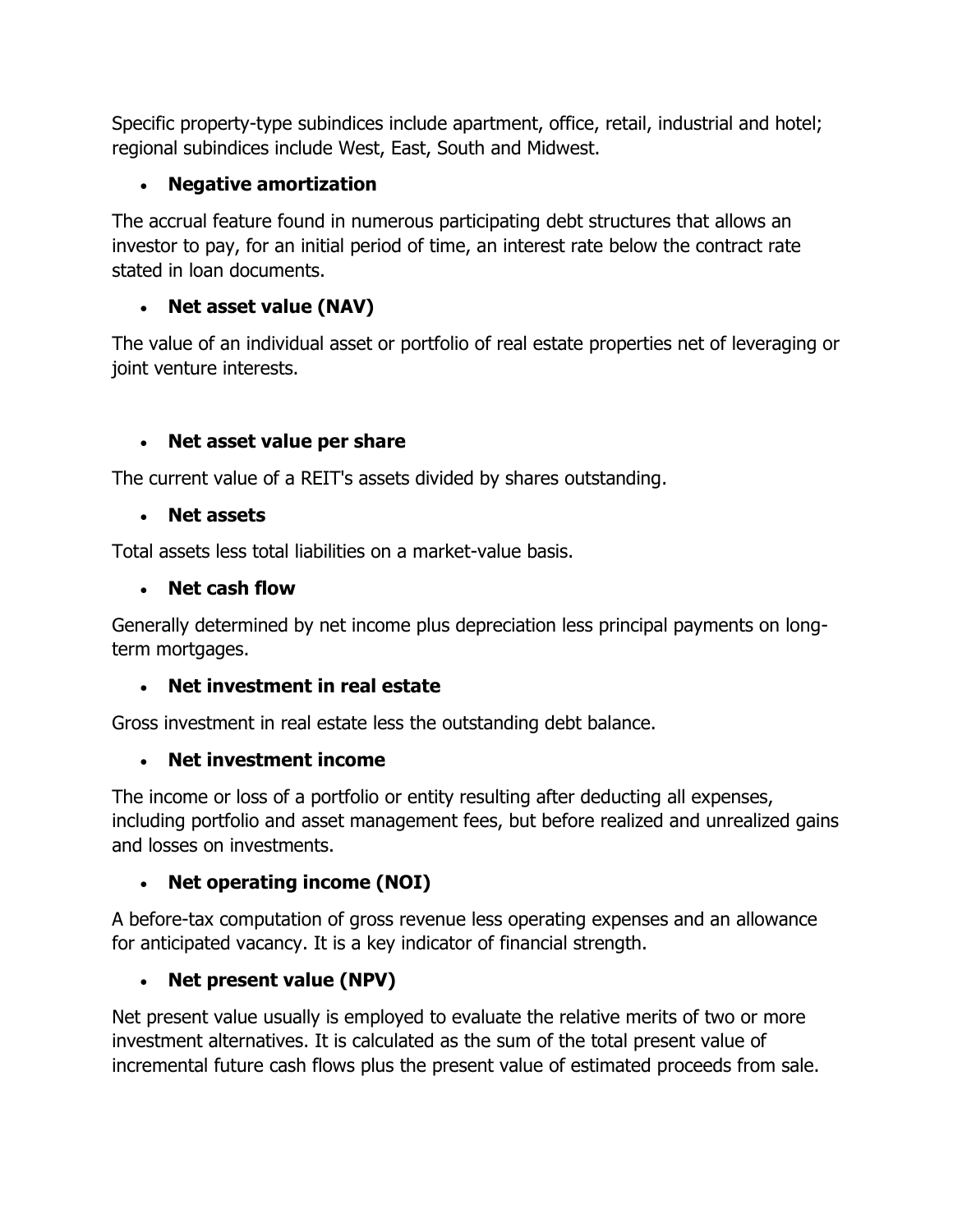Specific property-type subindices include apartment, office, retail, industrial and hotel; regional subindices include West, East, South and Midwest.

- **Negative amortization**

The accrual feature found in numerous participating debt structures that allows an investor to pay, for an initial period of time, an interest rate below the contract rate stated in loan documents.

- **Net asset value (NAV)**

The value of an individual asset or portfolio of real estate properties net of leveraging or joint venture interests.

- **Net asset value per share**

The current value of a REIT's assets divided by shares outstanding.

- **Net assets**

Total assets less total liabilities on a market-value basis.

- **Net cash flow**

Generally determined by net income plus depreciation less principal payments on long-term mortgages.

- **Net investment in real estate**

Gross investment in real estate less the outstanding debt balance.

- **Net investment income**

The income or loss of a portfolio or entity resulting after deducting all expenses, including portfolio and asset management fees, but before realized and unrealized gains and losses on investments.

- **Net operating income (NOI)**

A before-tax computation of gross revenue less operating expenses and an allowance for anticipated vacancy. It is a key indicator of financial strength.

- **Net present value (NPV)**

Net present value usually is employed to evaluate the relative merits of two or more investment alternatives. It is calculated as the sum of the total present value of incremental future cash flows plus the present value of estimated proceeds from sale.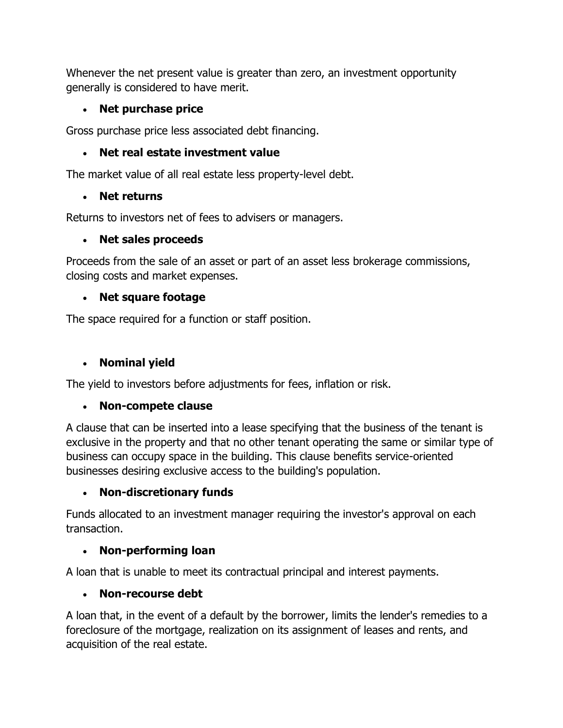Whenever the net present value is greater than zero, an investment opportunity generally is considered to have merit.

- **Net purchase price**

Gross purchase price less associated debt financing.

- **Net real estate investment value**

The market value of all real estate less property-level debt.

- **Net returns**

Returns to investors net of fees to advisers or managers.

- **Net sales proceeds**

Proceeds from the sale of an asset or part of an asset less brokerage commissions, closing costs and market expenses.

- **Net square footage**

The space required for a function or staff position.

- **Nominal yield**

The yield to investors before adjustments for fees, inflation or risk.

- **Non-compete clause**

A clause that can be inserted into a lease specifying that the business of the tenant is exclusive in the property and that no other tenant operating the same or similar type of business can occupy space in the building. This clause benefits service-oriented businesses desiring exclusive access to the building's population.

- **Non-discretionary funds**

Funds allocated to an investment manager requiring the investor's approval on each transaction.

- **Non-performing loan**

A loan that is unable to meet its contractual principal and interest payments.

- **Non-recourse debt**

A loan that, in the event of a default by the borrower, limits the lender's remedies to a foreclosure of the mortgage, realization on its assignment of leases and rents, and acquisition of the real estate.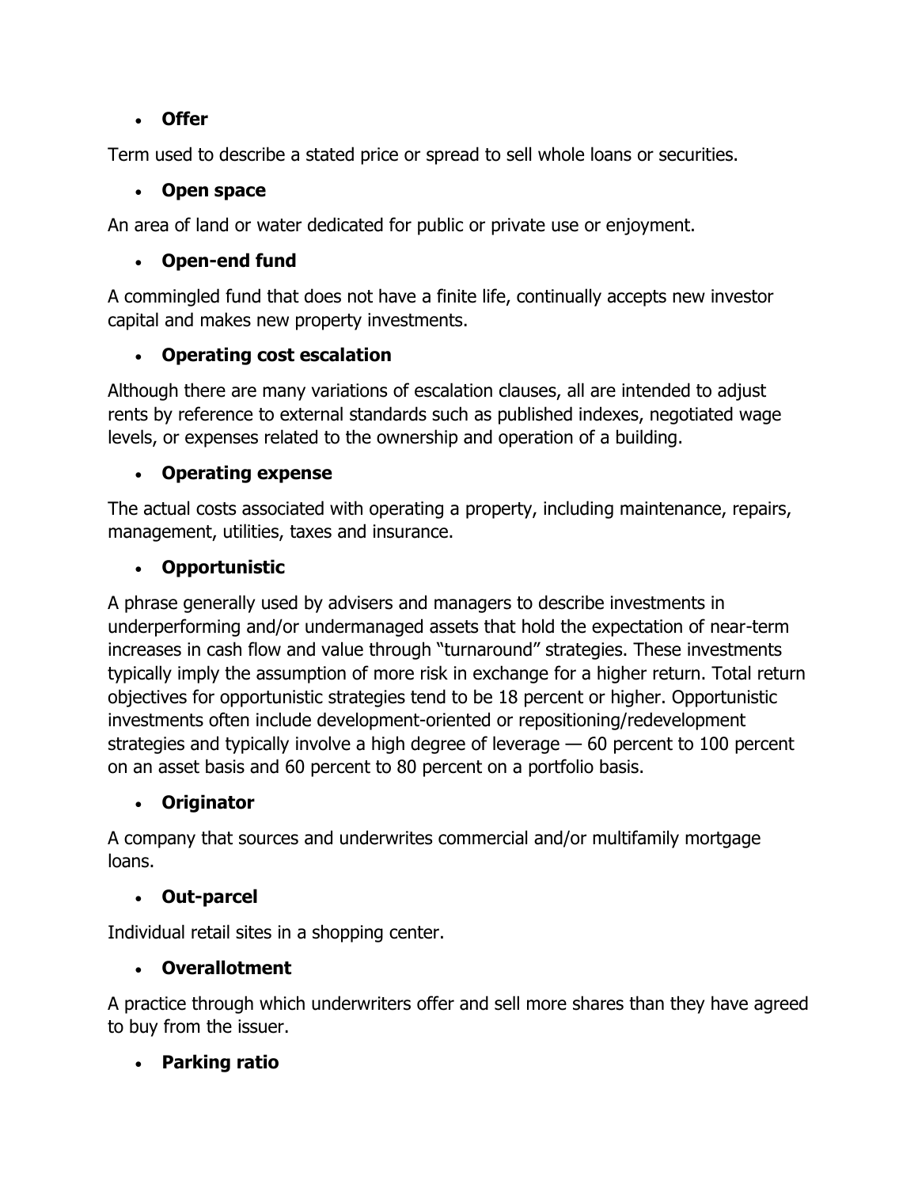- **Offer**

Term used to describe a stated price or spread to sell whole loans or securities.

- **Open space**

An area of land or water dedicated for public or private use or enjoyment.

- **Open-end fund**

A commingled fund that does not have a finite life, continually accepts new investor capital and makes new property investments.

- **Operating cost escalation**

Although there are many variations of escalation clauses, all are intended to adjust rents by reference to external standards such as published indexes, negotiated wage levels, or expenses related to the ownership and operation of a building.

- **Operating expense**

The actual costs associated with operating a property, including maintenance, repairs, management, utilities, taxes and insurance.

- **Opportunistic**

A phrase generally used by advisers and managers to describe investments in underperforming and/or undermanaged assets that hold the expectation of near-term increases in cash flow and value through "turnaround" strategies. These investments typically imply the assumption of more risk in exchange for a higher return. Total return objectives for opportunistic strategies tend to be 18 percent or higher. Opportunistic investments often include development-oriented or repositioning/redevelopment strategies and typically involve a high degree of leverage — 60 percent to 100 percent on an asset basis and 60 percent to 80 percent on a portfolio basis.

- **Originator**

A company that sources and underwrites commercial and/or multifamily mortgage loans.

- **Out-parcel**

Individual retail sites in a shopping center.

- **Overallotment**

A practice through which underwriters offer and sell more shares than they have agreed to buy from the issuer.

- **Parking ratio**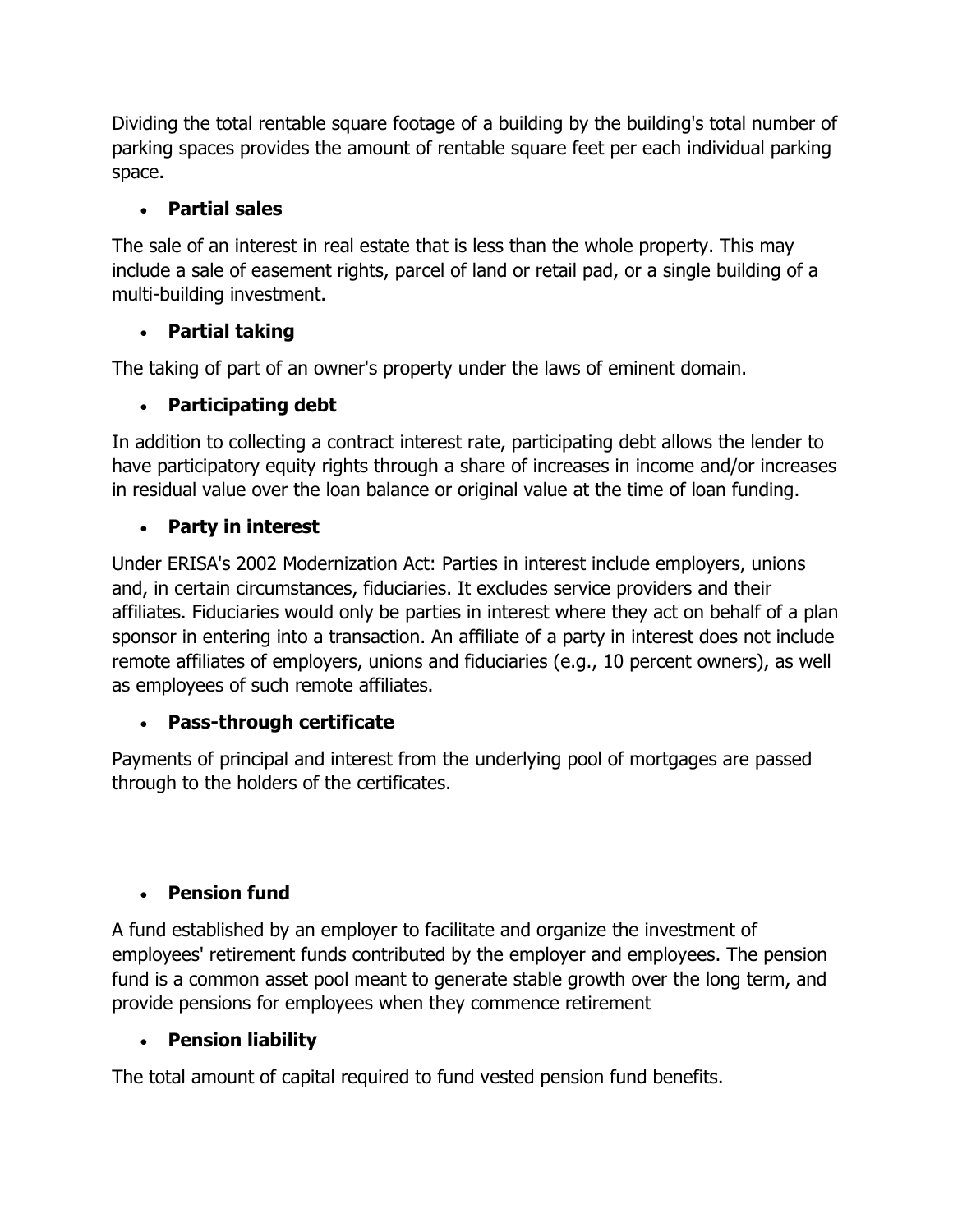Dividing the total rentable square footage of a building by the building's total number of parking spaces provides the amount of rentable square feet per each individual parking space.

- **Partial sales**

The sale of an interest in real estate that is less than the whole property. This may include a sale of easement rights, parcel of land or retail pad, or a single building of a multi-building investment.

- **Partial taking**

The taking of part of an owner's property under the laws of eminent domain.

- **Participating debt**

In addition to collecting a contract interest rate, participating debt allows the lender to have participatory equity rights through a share of increases in income and/or increases in residual value over the loan balance or original value at the time of loan funding.

- **Party in interest**

Under ERISA's 2002 Modernization Act: Parties in interest include employers, unions and, in certain circumstances, fiduciaries. It excludes service providers and their affiliates. Fiduciaries would only be parties in interest where they act on behalf of a plan sponsor in entering into a transaction. An affiliate of a party in interest does not include remote affiliates of employers, unions and fiduciaries (e.g., 10 percent owners), as well as employees of such remote affiliates.

- **Pass-through certificate**

Payments of principal and interest from the underlying pool of mortgages are passed through to the holders of the certificates.

- **Pension fund**

A fund established by an employer to facilitate and organize the investment of employees' retirement funds contributed by the employer and employees. The pension fund is a common asset pool meant to generate stable growth over the long term, and provide pensions for employees when they commence retirement

- **Pension liability**

The total amount of capital required to fund vested pension fund benefits.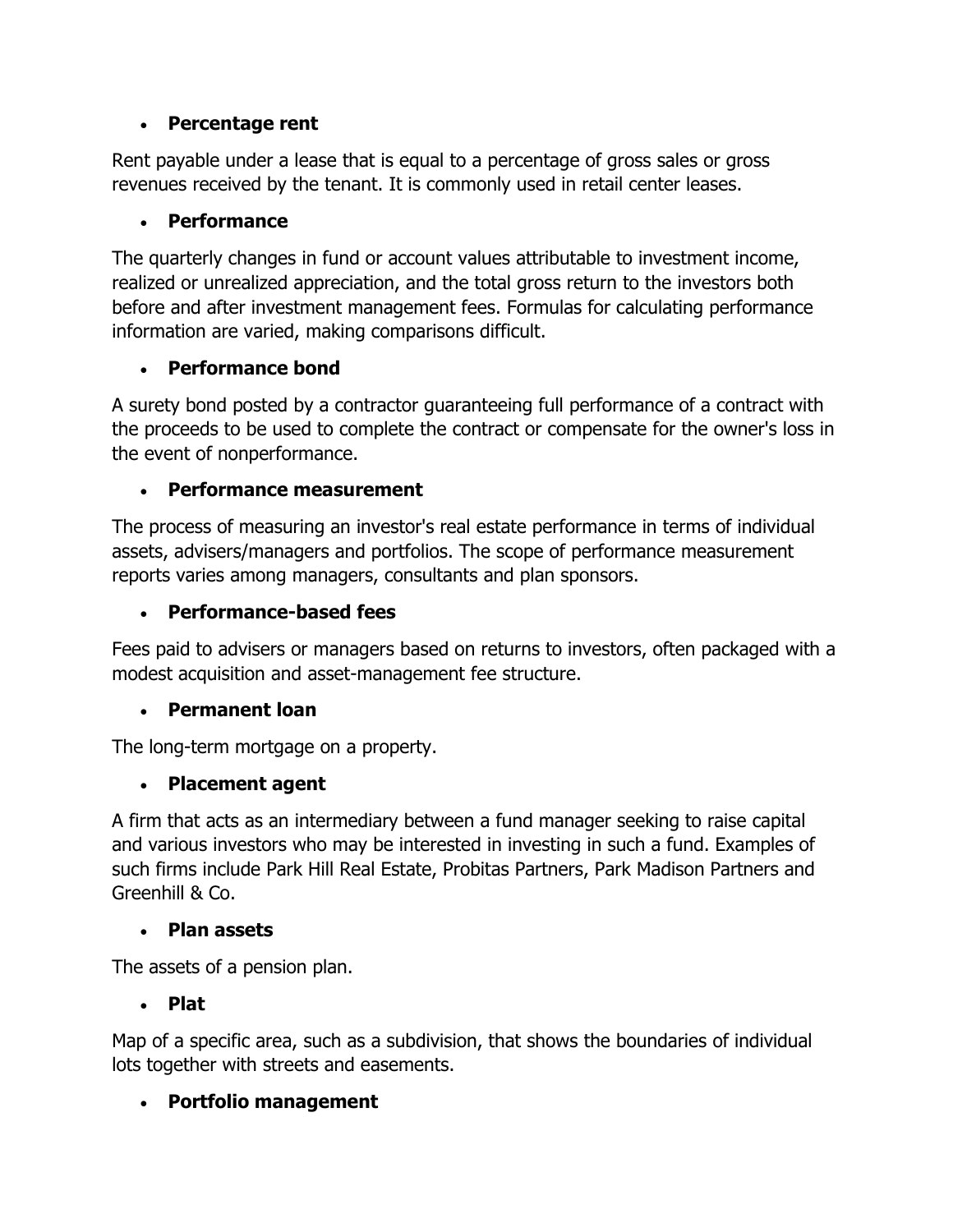- **Percentage rent**

Rent payable under a lease that is equal to a percentage of gross sales or gross revenues received by the tenant. It is commonly used in retail center leases.

- **Performance**

The quarterly changes in fund or account values attributable to investment income, realized or unrealized appreciation, and the total gross return to the investors both before and after investment management fees. Formulas for calculating performance information are varied, making comparisons difficult.

- **Performance bond**

A surety bond posted by a contractor guaranteeing full performance of a contract with the proceeds to be used to complete the contract or compensate for the owner's loss in the event of nonperformance.

- **Performance measurement**

The process of measuring an investor's real estate performance in terms of individual assets, advisers/managers and portfolios. The scope of performance measurement reports varies among managers, consultants and plan sponsors.

- **Performance-based fees**

Fees paid to advisers or managers based on returns to investors, often packaged with a modest acquisition and asset-management fee structure.

- **Permanent loan**

The long-term mortgage on a property.

- **Placement agent**

A firm that acts as an intermediary between a fund manager seeking to raise capital and various investors who may be interested in investing in such a fund. Examples of such firms include Park Hill Real Estate, Probitas Partners, Park Madison Partners and Greenhill & Co.

- **Plan assets**

The assets of a pension plan.

- **Plat**

Map of a specific area, such as a subdivision, that shows the boundaries of individual lots together with streets and easements.

- **Portfolio management**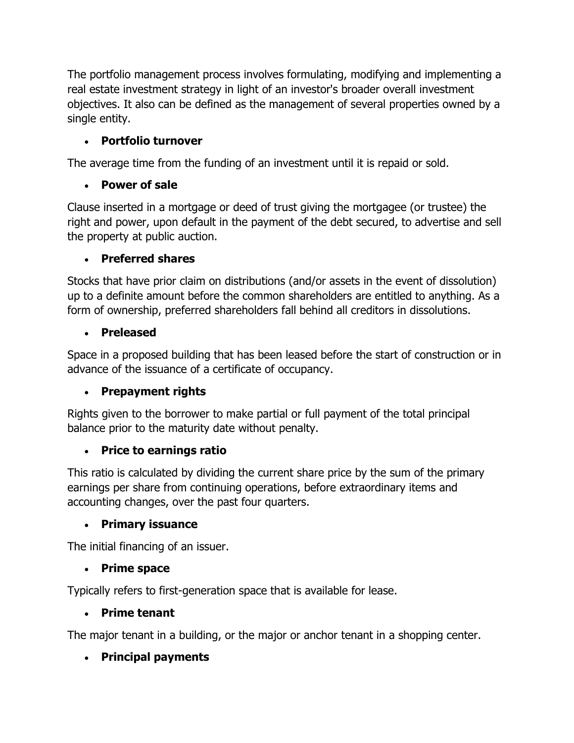The portfolio management process involves formulating, modifying and implementing a real estate investment strategy in light of an investor's broader overall investment objectives. It also can be defined as the management of several properties owned by a single entity.

- **Portfolio turnover**

The average time from the funding of an investment until it is repaid or sold.

- **Power of sale**

Clause inserted in a mortgage or deed of trust giving the mortgagee (or trustee) the right and power, upon default in the payment of the debt secured, to advertise and sell the property at public auction.

- **Preferred shares**

Stocks that have prior claim on distributions (and/or assets in the event of dissolution) up to a definite amount before the common shareholders are entitled to anything. As a form of ownership, preferred shareholders fall behind all creditors in dissolutions.

- **Preleased**

Space in a proposed building that has been leased before the start of construction or in advance of the issuance of a certificate of occupancy.

- **Prepayment rights**

Rights given to the borrower to make partial or full payment of the total principal balance prior to the maturity date without penalty.

- **Price to earnings ratio**

This ratio is calculated by dividing the current share price by the sum of the primary earnings per share from continuing operations, before extraordinary items and accounting changes, over the past four quarters.

- **Primary issuance**

The initial financing of an issuer.

- **Prime space**

Typically refers to first-generation space that is available for lease.

- **Prime tenant**

The major tenant in a building, or the major or anchor tenant in a shopping center.

- **Principal payments**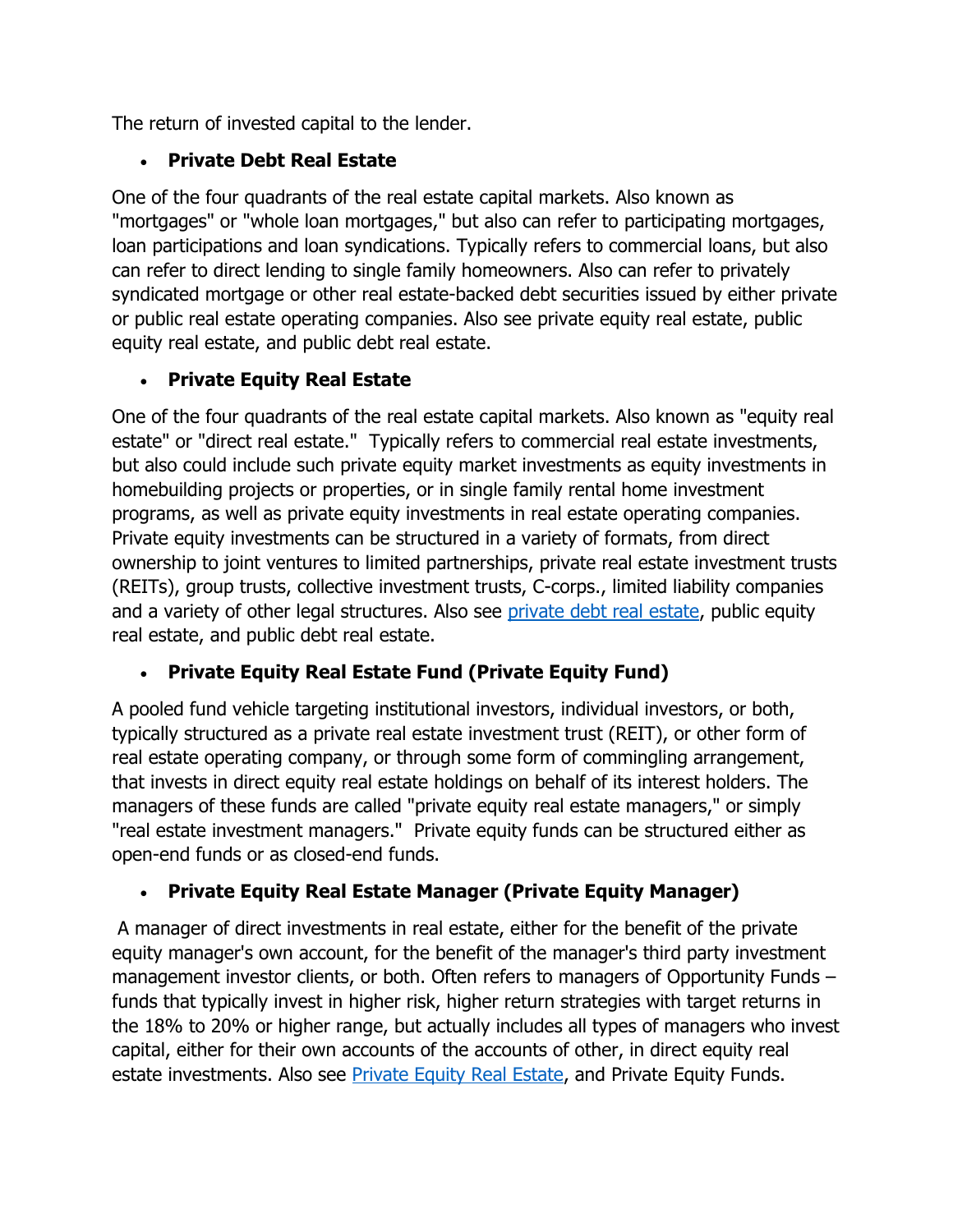The return of invested capital to the lender.

- **Private Debt Real Estate**

One of the four quadrants of the real estate capital markets. Also known as "mortgages" or "whole loan mortgages," but also can refer to participating mortgages, loan participations and loan syndications. Typically refers to commercial loans, but also can refer to direct lending to single family homeowners. Also can refer to privately syndicated mortgage or other real estate-backed debt securities issued by either private or public real estate operating companies. Also see private equity real estate, public equity real estate, and public debt real estate.

- **Private Equity Real Estate**

One of the four quadrants of the real estate capital markets. Also known as "equity real estate" or "direct real estate." Typically refers to commercial real estate investments, but also could include such private equity market investments as equity investments in homebuilding projects or properties, or in single family rental home investment programs, as well as private equity investments in real estate operating companies. Private equity investments can be structured in a variety of formats, from direct ownership to joint ventures to limited partnerships, private real estate investment trusts (REITs), group trusts, collective investment trusts, C-corps., limited liability companies and a variety of other legal structures. Also see private debt real estate, public equity real estate, and public debt real estate.

- **Private Equity Real Estate Fund (Private Equity Fund)**

A pooled fund vehicle targeting institutional investors, individual investors, or both, typically structured as a private real estate investment trust (REIT), or other form of real estate operating company, or through some form of commingling arrangement, that invests in direct equity real estate holdings on behalf of its interest holders. The managers of these funds are called "private equity real estate managers," or simply "real estate investment managers." Private equity funds can be structured either as open-end funds or as closed-end funds.

- **Private Equity Real Estate Manager (Private Equity Manager)**

A manager of direct investments in real estate, either for the benefit of the private equity manager's own account, for the benefit of the manager's third party investment management investor clients, or both. Often refers to managers of Opportunity Funds – funds that typically invest in higher risk, higher return strategies with target returns in the 18% to 20% or higher range, but actually includes all types of managers who invest capital, either for their own accounts of the accounts of other, in direct equity real estate investments. Also see Private Equity Real Estate, and Private Equity Funds.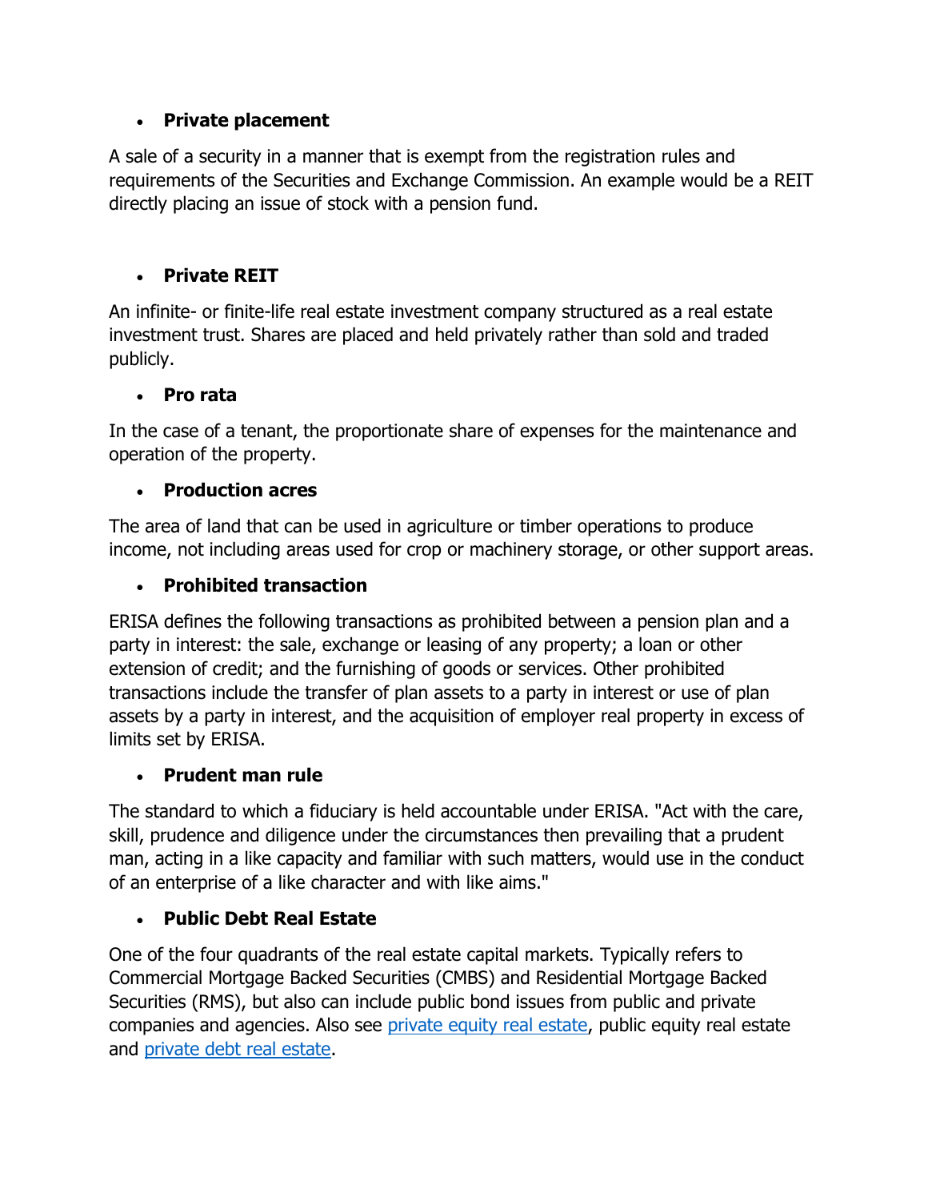- **Private placement**

A sale of a security in a manner that is exempt from the registration rules and requirements of the Securities and Exchange Commission. An example would be a REIT directly placing an issue of stock with a pension fund.

- **Private REIT**

An infinite- or finite-life real estate investment company structured as a real estate investment trust. Shares are placed and held privately rather than sold and traded publicly.

- **Pro rata**

In the case of a tenant, the proportionate share of expenses for the maintenance and operation of the property.

- **Production acres**

The area of land that can be used in agriculture or timber operations to produce income, not including areas used for crop or machinery storage, or other support areas.

- **Prohibited transaction**

ERISA defines the following transactions as prohibited between a pension plan and a party in interest: the sale, exchange or leasing of any property; a loan or other extension of credit; and the furnishing of goods or services. Other prohibited transactions include the transfer of plan assets to a party in interest or use of plan assets by a party in interest, and the acquisition of employer real property in excess of limits set by ERISA.

- **Prudent man rule**

The standard to which a fiduciary is held accountable under ERISA. "Act with the care, skill, prudence and diligence under the circumstances then prevailing that a prudent man, acting in a like capacity and familiar with such matters, would use in the conduct of an enterprise of a like character and with like aims."

- **Public Debt Real Estate**

One of the four quadrants of the real estate capital markets. Typically refers to Commercial Mortgage Backed Securities (CMBS) and Residential Mortgage Backed Securities (RMS), but also can include public bond issues from public and private companies and agencies. Also see [private equity real estate](), public equity real estate and [private debt real estate]().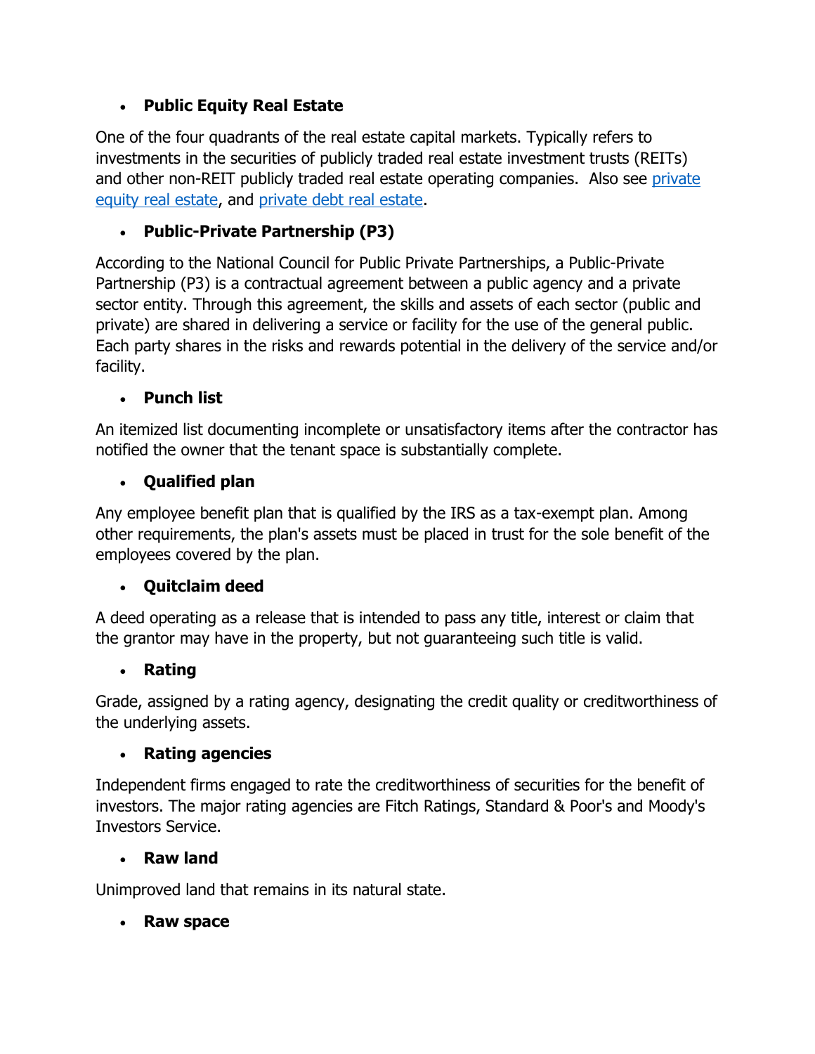- **Public Equity Real Estate**

One of the four quadrants of the real estate capital markets. Typically refers to investments in the securities of publicly traded real estate investment trusts (REITs) and other non-REIT publicly traded real estate operating companies.  Also see private equity real estate, and private debt real estate.

- **Public-Private Partnership (P3)**

According to the National Council for Public Private Partnerships, a Public-Private Partnership (P3) is a contractual agreement between a public agency and a private sector entity. Through this agreement, the skills and assets of each sector (public and private) are shared in delivering a service or facility for the use of the general public. Each party shares in the risks and rewards potential in the delivery of the service and/or facility.

- **Punch list**

An itemized list documenting incomplete or unsatisfactory items after the contractor has notified the owner that the tenant space is substantially complete.

- **Qualified plan**

Any employee benefit plan that is qualified by the IRS as a tax-exempt plan. Among other requirements, the plan's assets must be placed in trust for the sole benefit of the employees covered by the plan.

- **Quitclaim deed**

A deed operating as a release that is intended to pass any title, interest or claim that the grantor may have in the property, but not guaranteeing such title is valid.

- **Rating**

Grade, assigned by a rating agency, designating the credit quality or creditworthiness of the underlying assets.

- **Rating agencies**

Independent firms engaged to rate the creditworthiness of securities for the benefit of investors. The major rating agencies are Fitch Ratings, Standard & Poor's and Moody's Investors Service.

- **Raw land**

Unimproved land that remains in its natural state.

- **Raw space**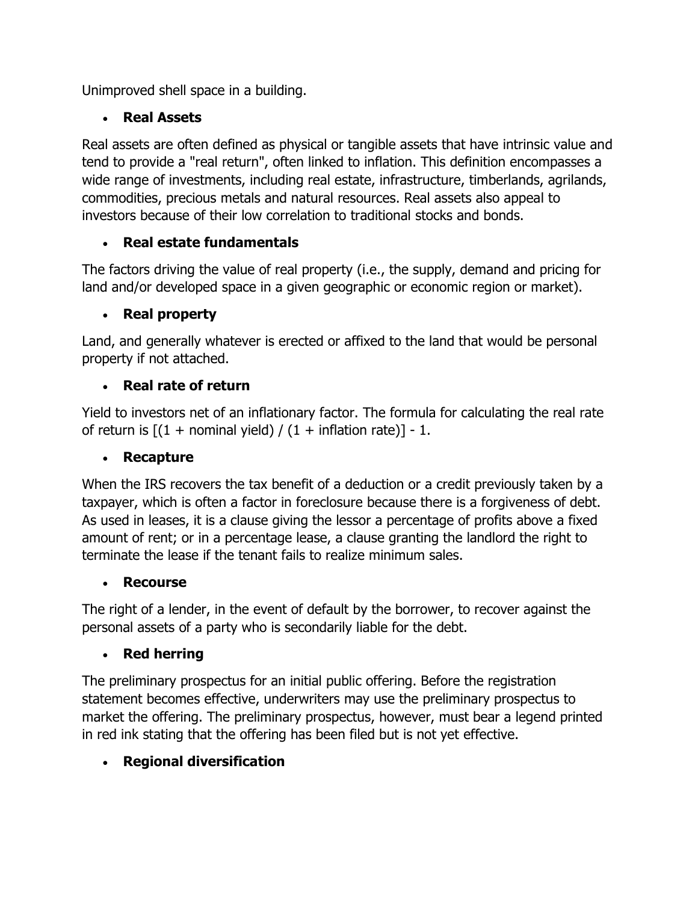Unimproved shell space in a building.

- **Real Assets**

Real assets are often defined as physical or tangible assets that have intrinsic value and tend to provide a "real return", often linked to inflation. This definition encompasses a wide range of investments, including real estate, infrastructure, timberlands, agrilands, commodities, precious metals and natural resources. Real assets also appeal to investors because of their low correlation to traditional stocks and bonds.

- **Real estate fundamentals**

The factors driving the value of real property (i.e., the supply, demand and pricing for land and/or developed space in a given geographic or economic region or market).

- **Real property**

Land, and generally whatever is erected or affixed to the land that would be personal property if not attached.

- **Real rate of return**

Yield to investors net of an inflationary factor. The formula for calculating the real rate of return is $[(1 + \text{nominal yield}) / (1 + \text{inflation rate})] - 1$.

- **Recapture**

When the IRS recovers the tax benefit of a deduction or a credit previously taken by a taxpayer, which is often a factor in foreclosure because there is a forgiveness of debt. As used in leases, it is a clause giving the lessor a percentage of profits above a fixed amount of rent; or in a percentage lease, a clause granting the landlord the right to terminate the lease if the tenant fails to realize minimum sales.

- **Recourse**

The right of a lender, in the event of default by the borrower, to recover against the personal assets of a party who is secondarily liable for the debt.

- **Red herring**

The preliminary prospectus for an initial public offering. Before the registration statement becomes effective, underwriters may use the preliminary prospectus to market the offering. The preliminary prospectus, however, must bear a legend printed in red ink stating that the offering has been filed but is not yet effective.

- **Regional diversification**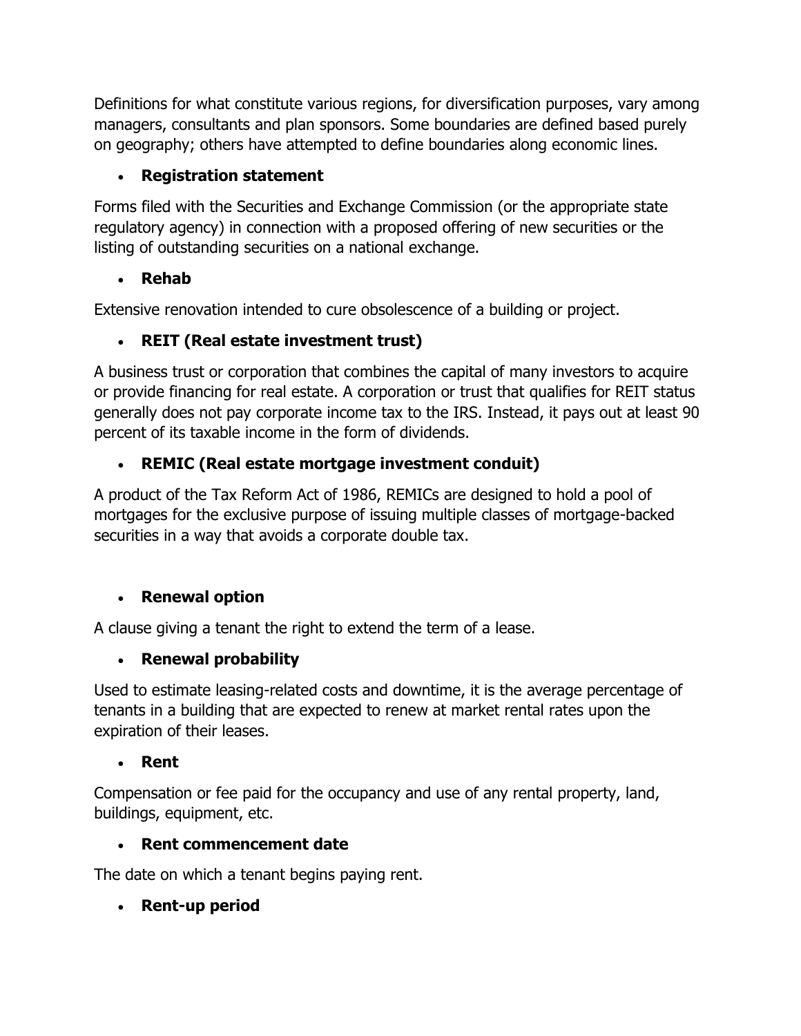Definitions for what constitute various regions, for diversification purposes, vary among managers, consultants and plan sponsors. Some boundaries are defined based purely on geography; others have attempted to define boundaries along economic lines.

- **Registration statement**

Forms filed with the Securities and Exchange Commission (or the appropriate state regulatory agency) in connection with a proposed offering of new securities or the listing of outstanding securities on a national exchange.

- **Rehab**

Extensive renovation intended to cure obsolescence of a building or project.

- **REIT (Real estate investment trust)**

A business trust or corporation that combines the capital of many investors to acquire or provide financing for real estate. A corporation or trust that qualifies for REIT status generally does not pay corporate income tax to the IRS. Instead, it pays out at least 90 percent of its taxable income in the form of dividends.

- **REMIC (Real estate mortgage investment conduit)**

A product of the Tax Reform Act of 1986, REMICs are designed to hold a pool of mortgages for the exclusive purpose of issuing multiple classes of mortgage-backed securities in a way that avoids a corporate double tax.

- **Renewal option**

A clause giving a tenant the right to extend the term of a lease.

- **Renewal probability**

Used to estimate leasing-related costs and downtime, it is the average percentage of tenants in a building that are expected to renew at market rental rates upon the expiration of their leases.

- **Rent**

Compensation or fee paid for the occupancy and use of any rental property, land, buildings, equipment, etc.

- **Rent commencement date**

The date on which a tenant begins paying rent.

- **Rent-up period**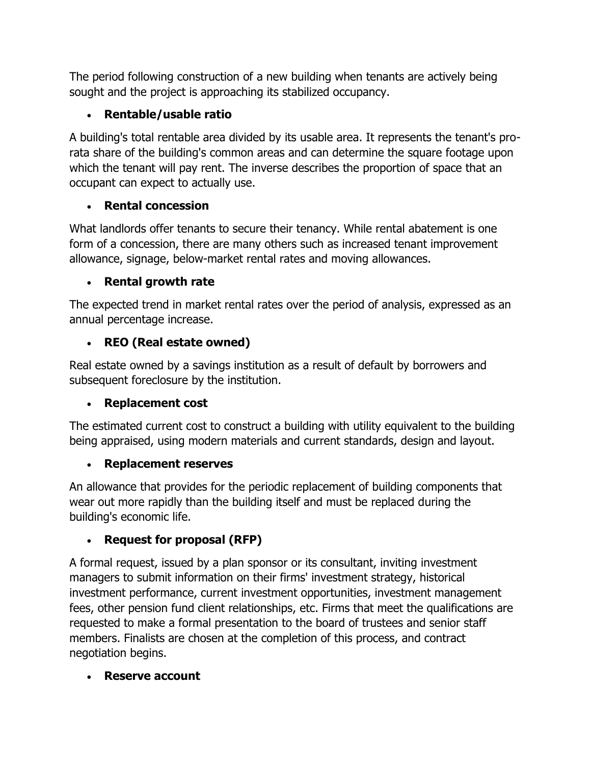The period following construction of a new building when tenants are actively being sought and the project is approaching its stabilized occupancy.

- **Rentable/usable ratio**

A building's total rentable area divided by its usable area. It represents the tenant's pro-rata share of the building's common areas and can determine the square footage upon which the tenant will pay rent. The inverse describes the proportion of space that an occupant can expect to actually use.

- **Rental concession**

What landlords offer tenants to secure their tenancy. While rental abatement is one form of a concession, there are many others such as increased tenant improvement allowance, signage, below-market rental rates and moving allowances.

- **Rental growth rate**

The expected trend in market rental rates over the period of analysis, expressed as an annual percentage increase.

- **REO (Real estate owned)**

Real estate owned by a savings institution as a result of default by borrowers and subsequent foreclosure by the institution.

- **Replacement cost**

The estimated current cost to construct a building with utility equivalent to the building being appraised, using modern materials and current standards, design and layout.

- **Replacement reserves**

An allowance that provides for the periodic replacement of building components that wear out more rapidly than the building itself and must be replaced during the building's economic life.

- **Request for proposal (RFP)**

A formal request, issued by a plan sponsor or its consultant, inviting investment managers to submit information on their firms' investment strategy, historical investment performance, current investment opportunities, investment management fees, other pension fund client relationships, etc. Firms that meet the qualifications are requested to make a formal presentation to the board of trustees and senior staff members. Finalists are chosen at the completion of this process, and contract negotiation begins.

- **Reserve account**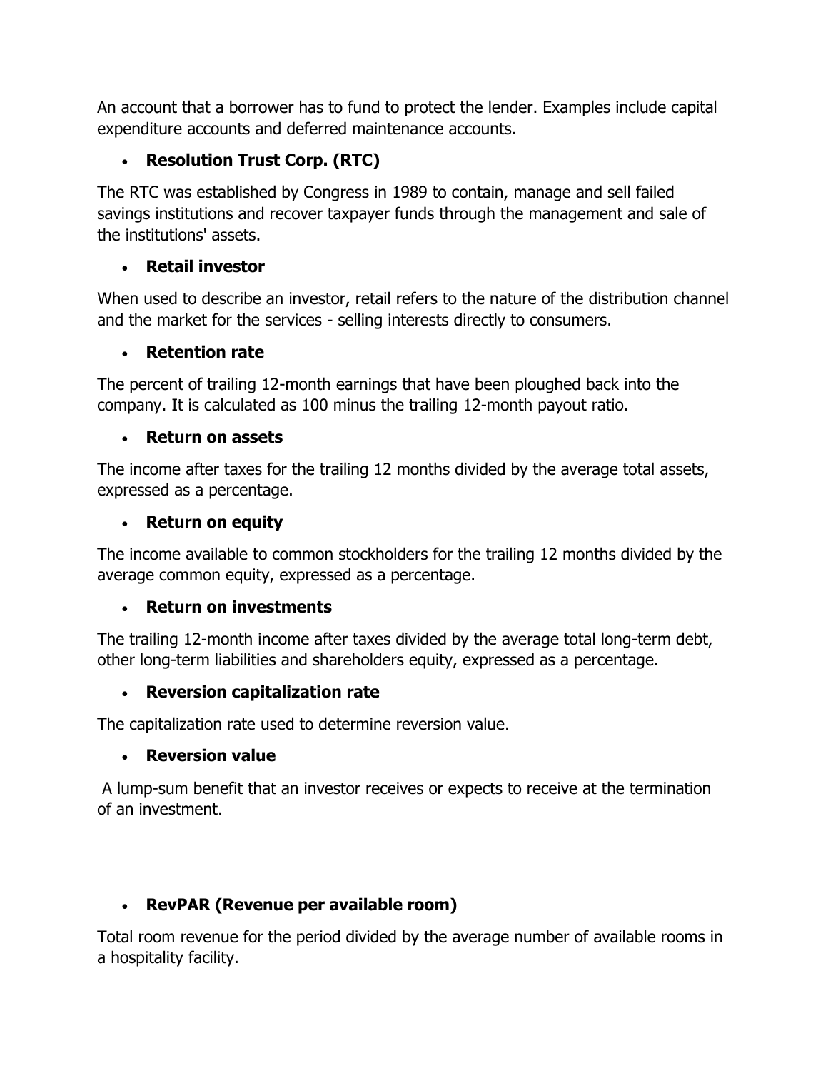An account that a borrower has to fund to protect the lender. Examples include capital expenditure accounts and deferred maintenance accounts.

- **Resolution Trust Corp. (RTC)**

The RTC was established by Congress in 1989 to contain, manage and sell failed savings institutions and recover taxpayer funds through the management and sale of the institutions' assets.

- **Retail investor**

When used to describe an investor, retail refers to the nature of the distribution channel and the market for the services - selling interests directly to consumers.

- **Retention rate**

The percent of trailing 12-month earnings that have been ploughed back into the company. It is calculated as 100 minus the trailing 12-month payout ratio.

- **Return on assets**

The income after taxes for the trailing 12 months divided by the average total assets, expressed as a percentage.

- **Return on equity**

The income available to common stockholders for the trailing 12 months divided by the average common equity, expressed as a percentage.

- **Return on investments**

The trailing 12-month income after taxes divided by the average total long-term debt, other long-term liabilities and shareholders equity, expressed as a percentage.

- **Reversion capitalization rate**

The capitalization rate used to determine reversion value.

- **Reversion value**

A lump-sum benefit that an investor receives or expects to receive at the termination of an investment.

- **RevPAR (Revenue per available room)**

Total room revenue for the period divided by the average number of available rooms in a hospitality facility.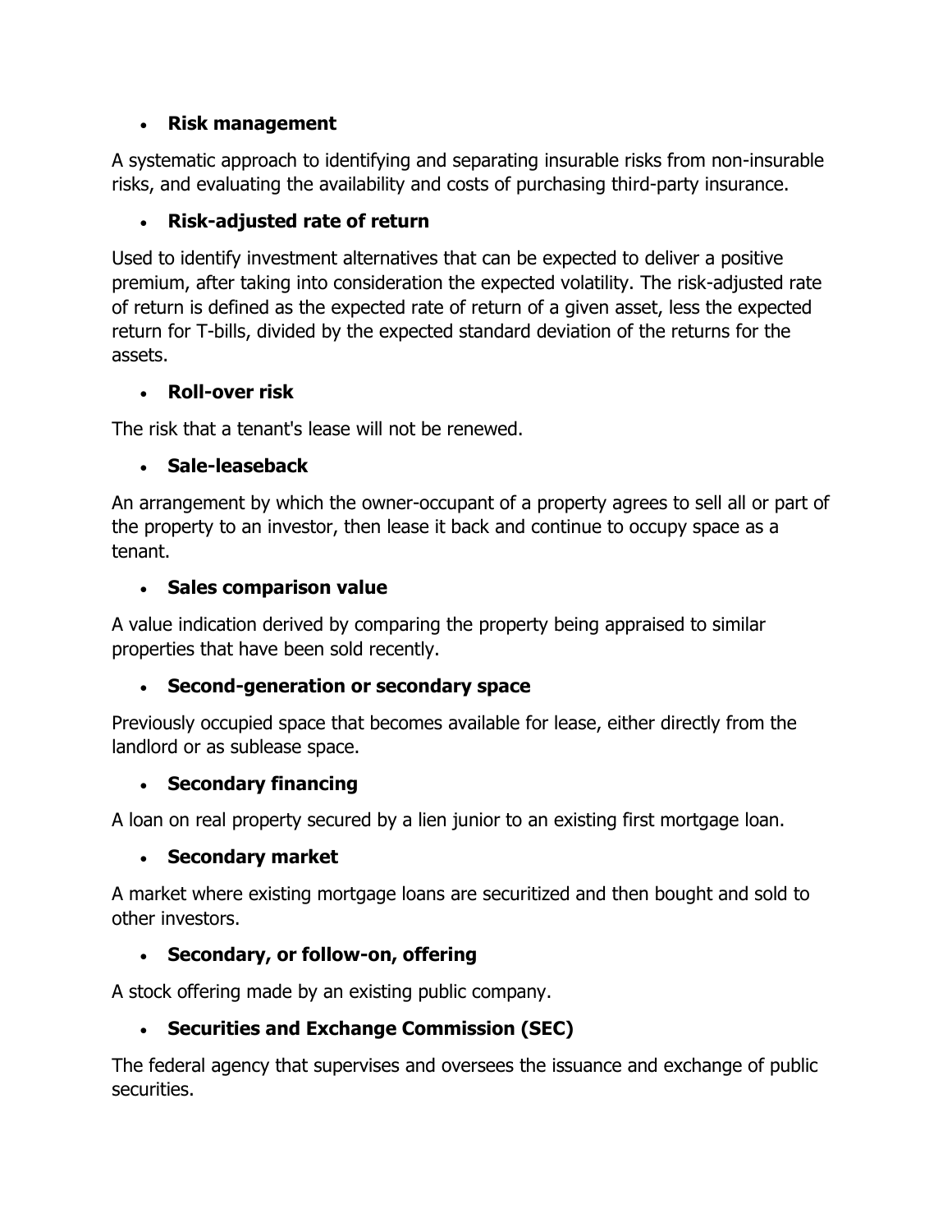- **Risk management**

A systematic approach to identifying and separating insurable risks from non-insurable risks, and evaluating the availability and costs of purchasing third-party insurance.

- **Risk-adjusted rate of return**

Used to identify investment alternatives that can be expected to deliver a positive premium, after taking into consideration the expected volatility. The risk-adjusted rate of return is defined as the expected rate of return of a given asset, less the expected return for T-bills, divided by the expected standard deviation of the returns for the assets.

- **Roll-over risk**

The risk that a tenant's lease will not be renewed.

- **Sale-leaseback**

An arrangement by which the owner-occupant of a property agrees to sell all or part of the property to an investor, then lease it back and continue to occupy space as a tenant.

- **Sales comparison value**

A value indication derived by comparing the property being appraised to similar properties that have been sold recently.

- **Second-generation or secondary space**

Previously occupied space that becomes available for lease, either directly from the landlord or as sublease space.

- **Secondary financing**

A loan on real property secured by a lien junior to an existing first mortgage loan.

- **Secondary market**

A market where existing mortgage loans are securitized and then bought and sold to other investors.

- **Secondary, or follow-on, offering**

A stock offering made by an existing public company.

- **Securities and Exchange Commission (SEC)**

The federal agency that supervises and oversees the issuance and exchange of public securities.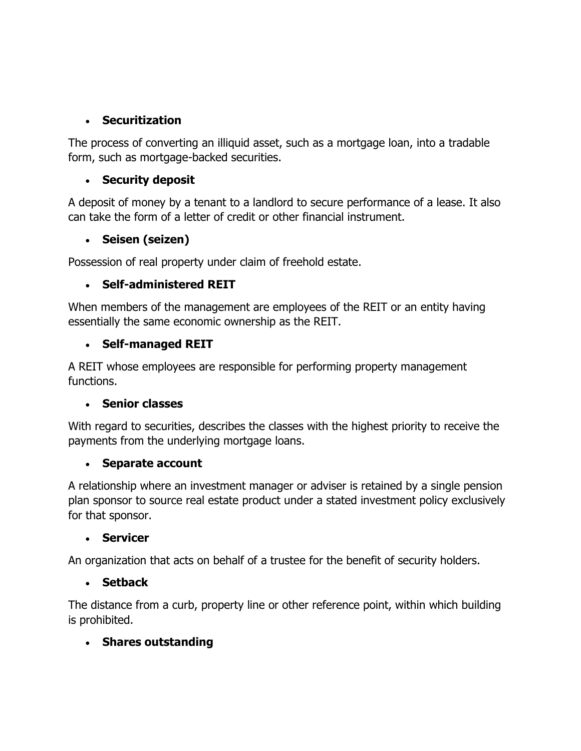- **Securitization**

The process of converting an illiquid asset, such as a mortgage loan, into a tradable form, such as mortgage-backed securities.

- **Security deposit**

A deposit of money by a tenant to a landlord to secure performance of a lease. It also can take the form of a letter of credit or other financial instrument.

- **Seisen (seizen)**

Possession of real property under claim of freehold estate.

- **Self-administered REIT**

When members of the management are employees of the REIT or an entity having essentially the same economic ownership as the REIT.

- **Self-managed REIT**

A REIT whose employees are responsible for performing property management functions.

- **Senior classes**

With regard to securities, describes the classes with the highest priority to receive the payments from the underlying mortgage loans.

- **Separate account**

A relationship where an investment manager or adviser is retained by a single pension plan sponsor to source real estate product under a stated investment policy exclusively for that sponsor.

- **Servicer**

An organization that acts on behalf of a trustee for the benefit of security holders.

- **Setback**

The distance from a curb, property line or other reference point, within which building is prohibited.

- **Shares outstanding**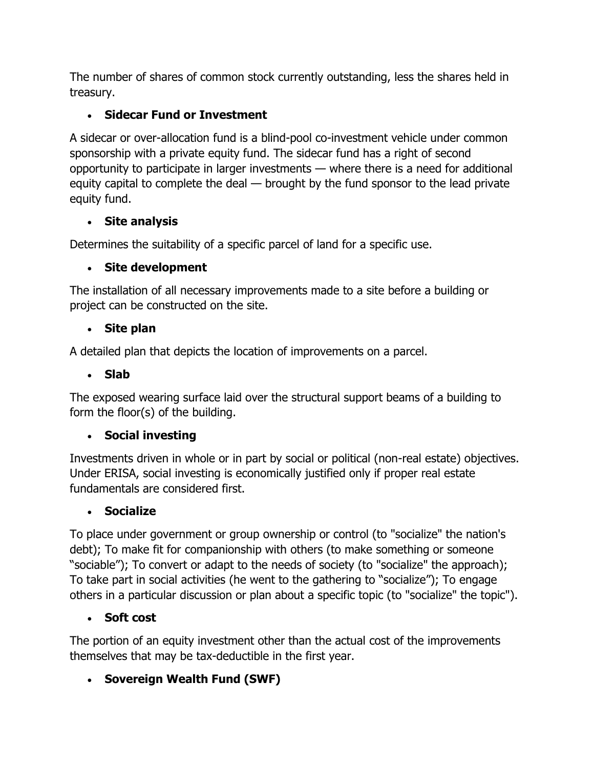The number of shares of common stock currently outstanding, less the shares held in treasury.

- **Sidecar Fund or Investment**

A sidecar or over-allocation fund is a blind-pool co-investment vehicle under common sponsorship with a private equity fund. The sidecar fund has a right of second opportunity to participate in larger investments — where there is a need for additional equity capital to complete the deal — brought by the fund sponsor to the lead private equity fund.

- **Site analysis**

Determines the suitability of a specific parcel of land for a specific use.

- **Site development**

The installation of all necessary improvements made to a site before a building or project can be constructed on the site.

- **Site plan**

A detailed plan that depicts the location of improvements on a parcel.

- **Slab**

The exposed wearing surface laid over the structural support beams of a building to form the floor(s) of the building.

- **Social investing**

Investments driven in whole or in part by social or political (non-real estate) objectives. Under ERISA, social investing is economically justified only if proper real estate fundamentals are considered first.

- **Socialize**

To place under government or group ownership or control (to "socialize" the nation's debt); To make fit for companionship with others (to make something or someone “sociable”); To convert or adapt to the needs of society (to "socialize" the approach); To take part in social activities (he went to the gathering to “socialize”); To engage others in a particular discussion or plan about a specific topic (to "socialize" the topic").

- **Soft cost**

The portion of an equity investment other than the actual cost of the improvements themselves that may be tax-deductible in the first year.

- **Sovereign Wealth Fund (SWF)**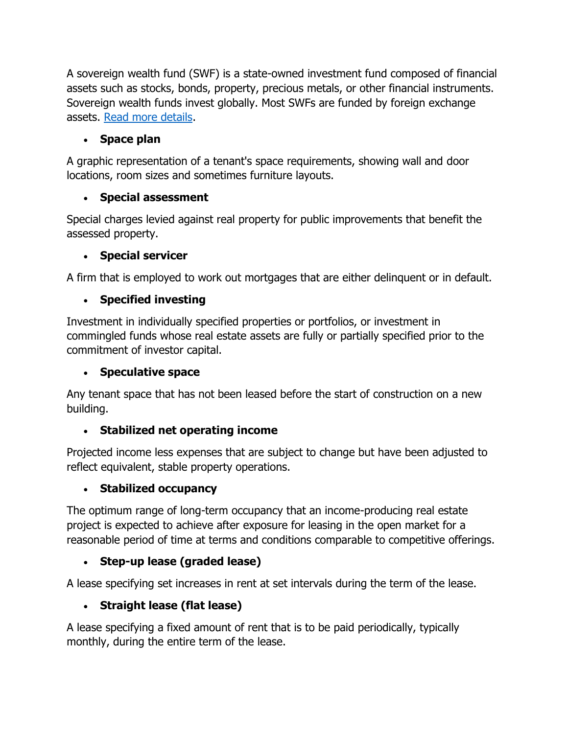A sovereign wealth fund (SWF) is a state-owned investment fund composed of financial assets such as stocks, bonds, property, precious metals, or other financial instruments. Sovereign wealth funds invest globally. Most SWFs are funded by foreign exchange assets. [Read more details](#).

- **Space plan**

A graphic representation of a tenant's space requirements, showing wall and door locations, room sizes and sometimes furniture layouts.

- **Special assessment**

Special charges levied against real property for public improvements that benefit the assessed property.

- **Special servicer**

A firm that is employed to work out mortgages that are either delinquent or in default.

- **Specified investing**

Investment in individually specified properties or portfolios, or investment in commingled funds whose real estate assets are fully or partially specified prior to the commitment of investor capital.

- **Speculative space**

Any tenant space that has not been leased before the start of construction on a new building.

- **Stabilized net operating income**

Projected income less expenses that are subject to change but have been adjusted to reflect equivalent, stable property operations.

- **Stabilized occupancy**

The optimum range of long-term occupancy that an income-producing real estate project is expected to achieve after exposure for leasing in the open market for a reasonable period of time at terms and conditions comparable to competitive offerings.

- **Step-up lease (graded lease)**

A lease specifying set increases in rent at set intervals during the term of the lease.

- **Straight lease (flat lease)**

A lease specifying a fixed amount of rent that is to be paid periodically, typically monthly, during the entire term of the lease.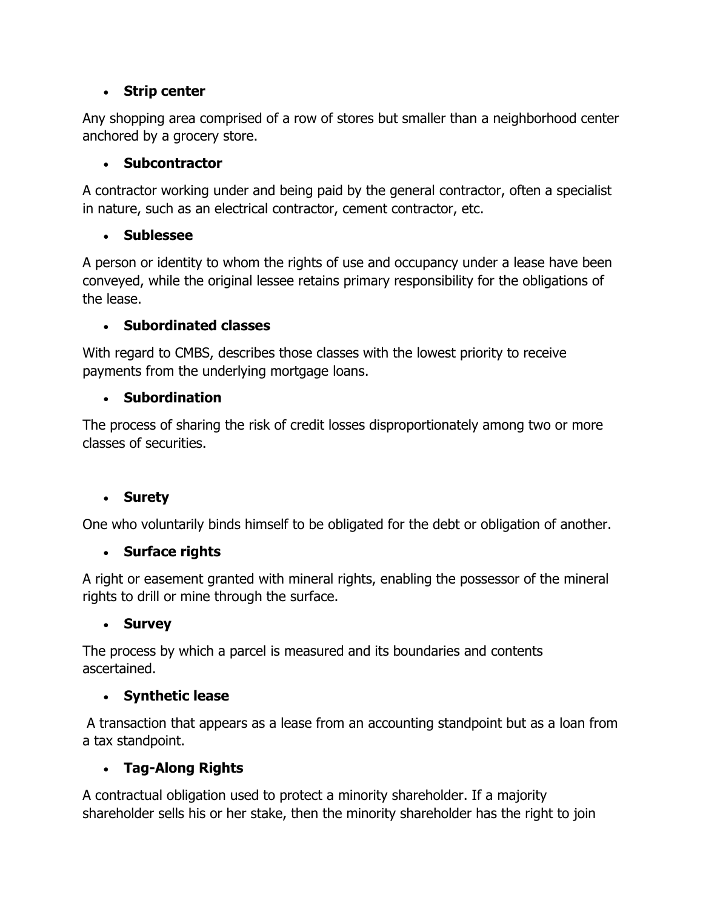- **Strip center**

Any shopping area comprised of a row of stores but smaller than a neighborhood center anchored by a grocery store.

- **Subcontractor**

A contractor working under and being paid by the general contractor, often a specialist in nature, such as an electrical contractor, cement contractor, etc.

- **Sublessee**

A person or identity to whom the rights of use and occupancy under a lease have been conveyed, while the original lessee retains primary responsibility for the obligations of the lease.

- **Subordinated classes**

With regard to CMBS, describes those classes with the lowest priority to receive payments from the underlying mortgage loans.

- **Subordination**

The process of sharing the risk of credit losses disproportionately among two or more classes of securities.

- **Surety**

One who voluntarily binds himself to be obligated for the debt or obligation of another.

- **Surface rights**

A right or easement granted with mineral rights, enabling the possessor of the mineral rights to drill or mine through the surface.

- **Survey**

The process by which a parcel is measured and its boundaries and contents ascertained.

- **Synthetic lease**

A transaction that appears as a lease from an accounting standpoint but as a loan from a tax standpoint.

- **Tag-Along Rights**

A contractual obligation used to protect a minority shareholder. If a majority shareholder sells his or her stake, then the minority shareholder has the right to join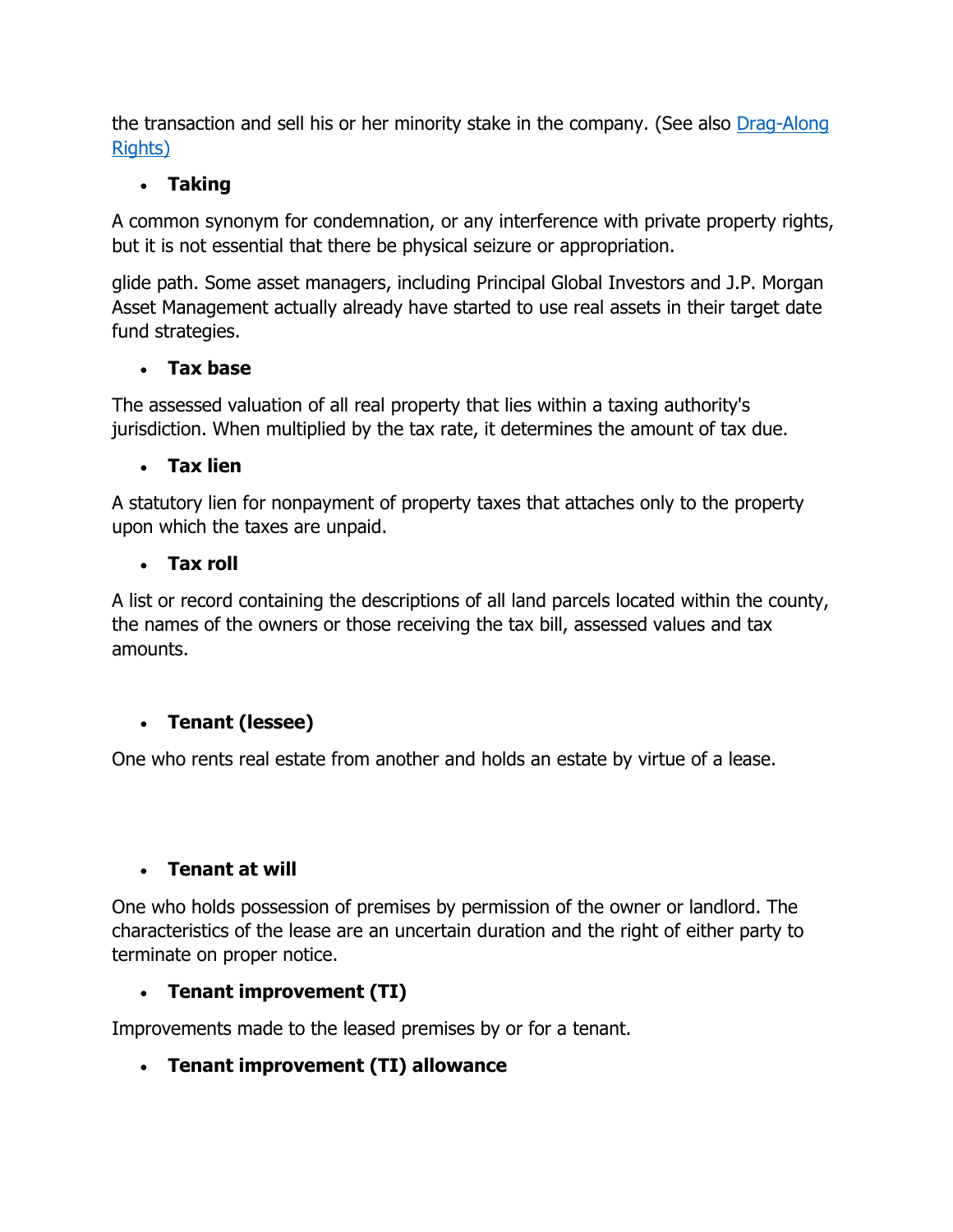the transaction and sell his or her minority stake in the company. (See also [Drag-Along Rights)]

- **Taking**

A common synonym for condemnation, or any interference with private property rights, but it is not essential that there be physical seizure or appropriation.

glide path. Some asset managers, including Principal Global Investors and J.P. Morgan Asset Management actually already have started to use real assets in their target date fund strategies.

- **Tax base**

The assessed valuation of all real property that lies within a taxing authority's jurisdiction. When multiplied by the tax rate, it determines the amount of tax due.

- **Tax lien**

A statutory lien for nonpayment of property taxes that attaches only to the property upon which the taxes are unpaid.

- **Tax roll**

A list or record containing the descriptions of all land parcels located within the county, the names of the owners or those receiving the tax bill, assessed values and tax amounts.

- **Tenant (lessee)**

One who rents real estate from another and holds an estate by virtue of a lease.

- **Tenant at will**

One who holds possession of premises by permission of the owner or landlord. The characteristics of the lease are an uncertain duration and the right of either party to terminate on proper notice.

- **Tenant improvement (TI)**

Improvements made to the leased premises by or for a tenant.

- **Tenant improvement (TI) allowance**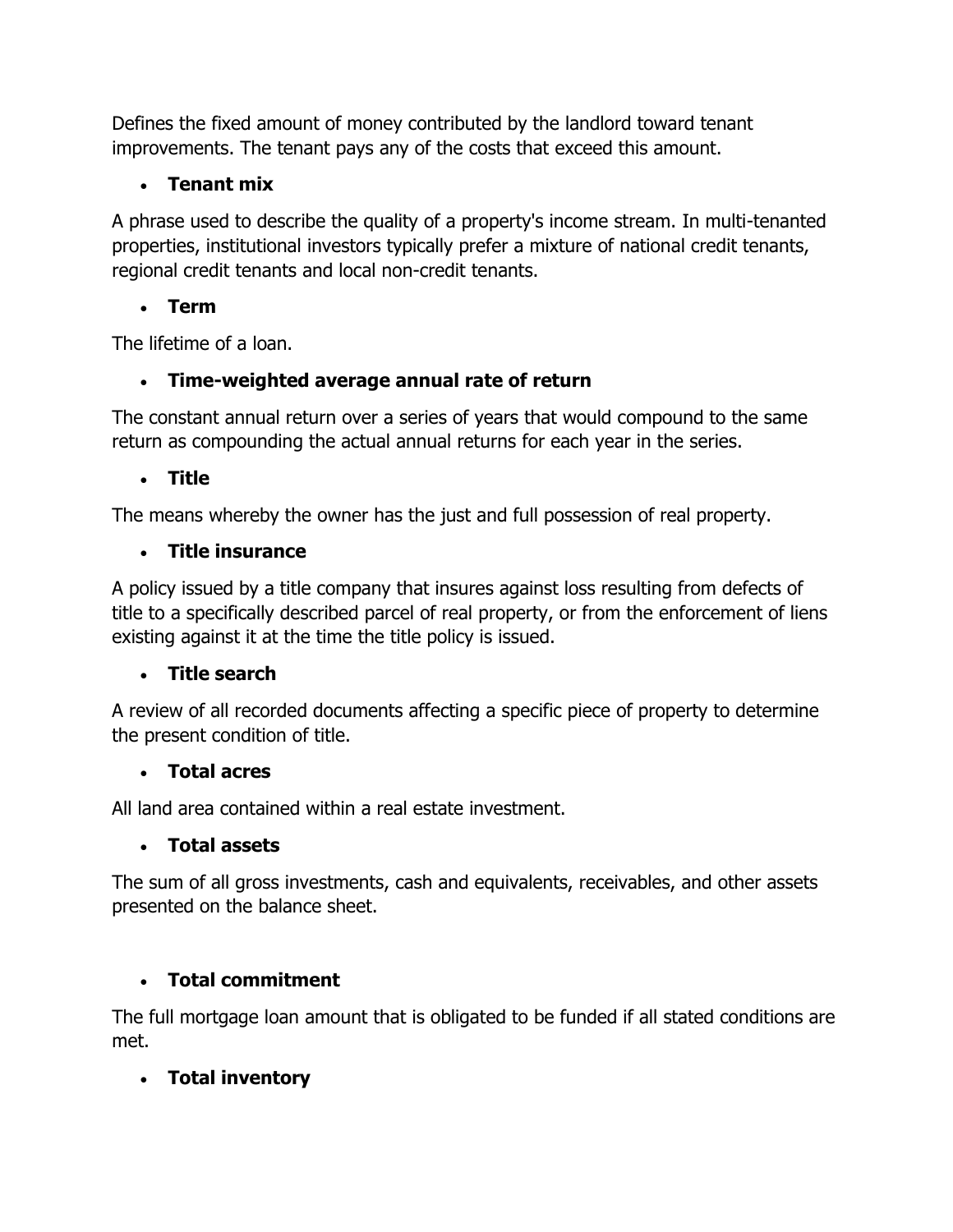Defines the fixed amount of money contributed by the landlord toward tenant improvements. The tenant pays any of the costs that exceed this amount.

- **Tenant mix**

A phrase used to describe the quality of a property's income stream. In multi-tenanted properties, institutional investors typically prefer a mixture of national credit tenants, regional credit tenants and local non-credit tenants.

- **Term**

The lifetime of a loan.

- **Time-weighted average annual rate of return**

The constant annual return over a series of years that would compound to the same return as compounding the actual annual returns for each year in the series.

- **Title**

The means whereby the owner has the just and full possession of real property.

- **Title insurance**

A policy issued by a title company that insures against loss resulting from defects of title to a specifically described parcel of real property, or from the enforcement of liens existing against it at the time the title policy is issued.

- **Title search**

A review of all recorded documents affecting a specific piece of property to determine the present condition of title.

- **Total acres**

All land area contained within a real estate investment.

- **Total assets**

The sum of all gross investments, cash and equivalents, receivables, and other assets presented on the balance sheet.

- **Total commitment**

The full mortgage loan amount that is obligated to be funded if all stated conditions are met.

- **Total inventory**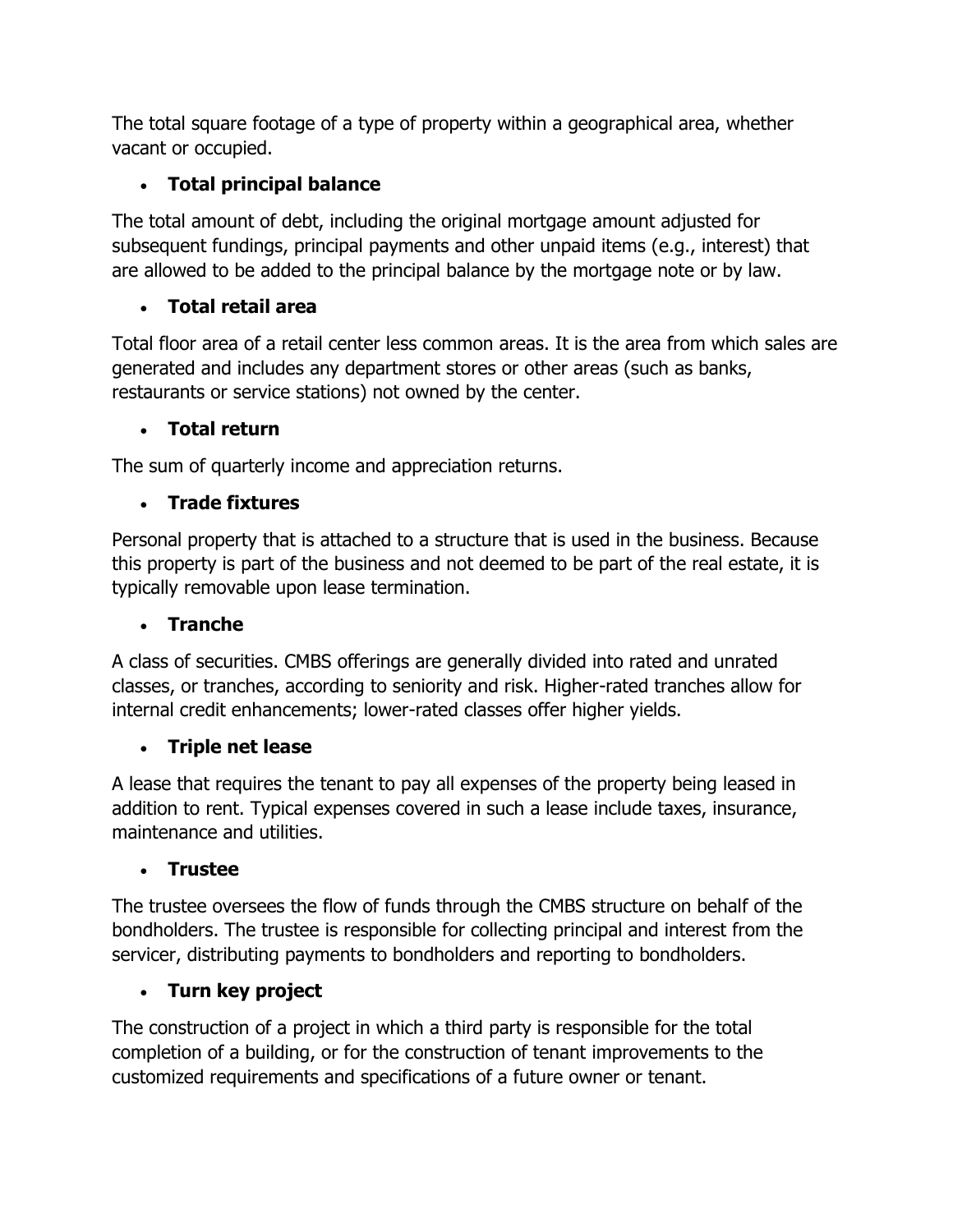The total square footage of a type of property within a geographical area, whether vacant or occupied.

- **Total principal balance**

The total amount of debt, including the original mortgage amount adjusted for subsequent fundings, principal payments and other unpaid items (e.g., interest) that are allowed to be added to the principal balance by the mortgage note or by law.

- **Total retail area**

Total floor area of a retail center less common areas. It is the area from which sales are generated and includes any department stores or other areas (such as banks, restaurants or service stations) not owned by the center.

- **Total return**

The sum of quarterly income and appreciation returns.

- **Trade fixtures**

Personal property that is attached to a structure that is used in the business. Because this property is part of the business and not deemed to be part of the real estate, it is typically removable upon lease termination.

- **Tranche**

A class of securities. CMBS offerings are generally divided into rated and unrated classes, or tranches, according to seniority and risk. Higher-rated tranches allow for internal credit enhancements; lower-rated classes offer higher yields.

- **Triple net lease**

A lease that requires the tenant to pay all expenses of the property being leased in addition to rent. Typical expenses covered in such a lease include taxes, insurance, maintenance and utilities.

- **Trustee**

The trustee oversees the flow of funds through the CMBS structure on behalf of the bondholders. The trustee is responsible for collecting principal and interest from the servicer, distributing payments to bondholders and reporting to bondholders.

- **Turn key project**

The construction of a project in which a third party is responsible for the total completion of a building, or for the construction of tenant improvements to the customized requirements and specifications of a future owner or tenant.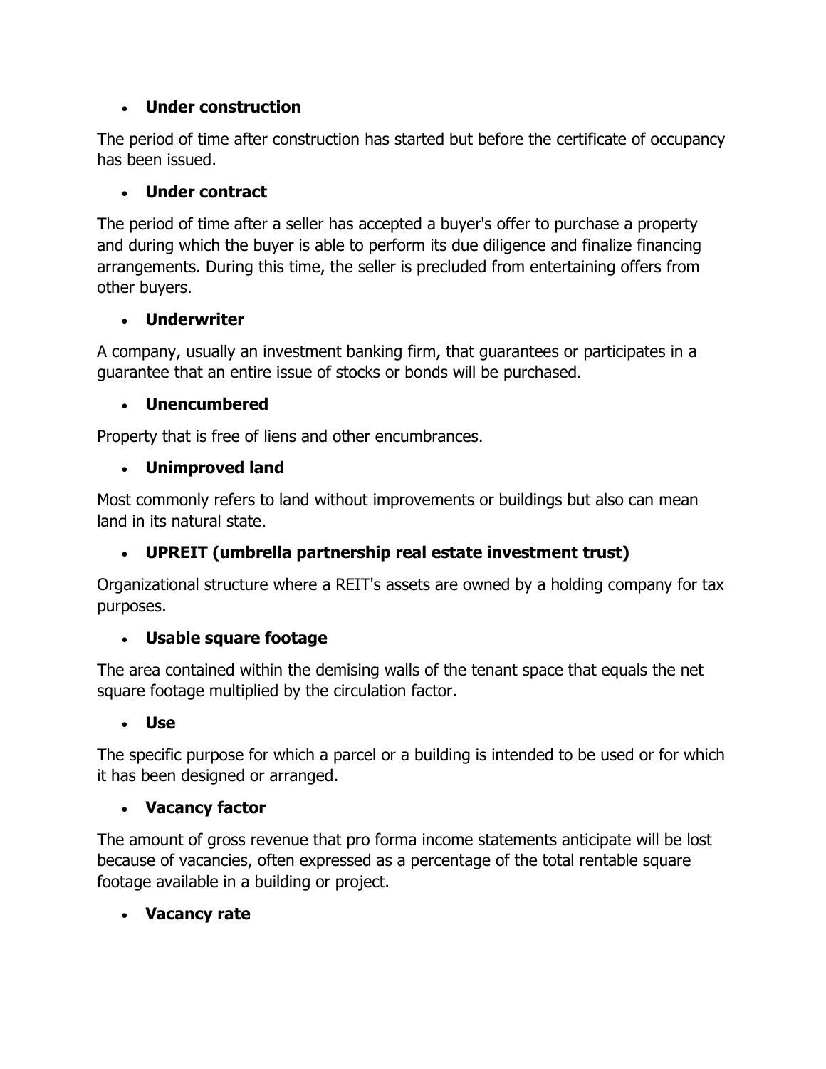- **Under construction**

The period of time after construction has started but before the certificate of occupancy has been issued.

- **Under contract**

The period of time after a seller has accepted a buyer's offer to purchase a property and during which the buyer is able to perform its due diligence and finalize financing arrangements. During this time, the seller is precluded from entertaining offers from other buyers.

- **Underwriter**

A company, usually an investment banking firm, that guarantees or participates in a guarantee that an entire issue of stocks or bonds will be purchased.

- **Unencumbered**

Property that is free of liens and other encumbrances.

- **Unimproved land**

Most commonly refers to land without improvements or buildings but also can mean land in its natural state.

- **UPREIT (umbrella partnership real estate investment trust)**

Organizational structure where a REIT's assets are owned by a holding company for tax purposes.

- **Usable square footage**

The area contained within the demising walls of the tenant space that equals the net square footage multiplied by the circulation factor.

- **Use**

The specific purpose for which a parcel or a building is intended to be used or for which it has been designed or arranged.

- **Vacancy factor**

The amount of gross revenue that pro forma income statements anticipate will be lost because of vacancies, often expressed as a percentage of the total rentable square footage available in a building or project.

- **Vacancy rate**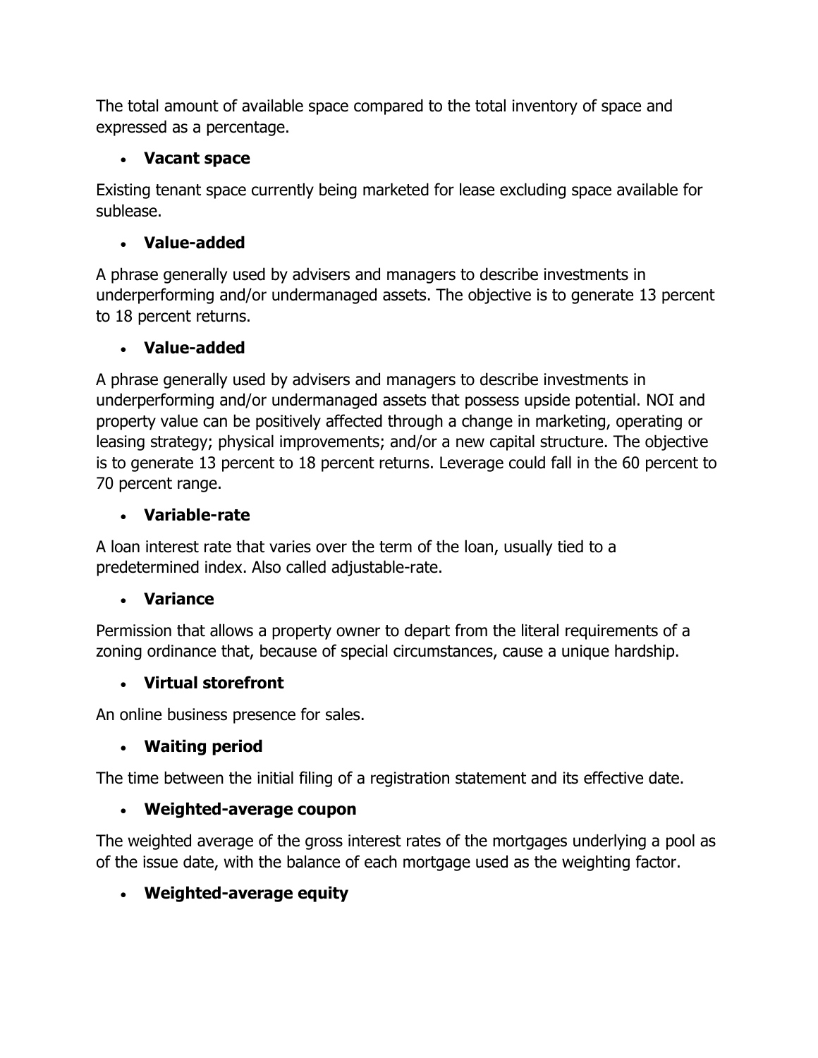The total amount of available space compared to the total inventory of space and expressed as a percentage.

- **Vacant space**

Existing tenant space currently being marketed for lease excluding space available for sublease.

- **Value-added**

A phrase generally used by advisers and managers to describe investments in underperforming and/or undermanaged assets. The objective is to generate 13 percent to 18 percent returns.

- **Value-added**

A phrase generally used by advisers and managers to describe investments in underperforming and/or undermanaged assets that possess upside potential. NOI and property value can be positively affected through a change in marketing, operating or leasing strategy; physical improvements; and/or a new capital structure. The objective is to generate 13 percent to 18 percent returns. Leverage could fall in the 60 percent to 70 percent range.

- **Variable-rate**

A loan interest rate that varies over the term of the loan, usually tied to a predetermined index. Also called adjustable-rate.

- **Variance**

Permission that allows a property owner to depart from the literal requirements of a zoning ordinance that, because of special circumstances, cause a unique hardship.

- **Virtual storefront**

An online business presence for sales.

- **Waiting period**

The time between the initial filing of a registration statement and its effective date.

- **Weighted-average coupon**

The weighted average of the gross interest rates of the mortgages underlying a pool as of the issue date, with the balance of each mortgage used as the weighting factor.

- **Weighted-average equity**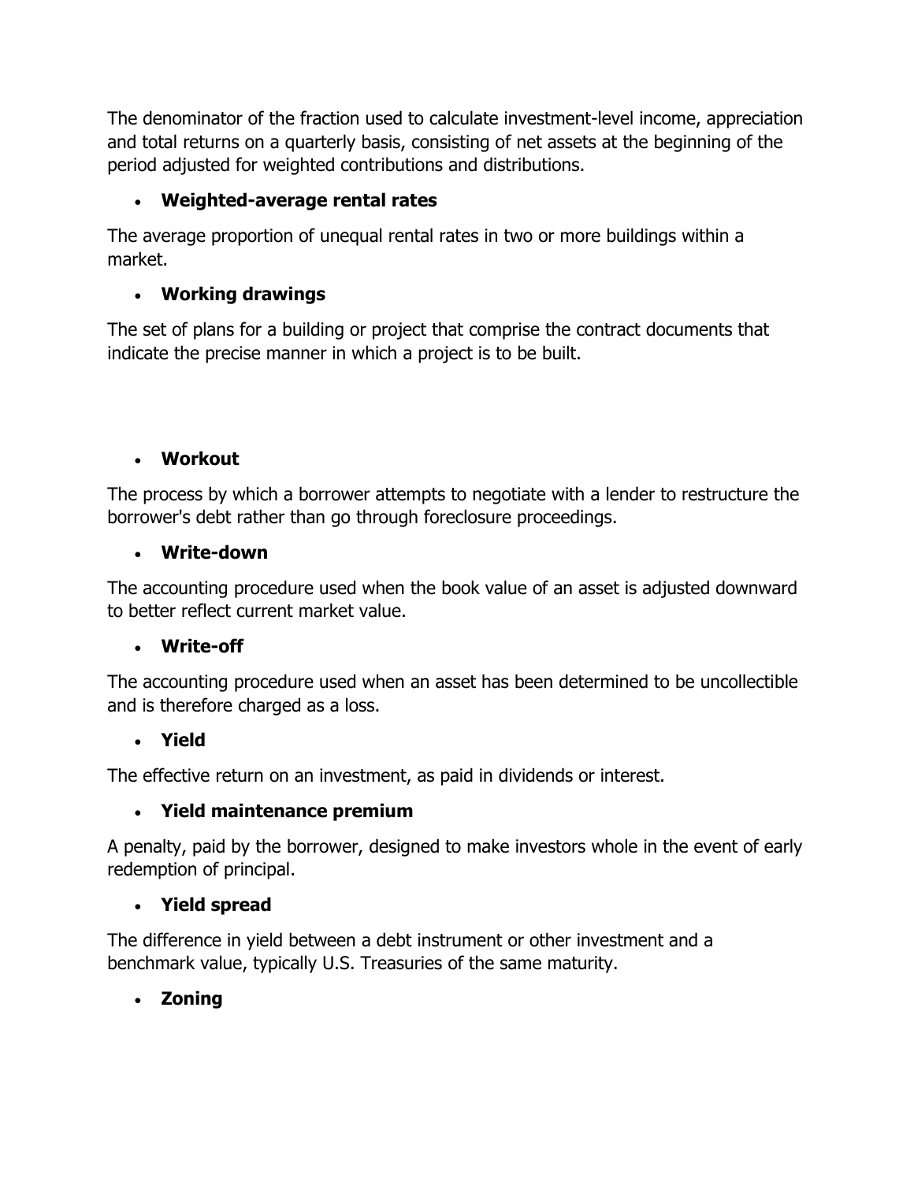The denominator of the fraction used to calculate investment-level income, appreciation and total returns on a quarterly basis, consisting of net assets at the beginning of the period adjusted for weighted contributions and distributions.

- **Weighted-average rental rates**

The average proportion of unequal rental rates in two or more buildings within a market.

- **Working drawings**

The set of plans for a building or project that comprise the contract documents that indicate the precise manner in which a project is to be built.

- **Workout**

The process by which a borrower attempts to negotiate with a lender to restructure the borrower's debt rather than go through foreclosure proceedings.

- **Write-down**

The accounting procedure used when the book value of an asset is adjusted downward to better reflect current market value.

- **Write-off**

The accounting procedure used when an asset has been determined to be uncollectible and is therefore charged as a loss.

- **Yield**

The effective return on an investment, as paid in dividends or interest.

- **Yield maintenance premium**

A penalty, paid by the borrower, designed to make investors whole in the event of early redemption of principal.

- **Yield spread**

The difference in yield between a debt instrument or other investment and a benchmark value, typically U.S. Treasuries of the same maturity.

- **Zoning**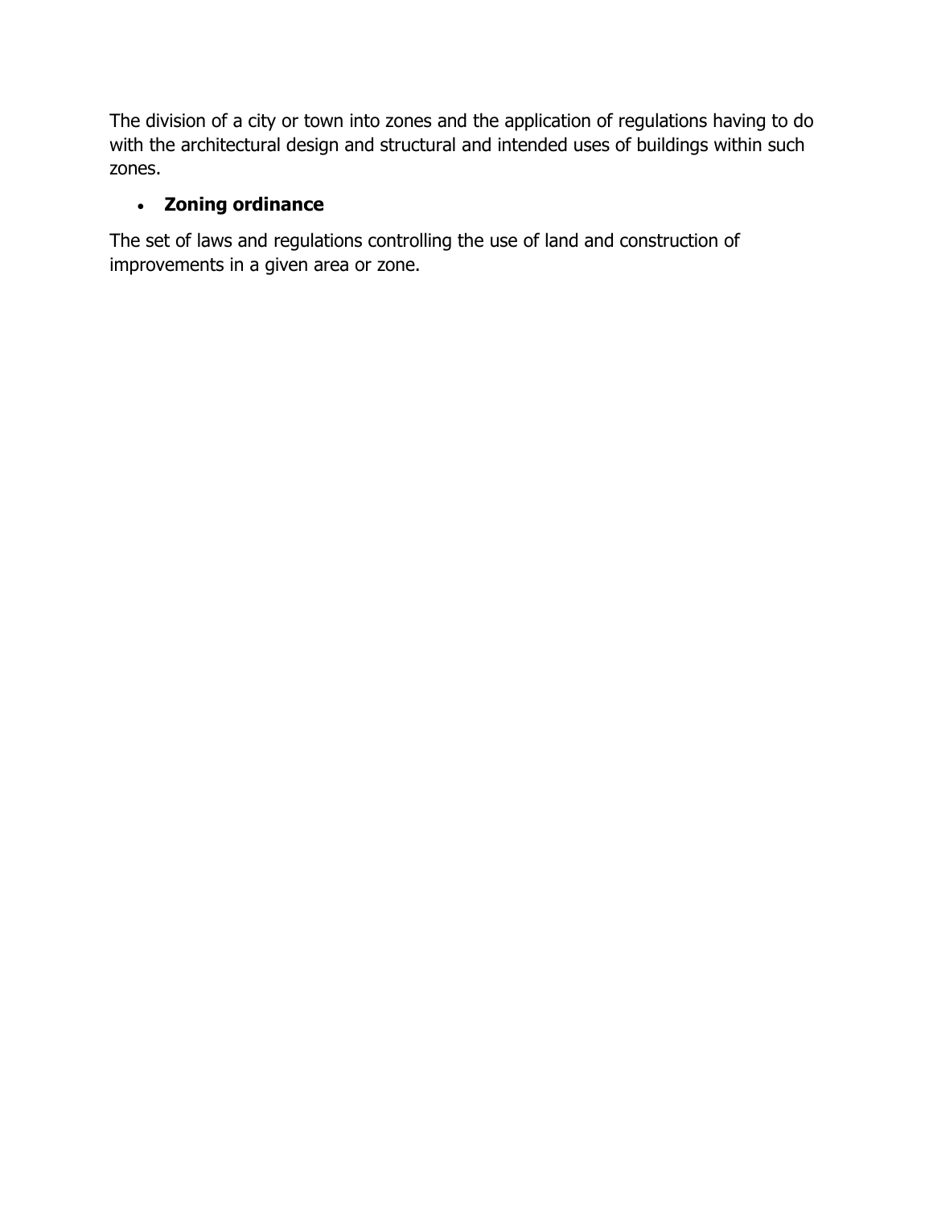The division of a city or town into zones and the application of regulations having to do with the architectural design and structural and intended uses of buildings within such zones.

- **Zoning ordinance**

The set of laws and regulations controlling the use of land and construction of improvements in a given area or zone.